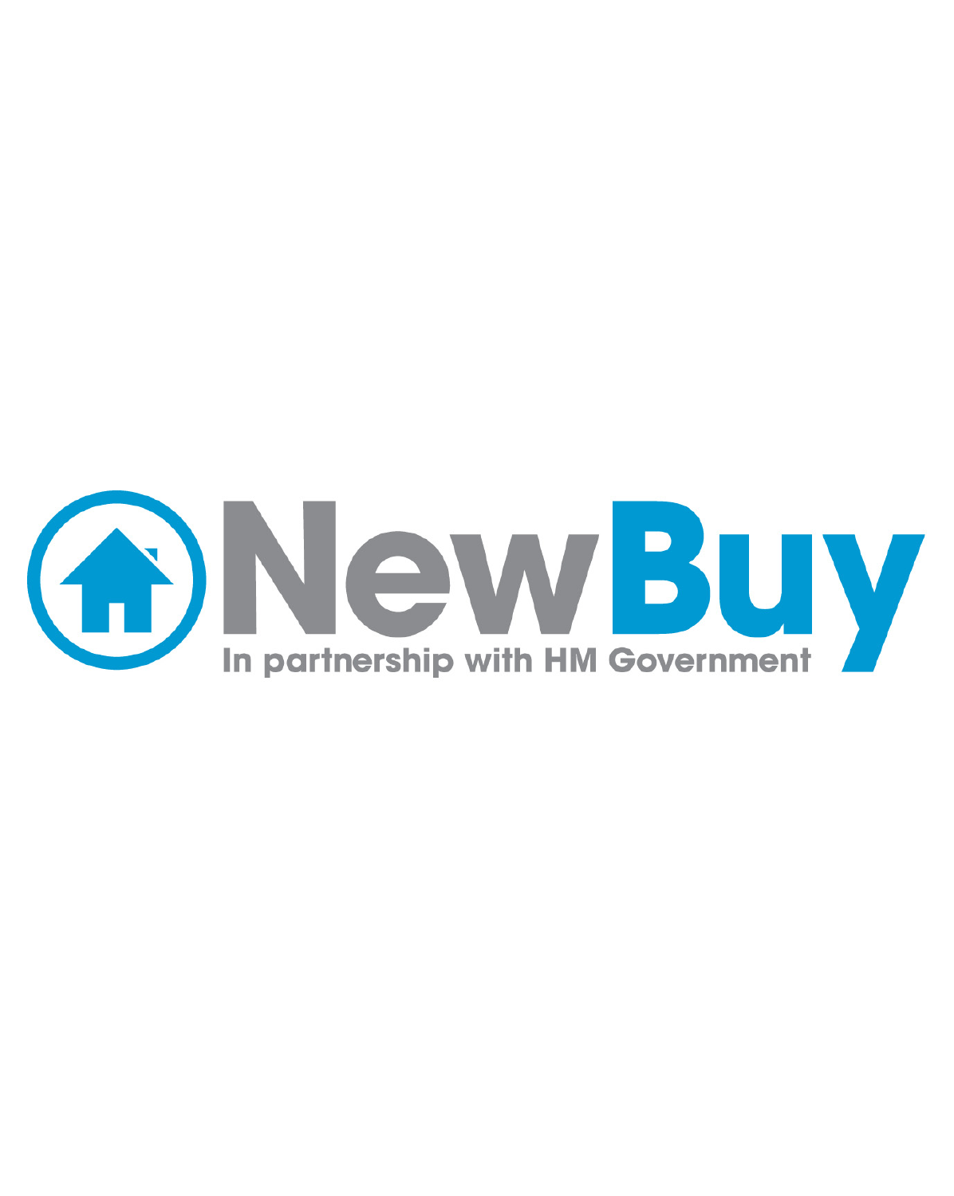# NewBuy

In partnership with HM Government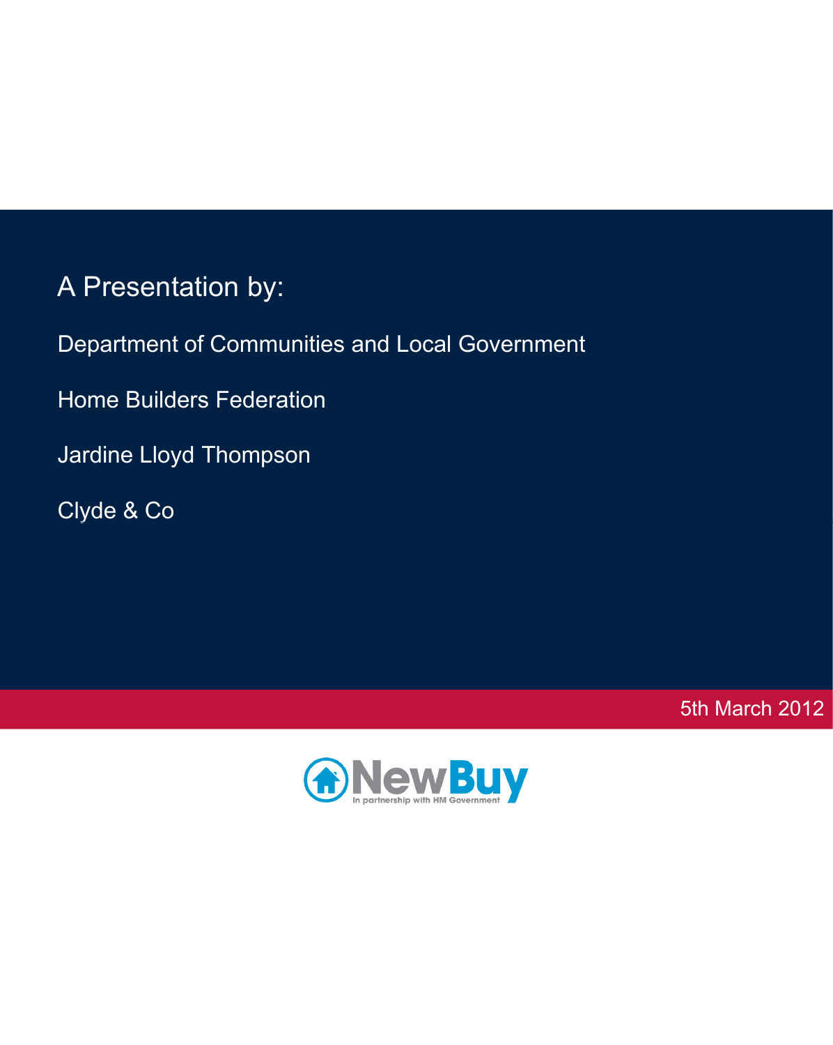# A Presentation by:

Department of Communities and Local Government

Home Builders Federation

Jardine Lloyd Thompson

Clyde & Co

5th March 2012

NewBuy

In partnership with HM Government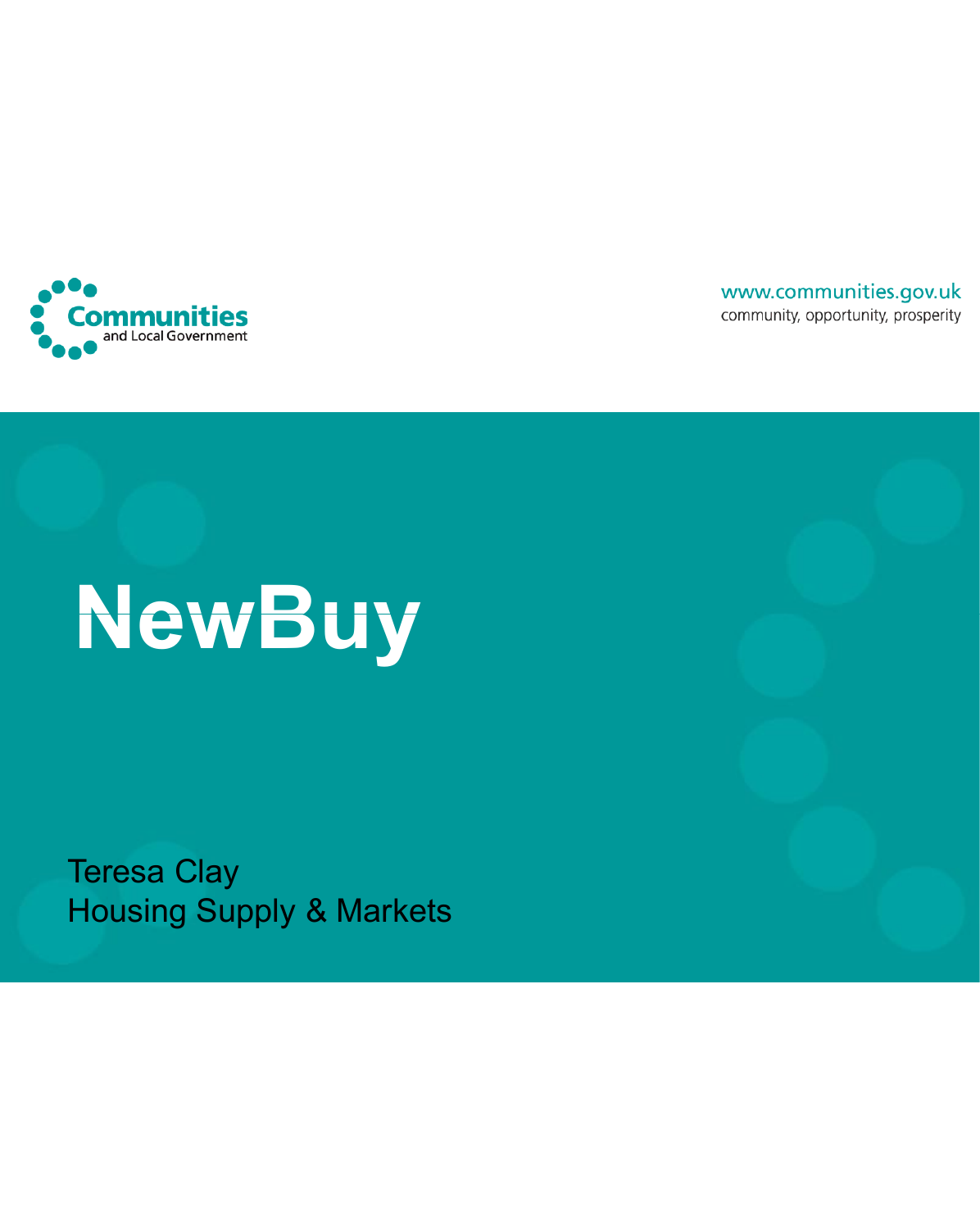Communities and Local Government

www.communities.gov.uk
community, opportunity, prosperity

# NewBuy

Teresa Clay
Housing Supply & Markets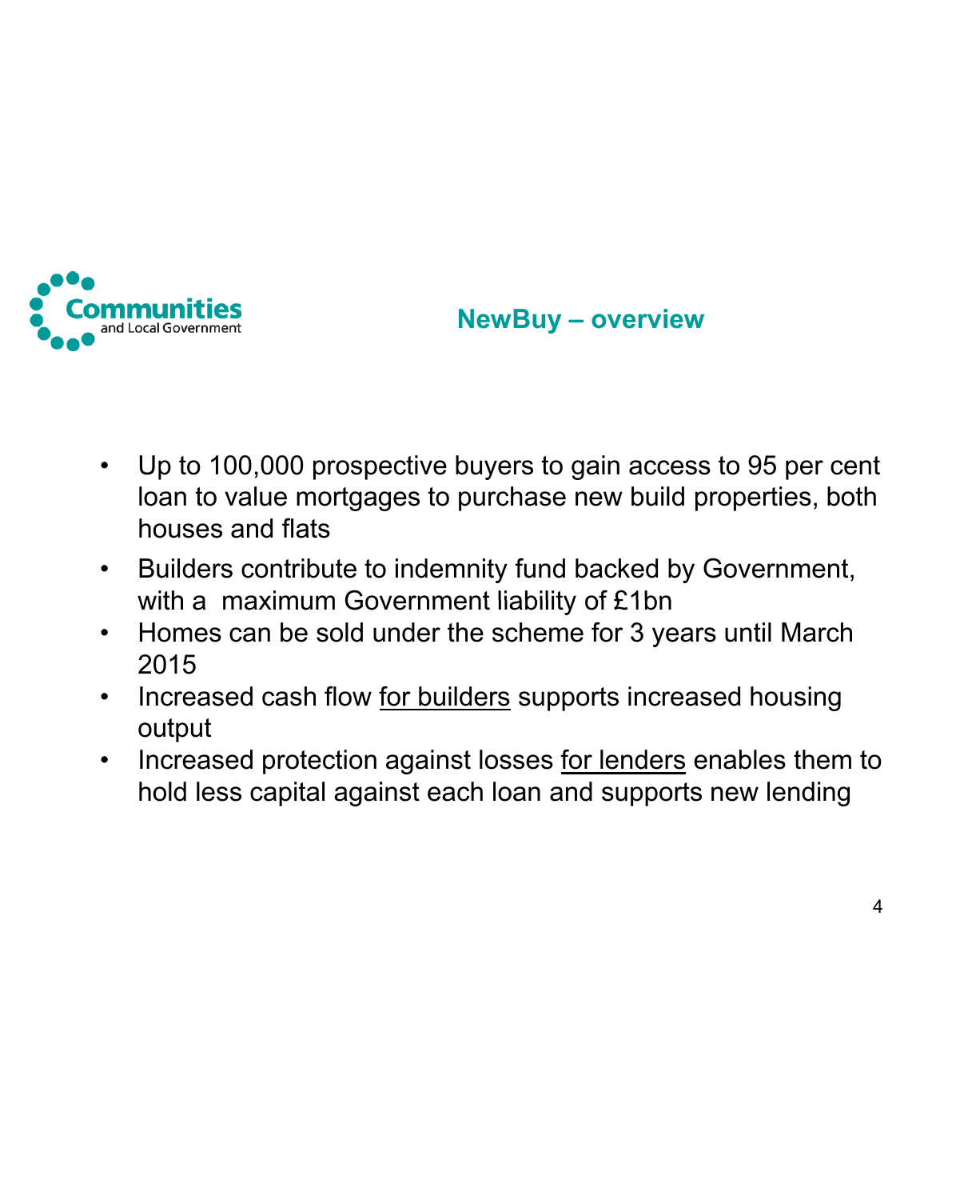Communities and Local Government

## NewBuy – overview

- Up to 100,000 prospective buyers to gain access to 95 per cent loan to value mortgages to purchase new build properties, both houses and flats
- Builders contribute to indemnity fund backed by Government, with a maximum Government liability of £1bn
- Homes can be sold under the scheme for 3 years until March 2015
- Increased cash flow for builders supports increased housing output
- Increased protection against losses for lenders enables them to hold less capital against each loan and supports new lending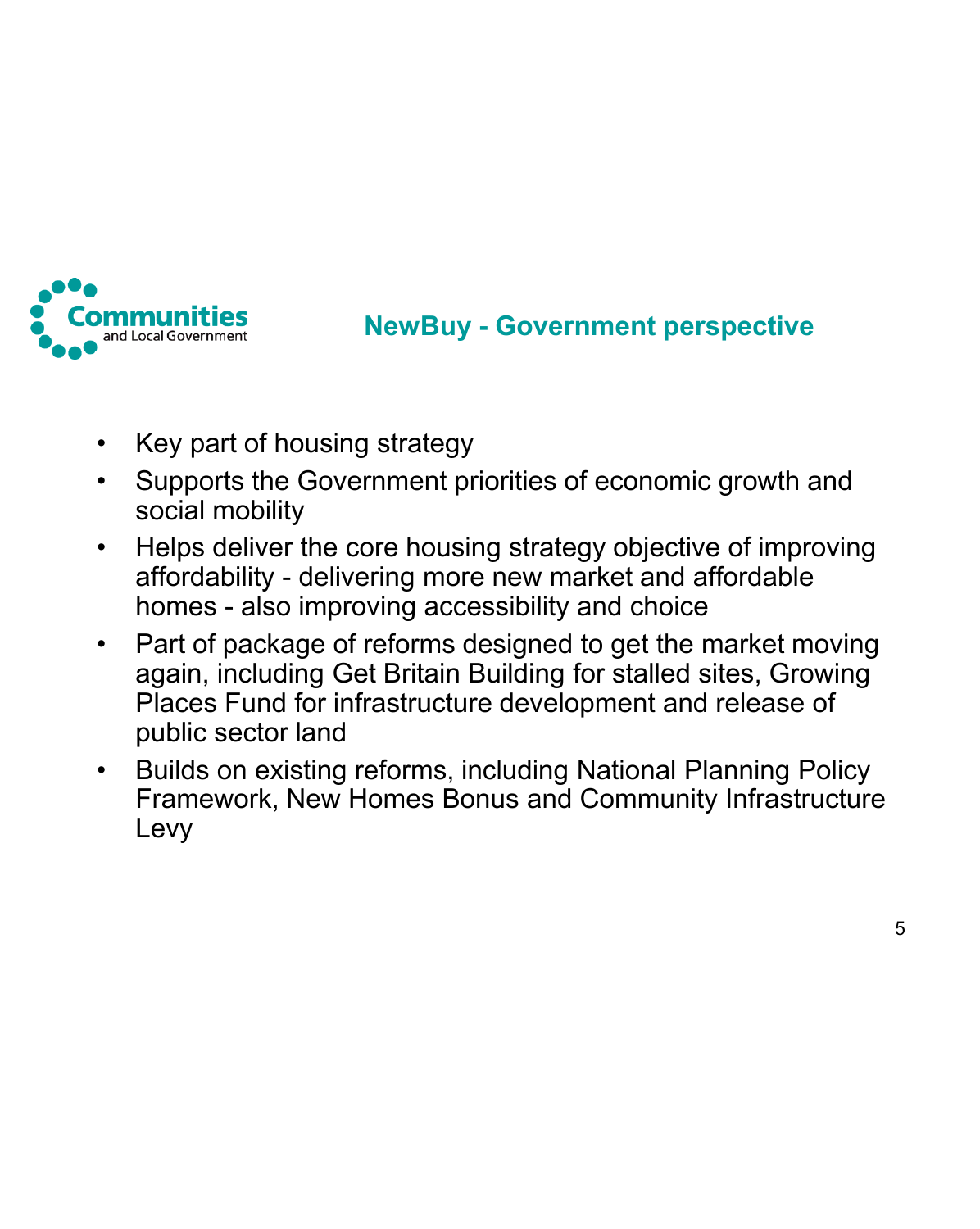Communities and Local Government

## NewBuy - Government perspective

- Key part of housing strategy
- Supports the Government priorities of economic growth and social mobility
- Helps deliver the core housing strategy objective of improving affordability - delivering more new market and affordable homes - also improving accessibility and choice
- Part of package of reforms designed to get the market moving again, including Get Britain Building for stalled sites, Growing Places Fund for infrastructure development and release of public sector land
- Builds on existing reforms, including National Planning Policy Framework, New Homes Bonus and Community Infrastructure Levy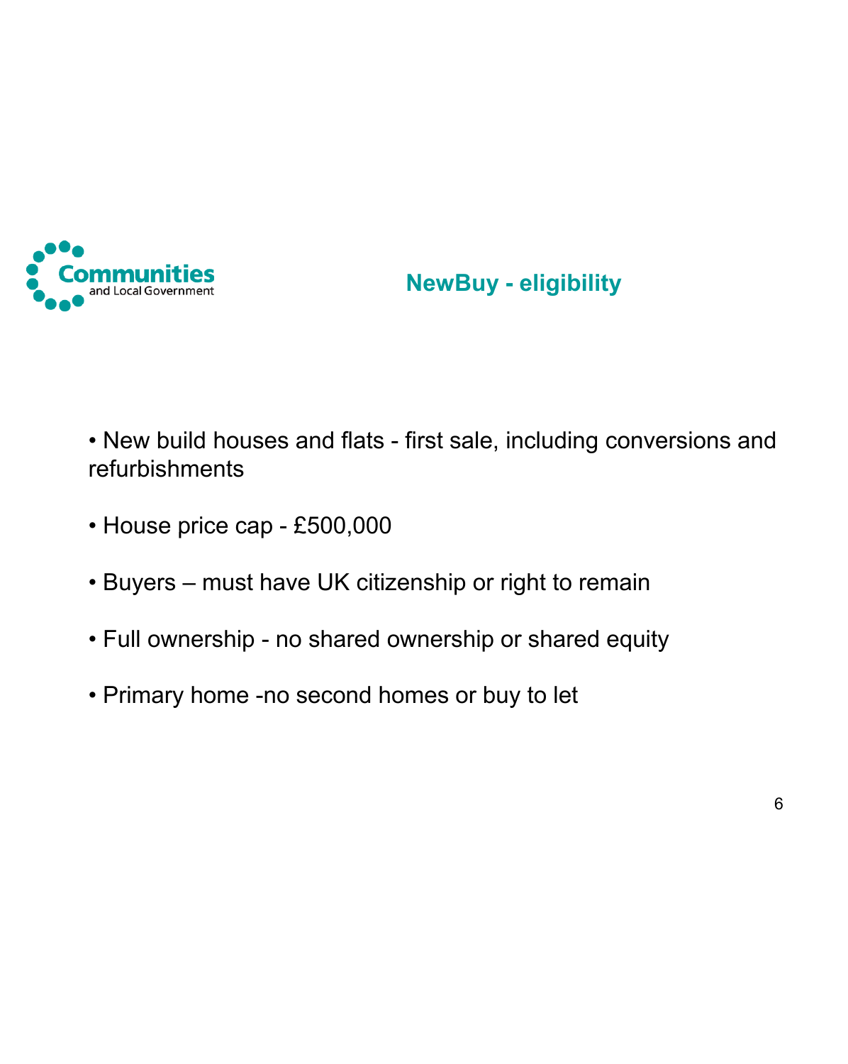Communities and Local Government

## NewBuy - eligibility

- New build houses and flats - first sale, including conversions and refurbishments
- House price cap - £500,000
- Buyers – must have UK citizenship or right to remain
- Full ownership - no shared ownership or shared equity
- Primary home -no second homes or buy to let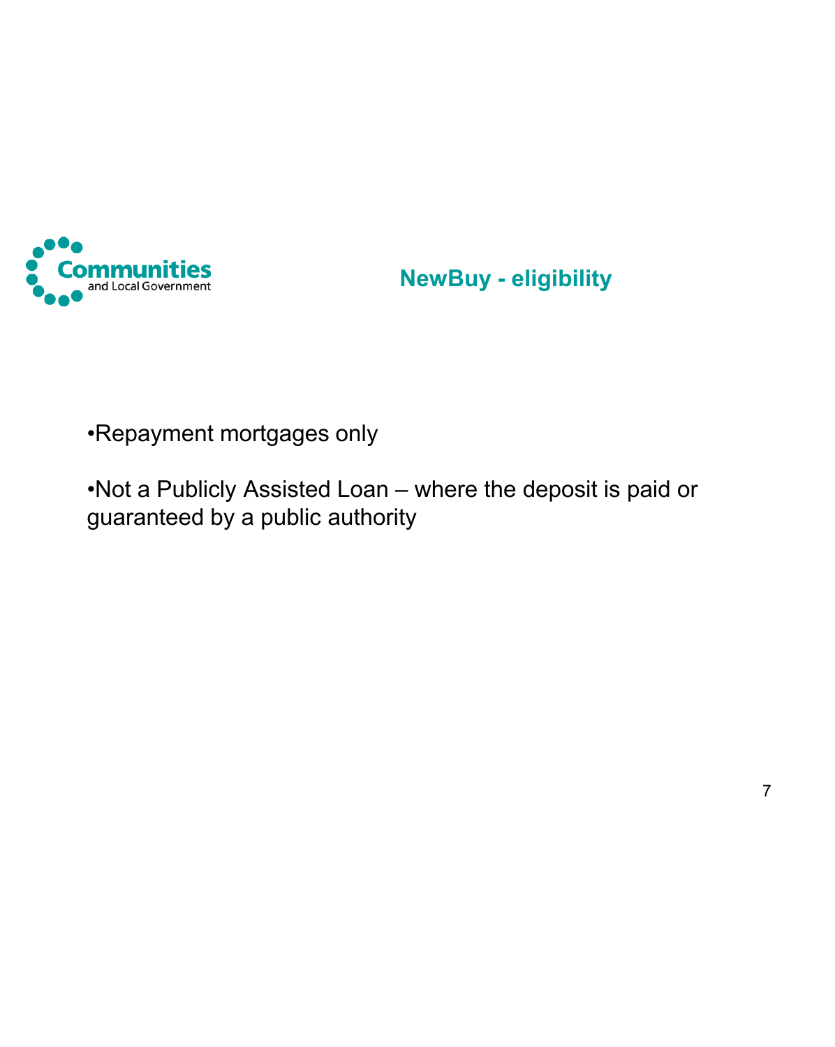# NewBuy - eligibility

- Repayment mortgages only
- Not a Publicly Assisted Loan – where the deposit is paid or guaranteed by a public authority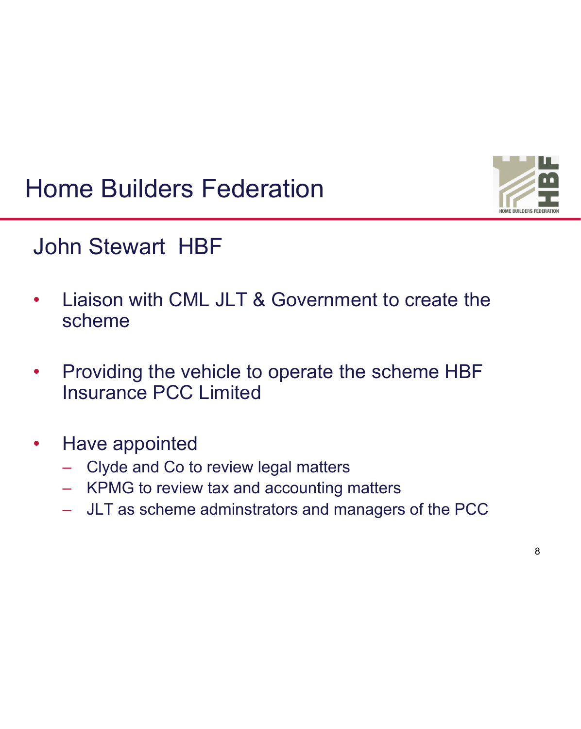# Home Builders Federation

## John Stewart HBF

- Liaison with CML JLT & Government to create the scheme
- Providing the vehicle to operate the scheme HBF Insurance PCC Limited
- Have appointed
  - Clyde and Co to review legal matters
  - KPMG to review tax and accounting matters
  - JLT as scheme adminstrators and managers of the PCC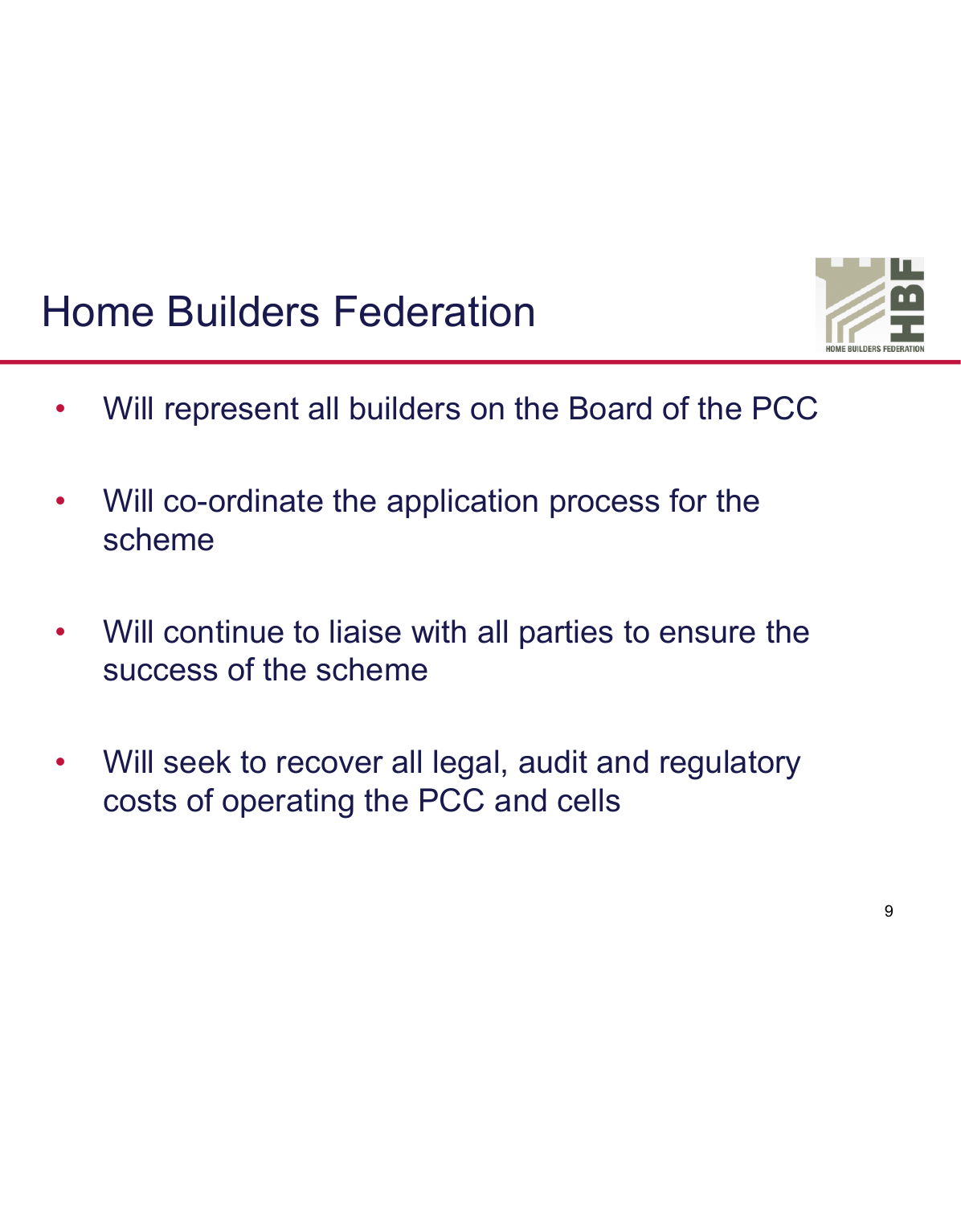# Home Builders Federation

- Will represent all builders on the Board of the PCC
- Will co-ordinate the application process for the scheme
- Will continue to liaise with all parties to ensure the success of the scheme
- Will seek to recover all legal, audit and regulatory costs of operating the PCC and cells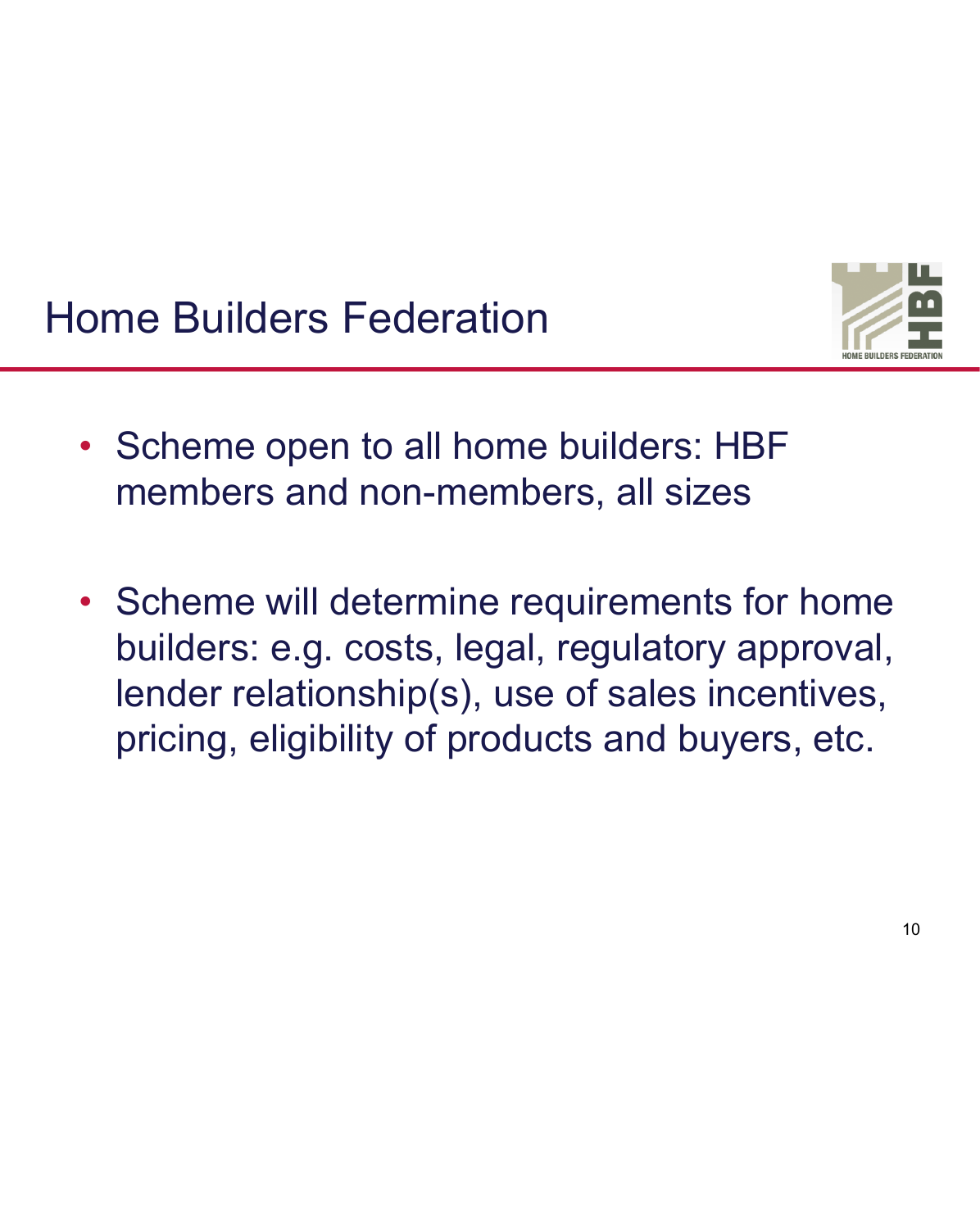## Home Builders Federation

- Scheme open to all home builders: HBF members and non-members, all sizes

- Scheme will determine requirements for home builders: e.g. costs, legal, regulatory approval, lender relationship(s), use of sales incentives, pricing, eligibility of products and buyers, etc.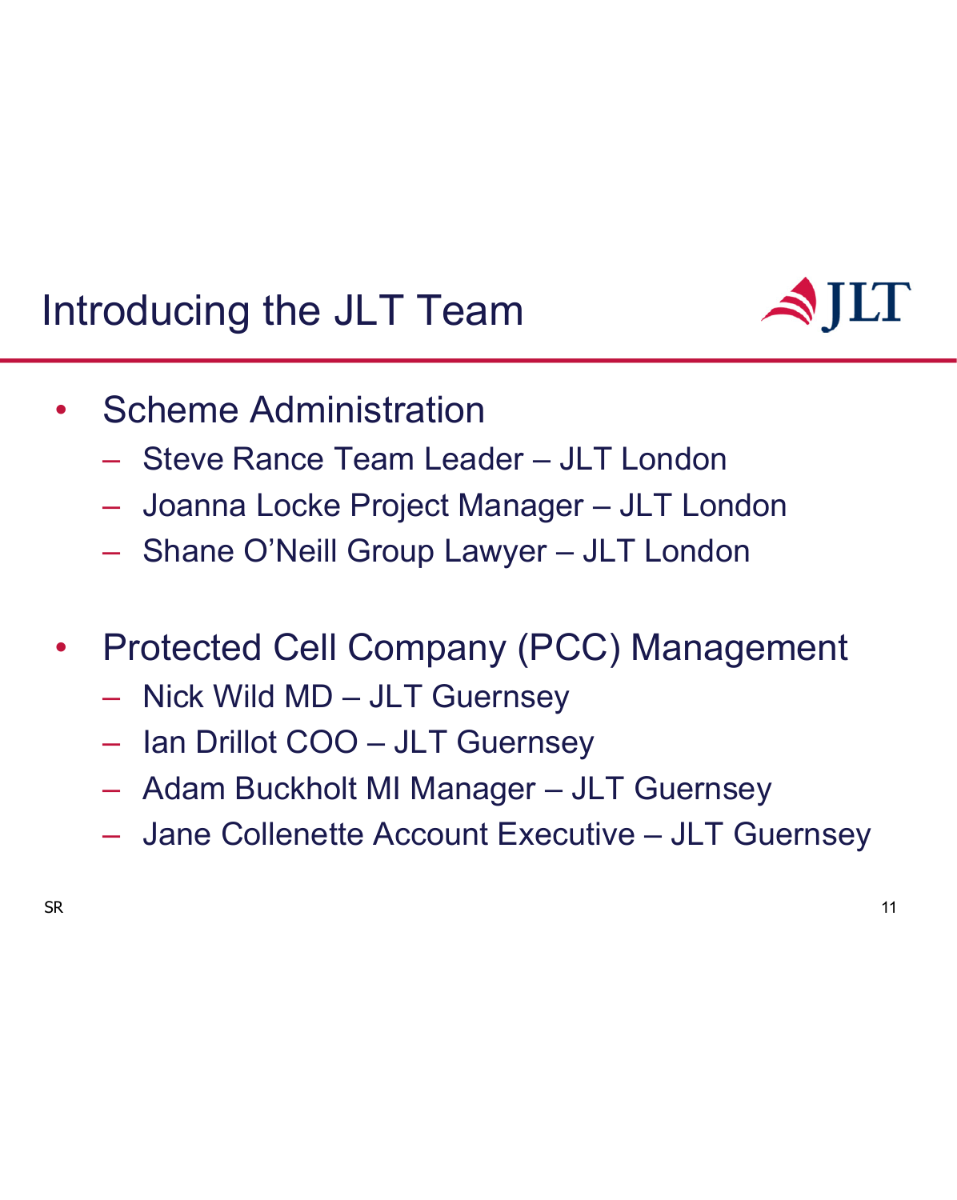# Introducing the JLT Team

- Scheme Administration
  - Steve Rance Team Leader – JLT London
  - Joanna Locke Project Manager – JLT London
  - Shane O'Neill Group Lawyer – JLT London

- Protected Cell Company (PCC) Management
  - Nick Wild MD – JLT Guernsey
  - Ian Drillot COO – JLT Guernsey
  - Adam Buckholt MI Manager – JLT Guernsey
  - Jane Collenette Account Executive – JLT Guernsey

SR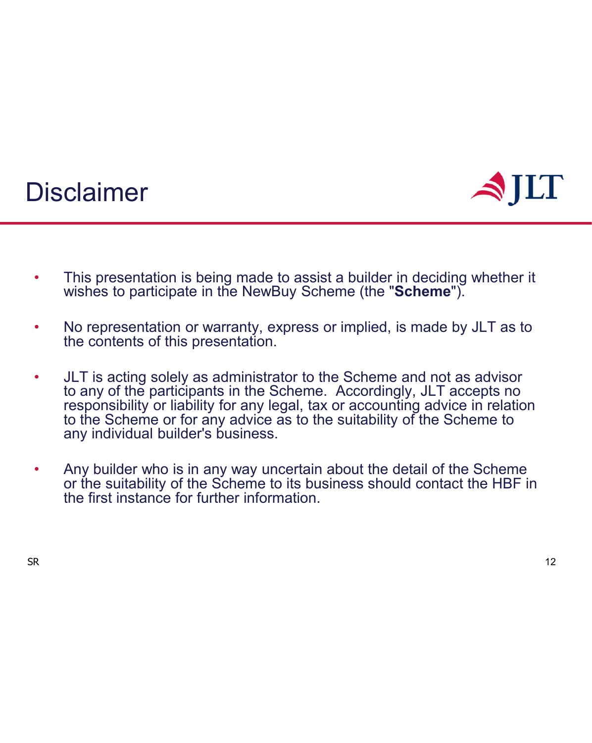# Disclaimer

- This presentation is being made to assist a builder in deciding whether it wishes to participate in the NewBuy Scheme (the "**Scheme**").
- No representation or warranty, express or implied, is made by JLT as to the contents of this presentation.
- JLT is acting solely as administrator to the Scheme and not as advisor to any of the participants in the Scheme. Accordingly, JLT accepts no responsibility or liability for any legal, tax or accounting advice in relation to the Scheme or for any advice as to the suitability of the Scheme to any individual builder's business.
- Any builder who is in any way uncertain about the detail of the Scheme or the suitability of the Scheme to its business should contact the HBF in the first instance for further information.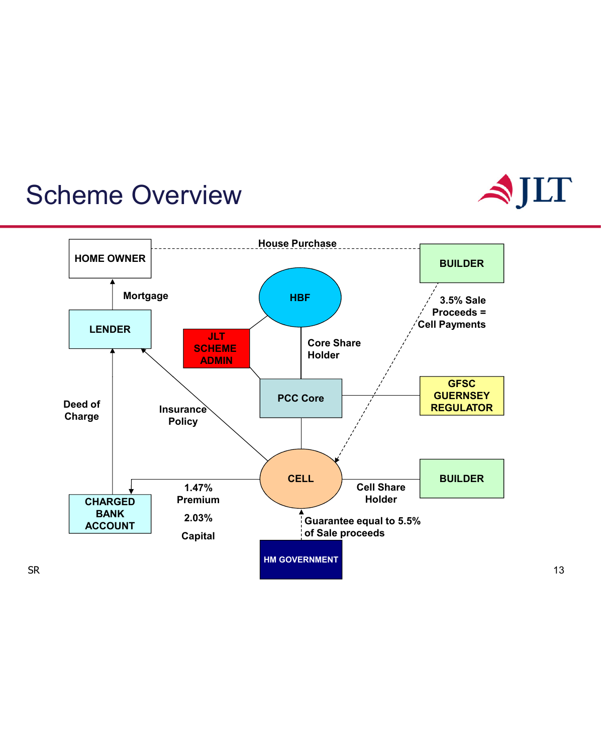# Scheme Overview

HOME OWNER

House Purchase

BUILDER

Mortgage

HBF

LENDER

JLT SCHEME ADMIN

Core Share Holder

3.5% Sale Proceeds = Cell Payments

PCC Core

GFSC GUERNSEY REGULATOR

Deed of Charge

Insurance Policy

CELL

BUILDER

CHARGED BANK ACCOUNT

1.47% Premium

2.03% Capital

Cell Share Holder

Guarantee equal to 5.5% of Sale proceeds

HM GOVERNMENT

SR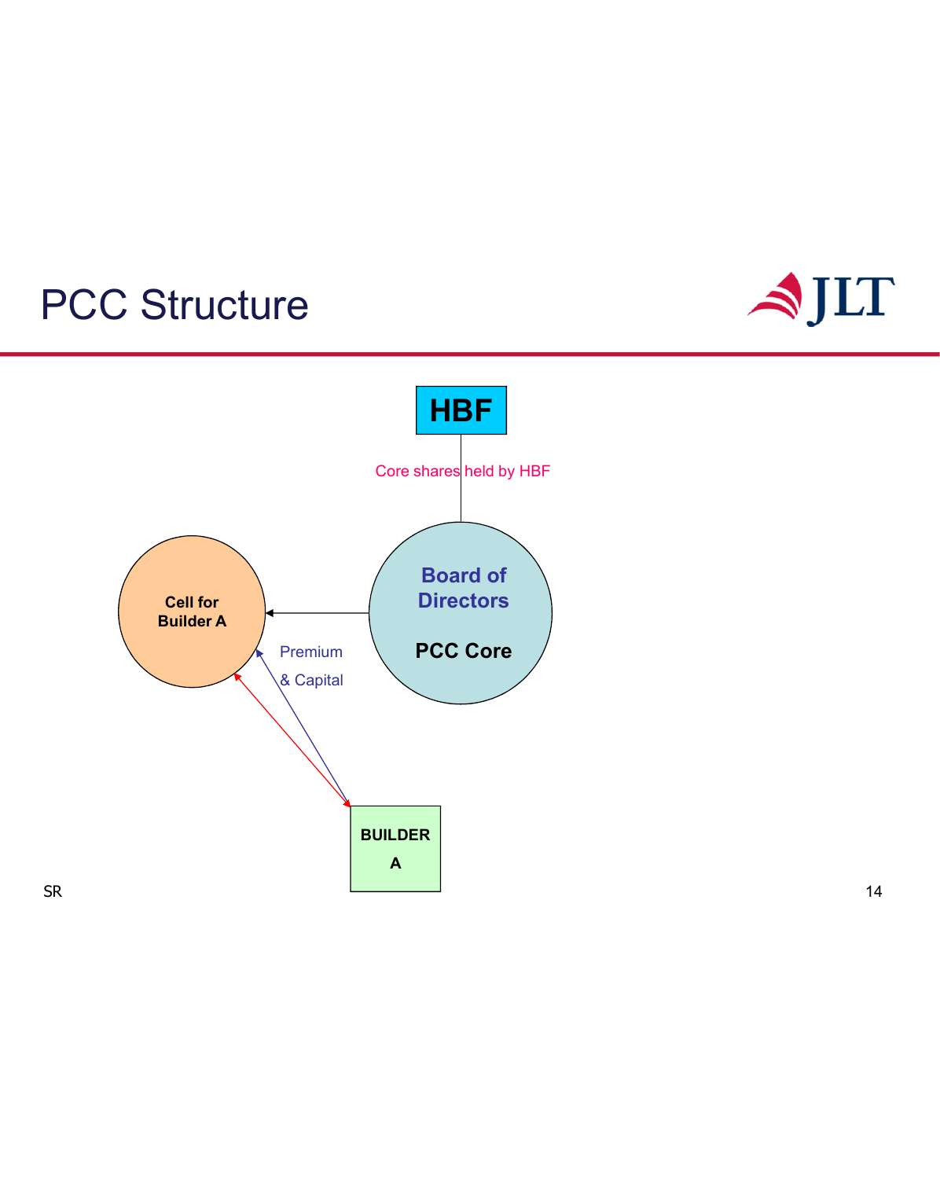# PCC Structure

HBF

Core shares held by HBF

Board of Directors

PCC Core

Cell for Builder A

Premium

& Capital

BUILDER A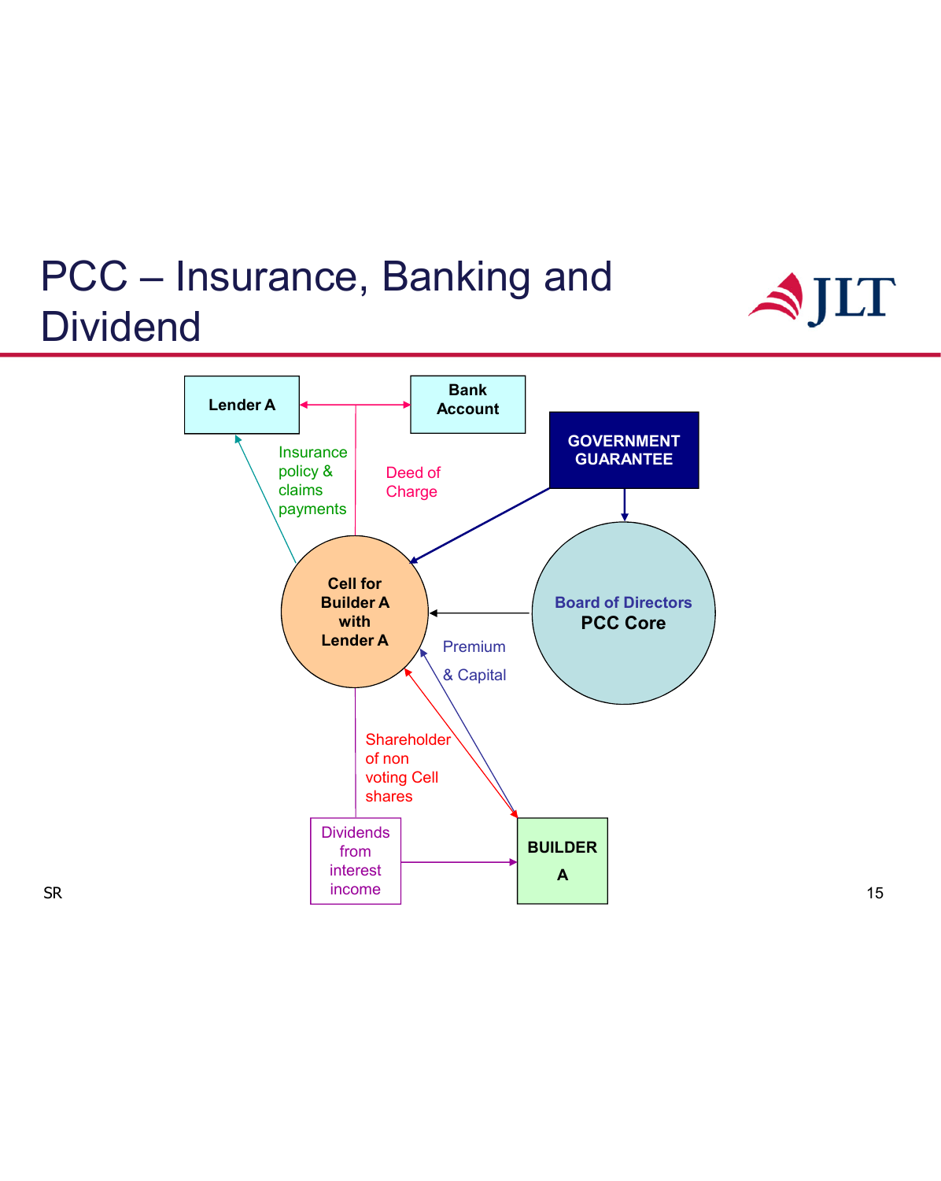# PCC – Insurance, Banking and Dividend

Lender A

Bank Account

Insurance policy & claims payments

Deed of Charge

GOVERNMENT GUARANTEE

Cell for Builder A with Lender A

Board of Directors PCC Core

Premium & Capital

Shareholder of non voting Cell shares

Dividends from interest income

BUILDER A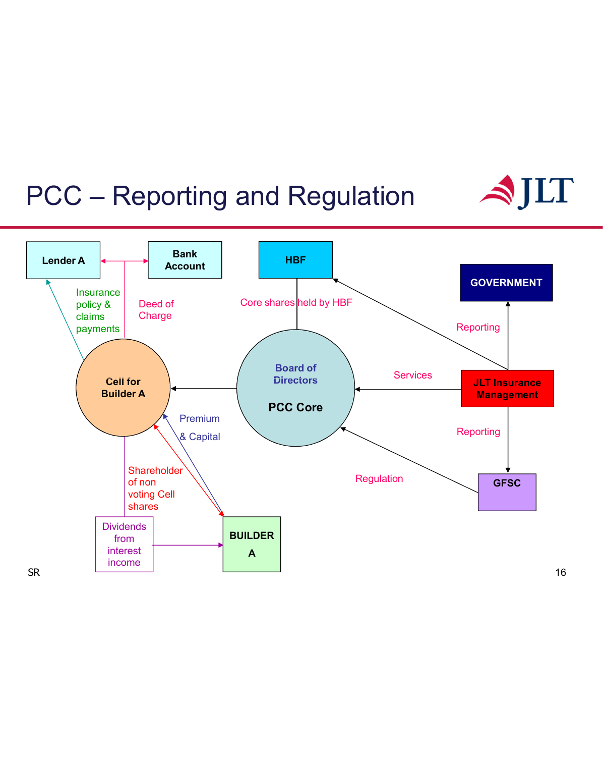# PCC – Reporting and Regulation

Lender A

Bank Account

HBF

GOVERNMENT

Insurance policy & claims payments

Deed of Charge

Core shares held by HBF

Reporting

Cell for Builder A

Board of Directors

PCC Core

Services

JLT Insurance Management

Premium & Capital

Reporting

Shareholder of non voting Cell shares

Regulation

GFSC

Dividends from interest income

BUILDER A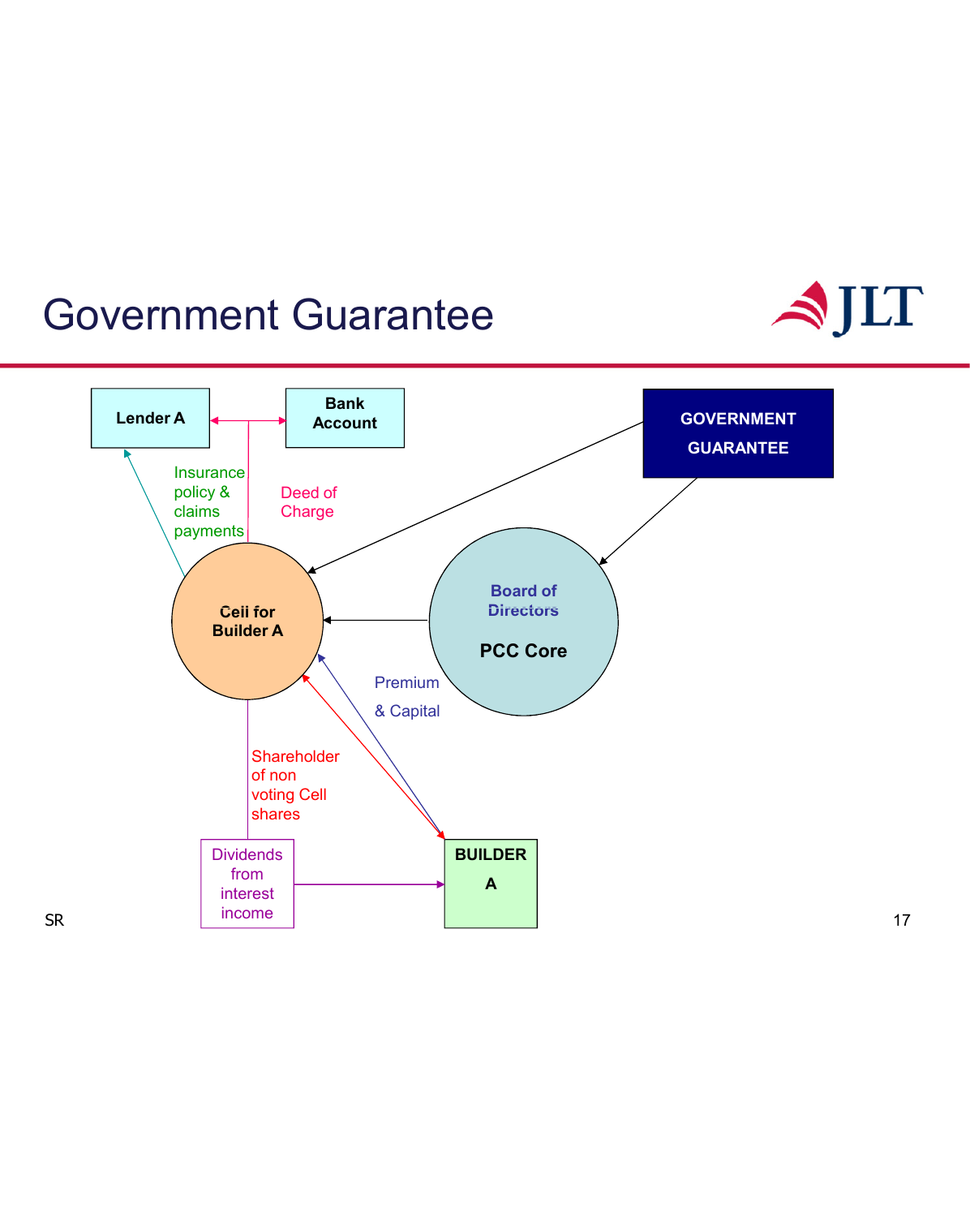# Government Guarantee

Lender A

Bank Account

GOVERNMENT GUARANTEE

Insurance policy & claims payments

Deed of Charge

Cell for Builder A

Board of Directors

PCC Core

Premium & Capital

Shareholder of non voting Cell shares

Dividends from interest income

BUILDER A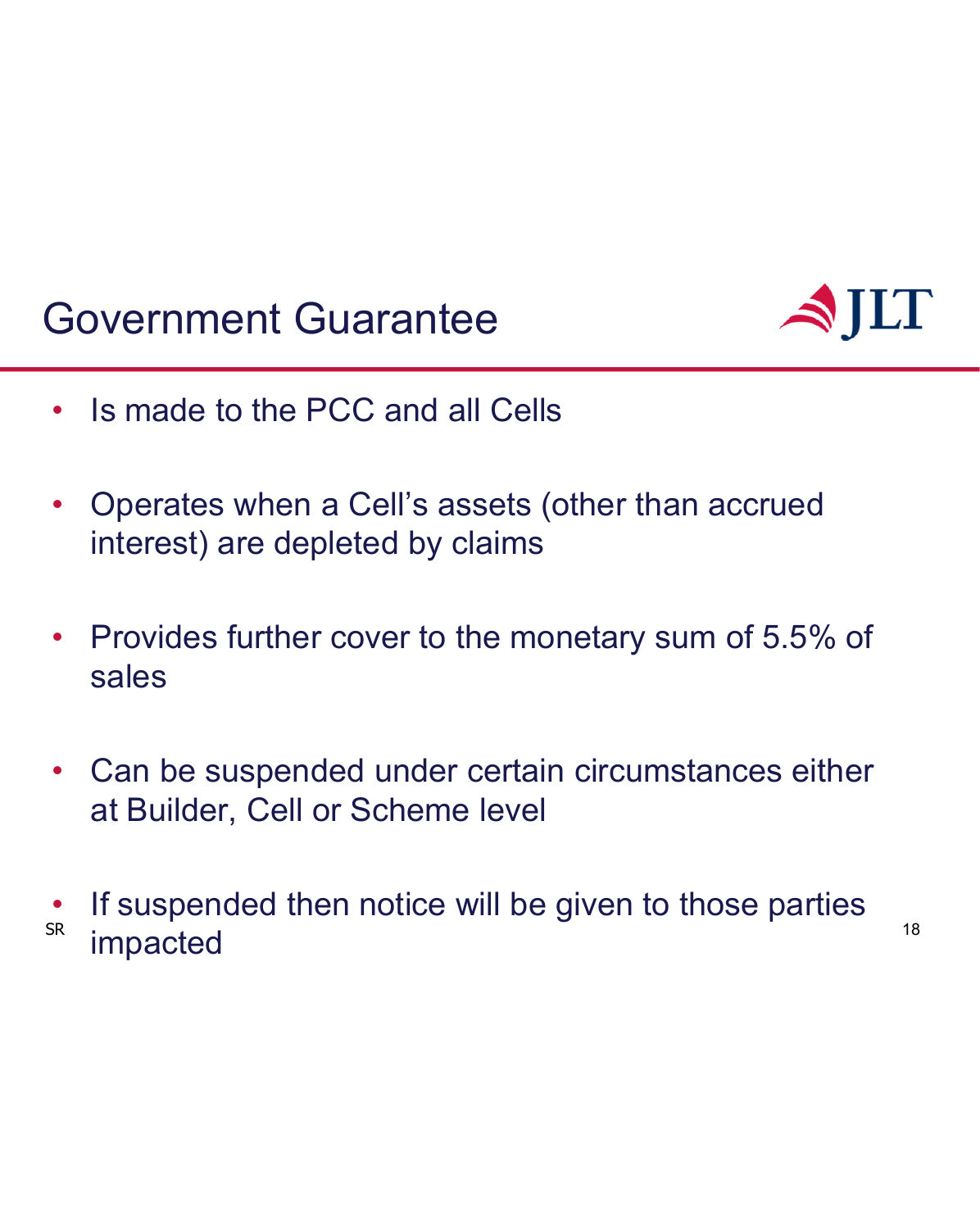# Government Guarantee

- Is made to the PCC and all Cells
- Operates when a Cell's assets (other than accrued interest) are depleted by claims
- Provides further cover to the monetary sum of 5.5% of sales
- Can be suspended under certain circumstances either at Builder, Cell or Scheme level
- If suspended then notice will be given to those parties impacted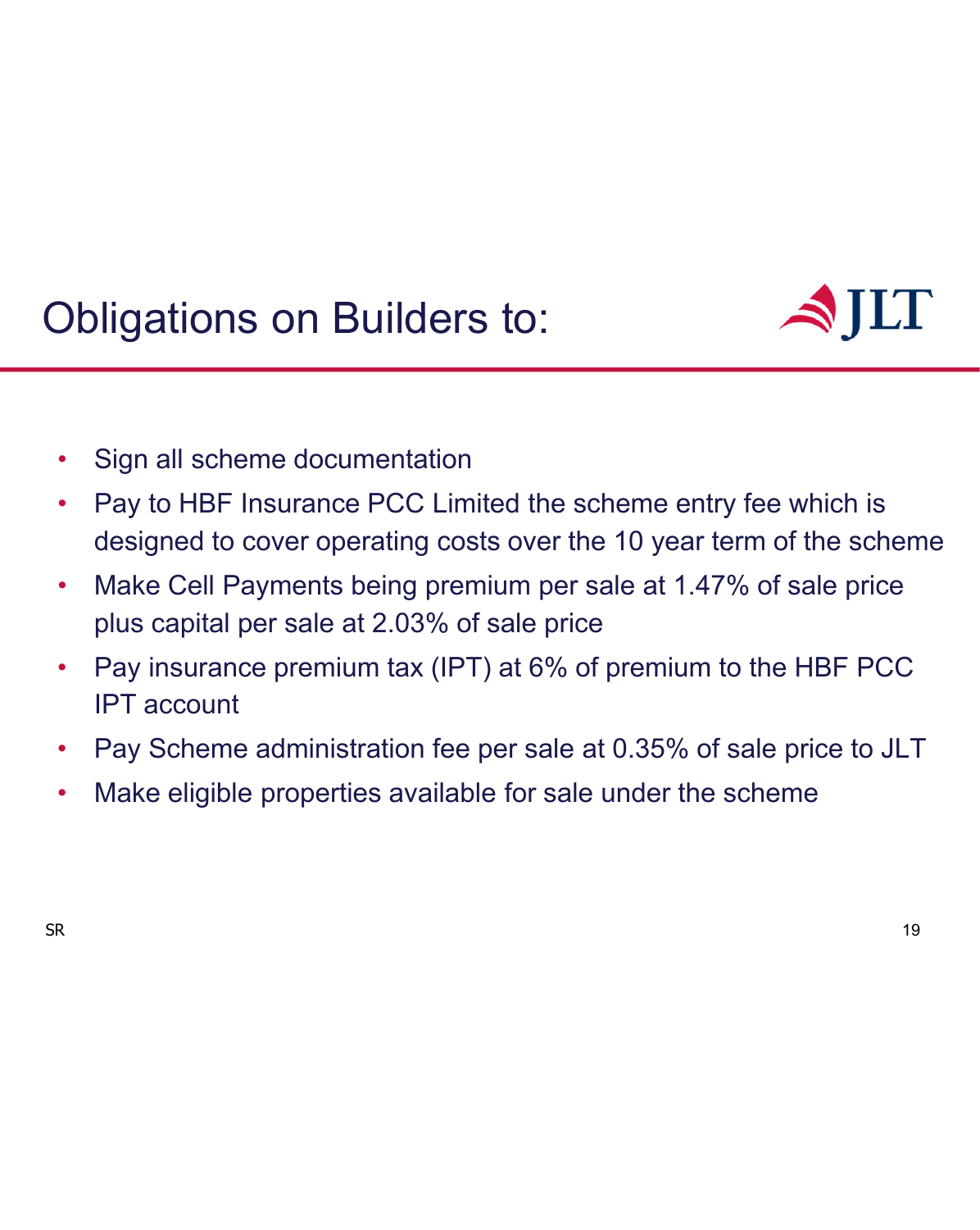# Obligations on Builders to:

- Sign all scheme documentation
- Pay to HBF Insurance PCC Limited the scheme entry fee which is designed to cover operating costs over the 10 year term of the scheme
- Make Cell Payments being premium per sale at 1.47% of sale price plus capital per sale at 2.03% of sale price
- Pay insurance premium tax (IPT) at 6% of premium to the HBF PCC IPT account
- Pay Scheme administration fee per sale at 0.35% of sale price to JLT
- Make eligible properties available for sale under the scheme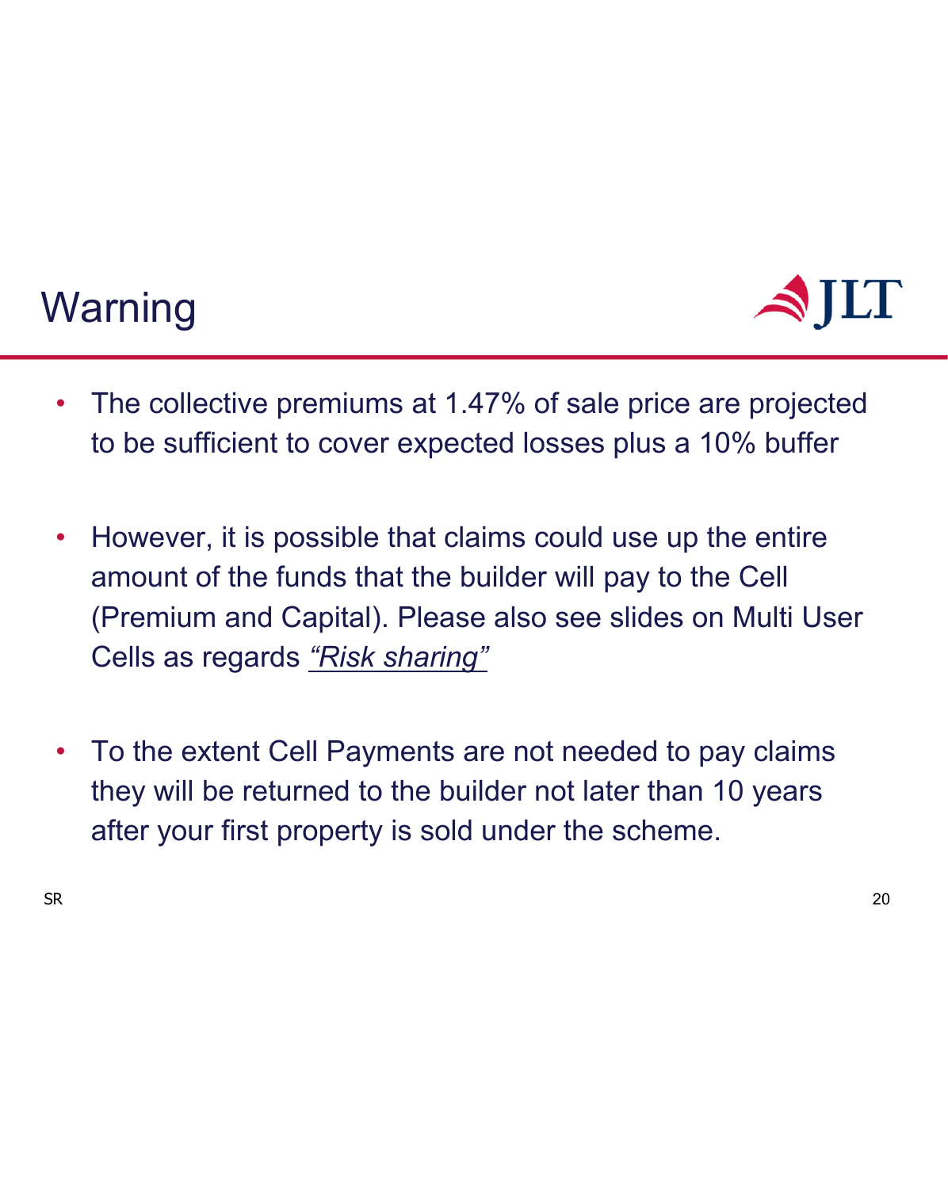# Warning

- The collective premiums at 1.47% of sale price are projected to be sufficient to cover expected losses plus a 10% buffer
- However, it is possible that claims could use up the entire amount of the funds that the builder will pay to the Cell (Premium and Capital). Please also see slides on Multi User Cells as regards *"Risk sharing"*
- To the extent Cell Payments are not needed to pay claims they will be returned to the builder not later than 10 years after your first property is sold under the scheme.

SR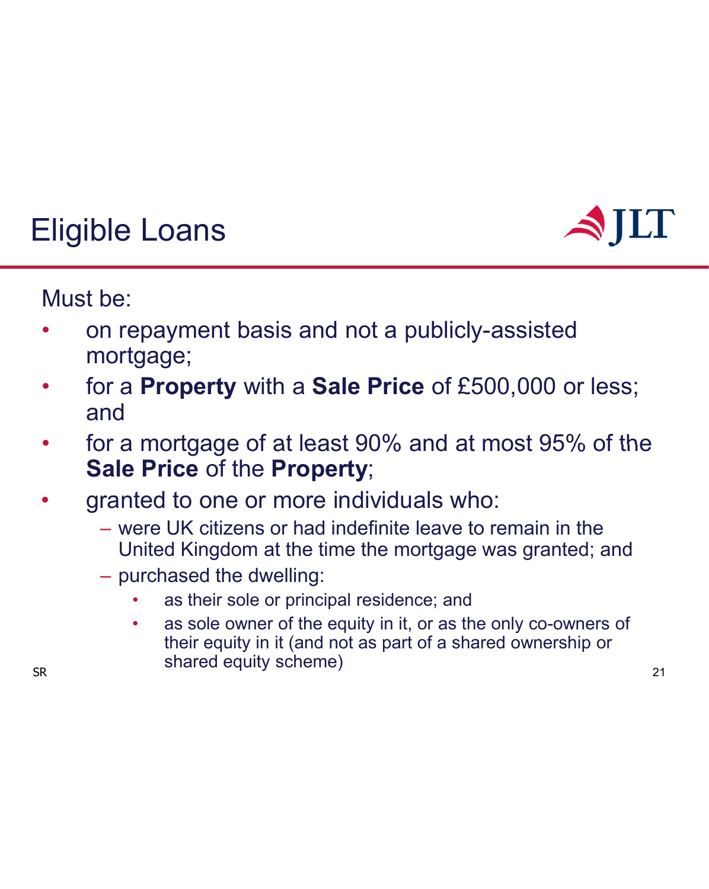# Eligible Loans

Must be:

- on repayment basis and not a publicly-assisted mortgage;
- for a **Property** with a **Sale Price** of £500,000 or less; and
- for a mortgage of at least 90% and at most 95% of the **Sale Price** of the **Property**;
- granted to one or more individuals who:
  - were UK citizens or had indefinite leave to remain in the United Kingdom at the time the mortgage was granted; and
  - purchased the dwelling:
    - as their sole or principal residence; and
    - as sole owner of the equity in it, or as the only co-owners of their equity in it (and not as part of a shared ownership or shared equity scheme)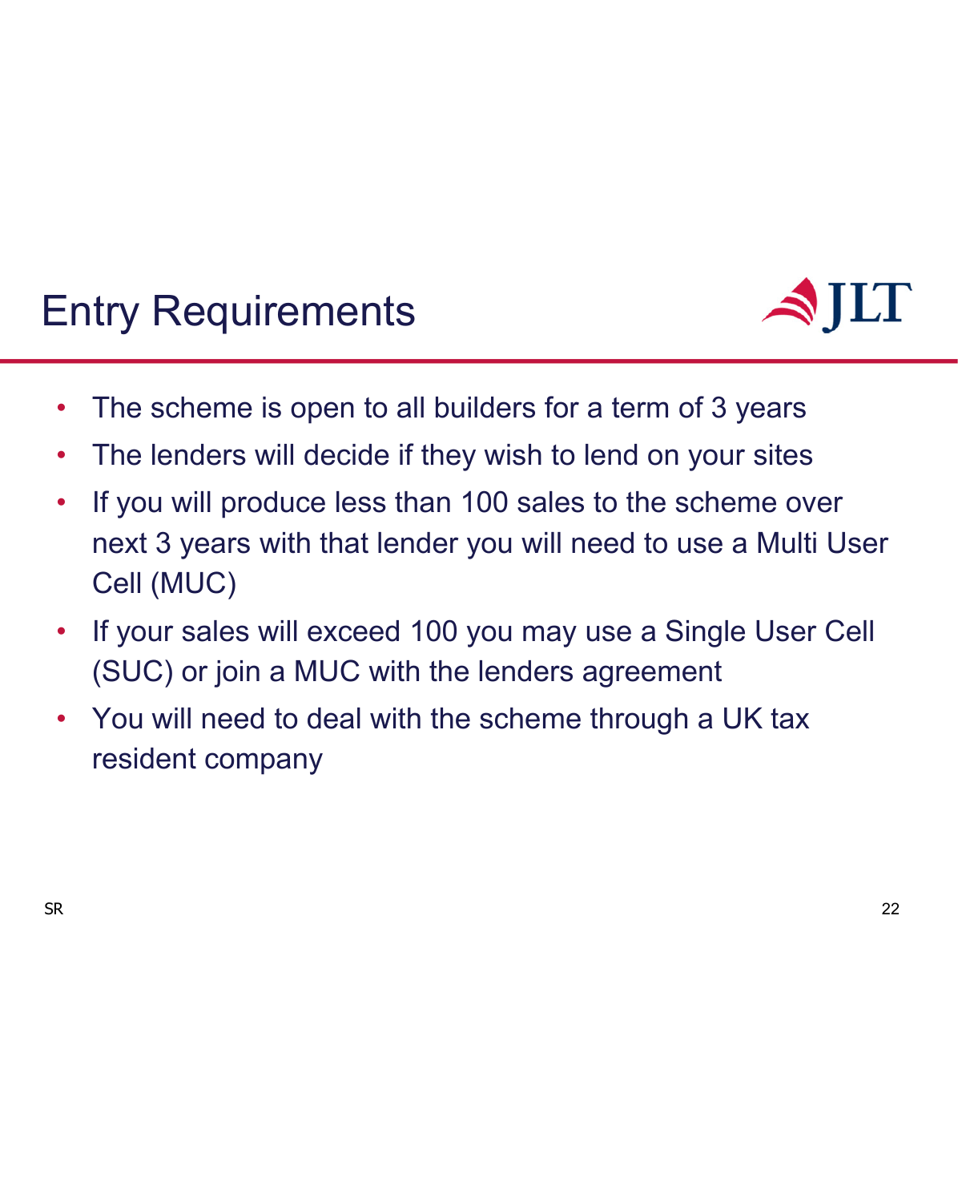# Entry Requirements

- The scheme is open to all builders for a term of 3 years
- The lenders will decide if they wish to lend on your sites
- If you will produce less than 100 sales to the scheme over next 3 years with that lender you will need to use a Multi User Cell (MUC)
- If your sales will exceed 100 you may use a Single User Cell (SUC) or join a MUC with the lenders agreement
- You will need to deal with the scheme through a UK tax resident company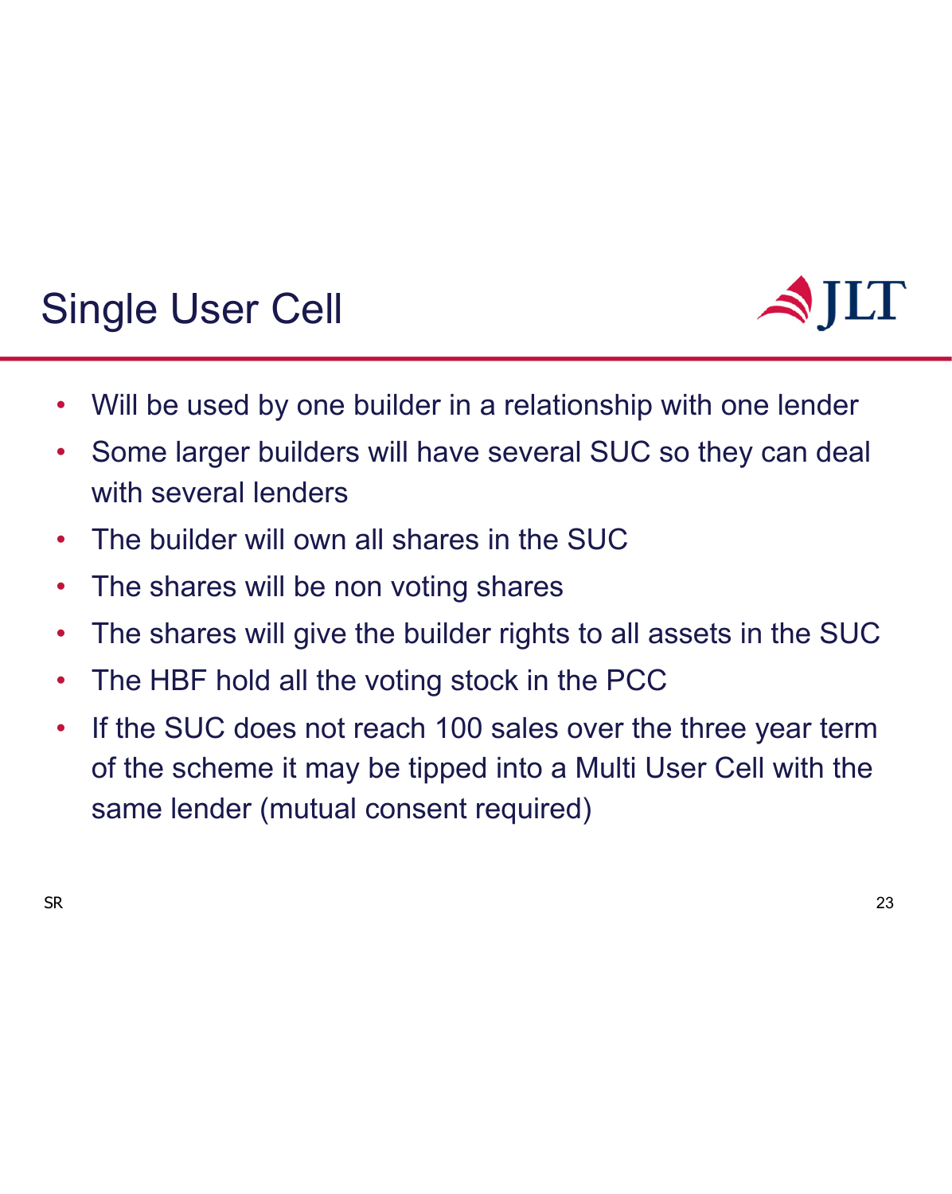# Single User Cell

- Will be used by one builder in a relationship with one lender
- Some larger builders will have several SUC so they can deal with several lenders
- The builder will own all shares in the SUC
- The shares will be non voting shares
- The shares will give the builder rights to all assets in the SUC
- The HBF hold all the voting stock in the PCC
- If the SUC does not reach 100 sales over the three year term of the scheme it may be tipped into a Multi User Cell with the same lender (mutual consent required)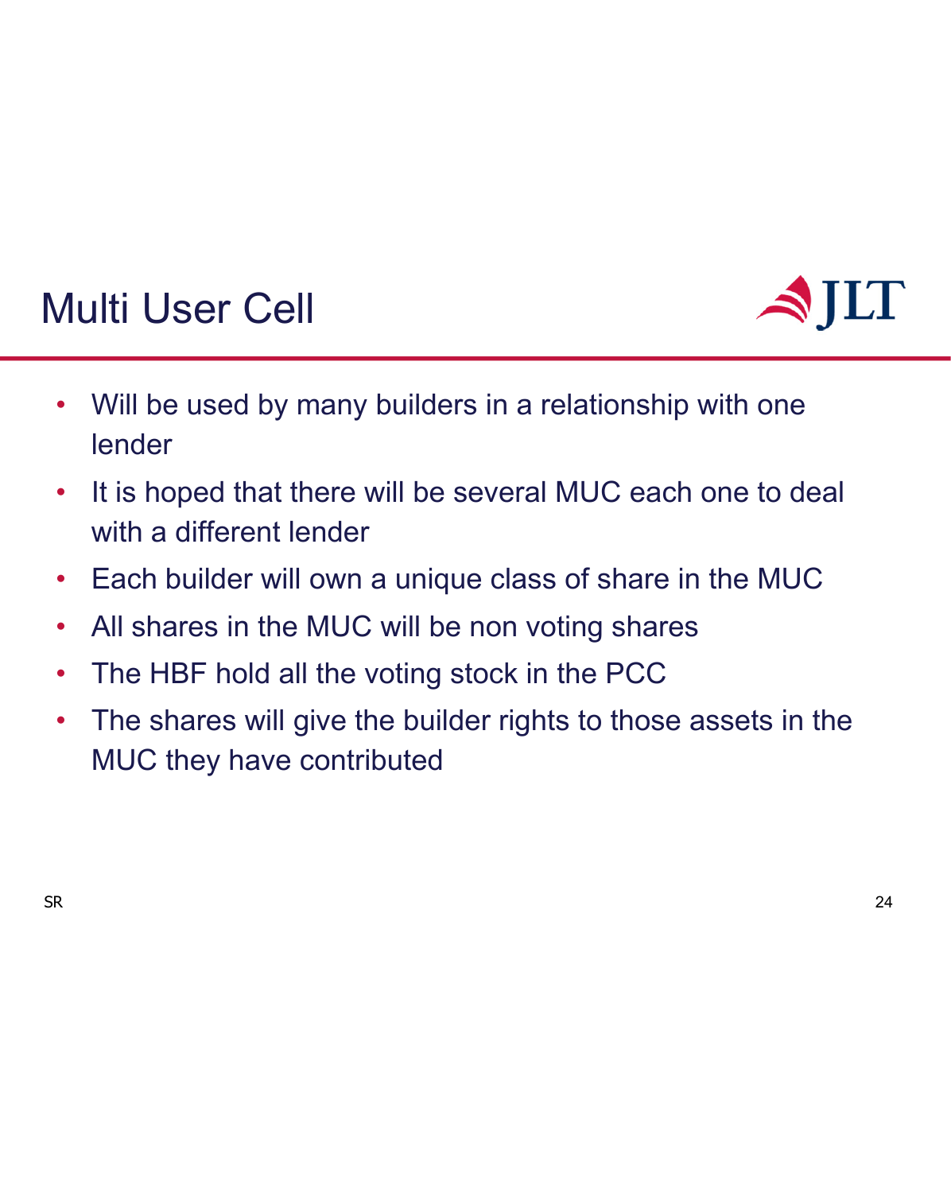# Multi User Cell

- Will be used by many builders in a relationship with one lender
- It is hoped that there will be several MUC each one to deal with a different lender
- Each builder will own a unique class of share in the MUC
- All shares in the MUC will be non voting shares
- The HBF hold all the voting stock in the PCC
- The shares will give the builder rights to those assets in the MUC they have contributed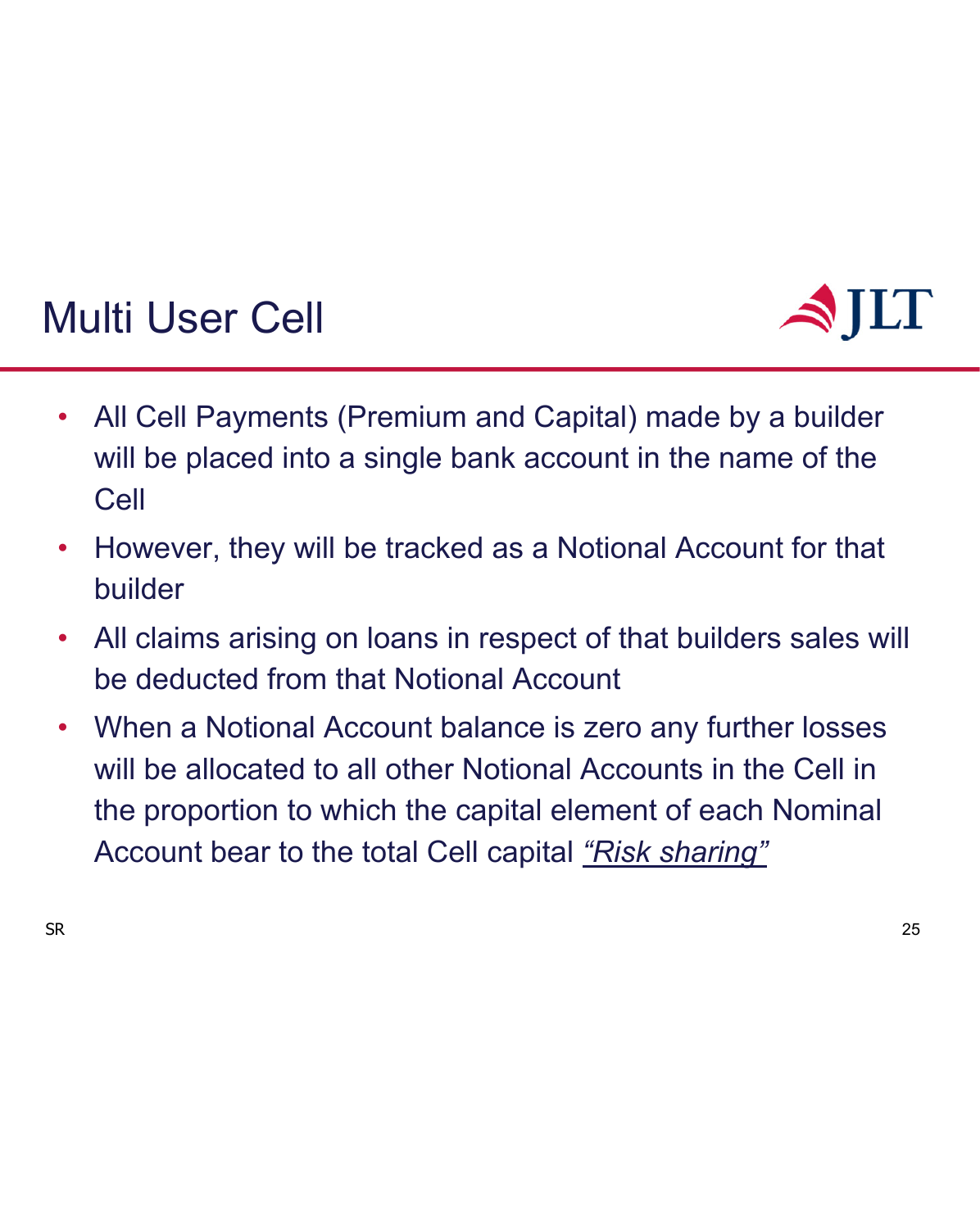# Multi User Cell

- All Cell Payments (Premium and Capital) made by a builder will be placed into a single bank account in the name of the Cell
- However, they will be tracked as a Notional Account for that builder
- All claims arising on loans in respect of that builders sales will be deducted from that Notional Account
- When a Notional Account balance is zero any further losses will be allocated to all other Notional Accounts in the Cell in the proportion to which the capital element of each Nominal Account bear to the total Cell capital *"Risk sharing"*

SR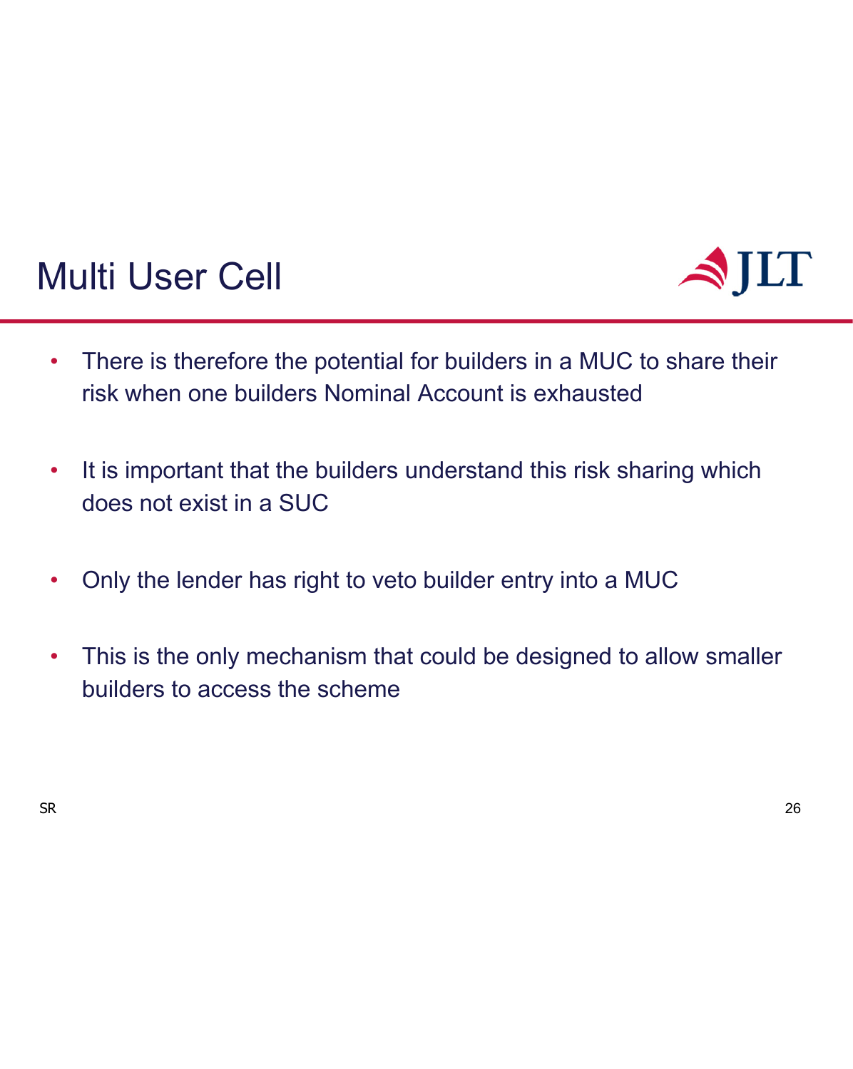# Multi User Cell

- There is therefore the potential for builders in a MUC to share their risk when one builders Nominal Account is exhausted
- It is important that the builders understand this risk sharing which does not exist in a SUC
- Only the lender has right to veto builder entry into a MUC
- This is the only mechanism that could be designed to allow smaller builders to access the scheme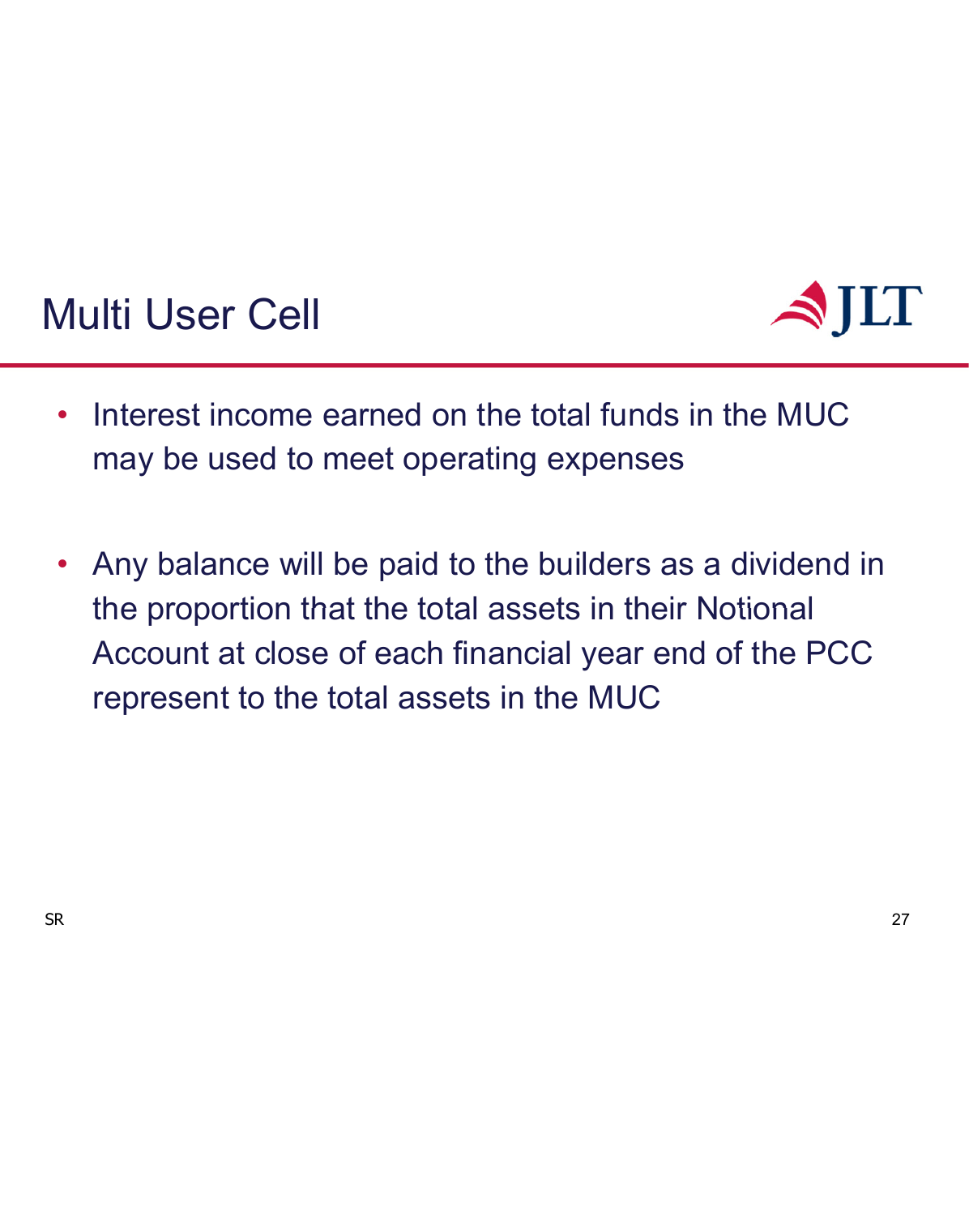# Multi User Cell

- Interest income earned on the total funds in the MUC may be used to meet operating expenses

- Any balance will be paid to the builders as a dividend in the proportion that the total assets in their Notional Account at close of each financial year end of the PCC represent to the total assets in the MUC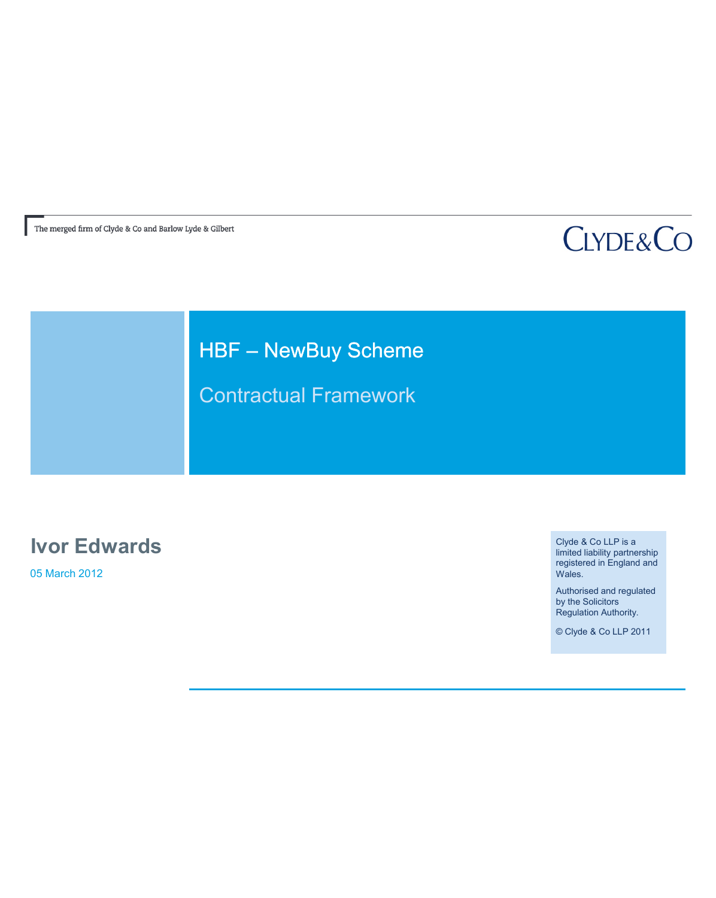The merged firm of Clyde & Co and Barlow Lyde & Gilbert

CLYDE&CO

# HBF – NewBuy Scheme

## Contractual Framework

**Ivor Edwards**

05 March 2012

Clyde & Co LLP is a limited liability partnership registered in England and Wales.

Authorised and regulated by the Solicitors Regulation Authority.

© Clyde & Co LLP 2011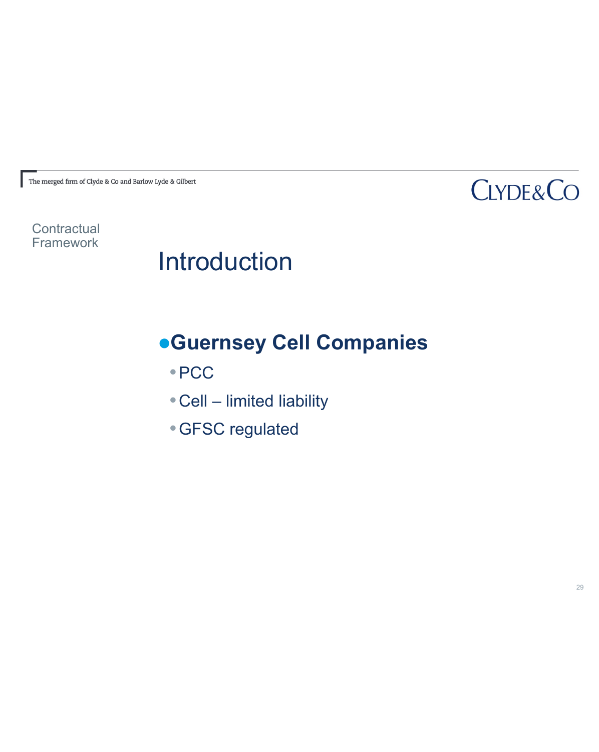Contractual Framework

# Introduction

- **Guernsey Cell Companies**
  - PCC
  - Cell – limited liability
  - GFSC regulated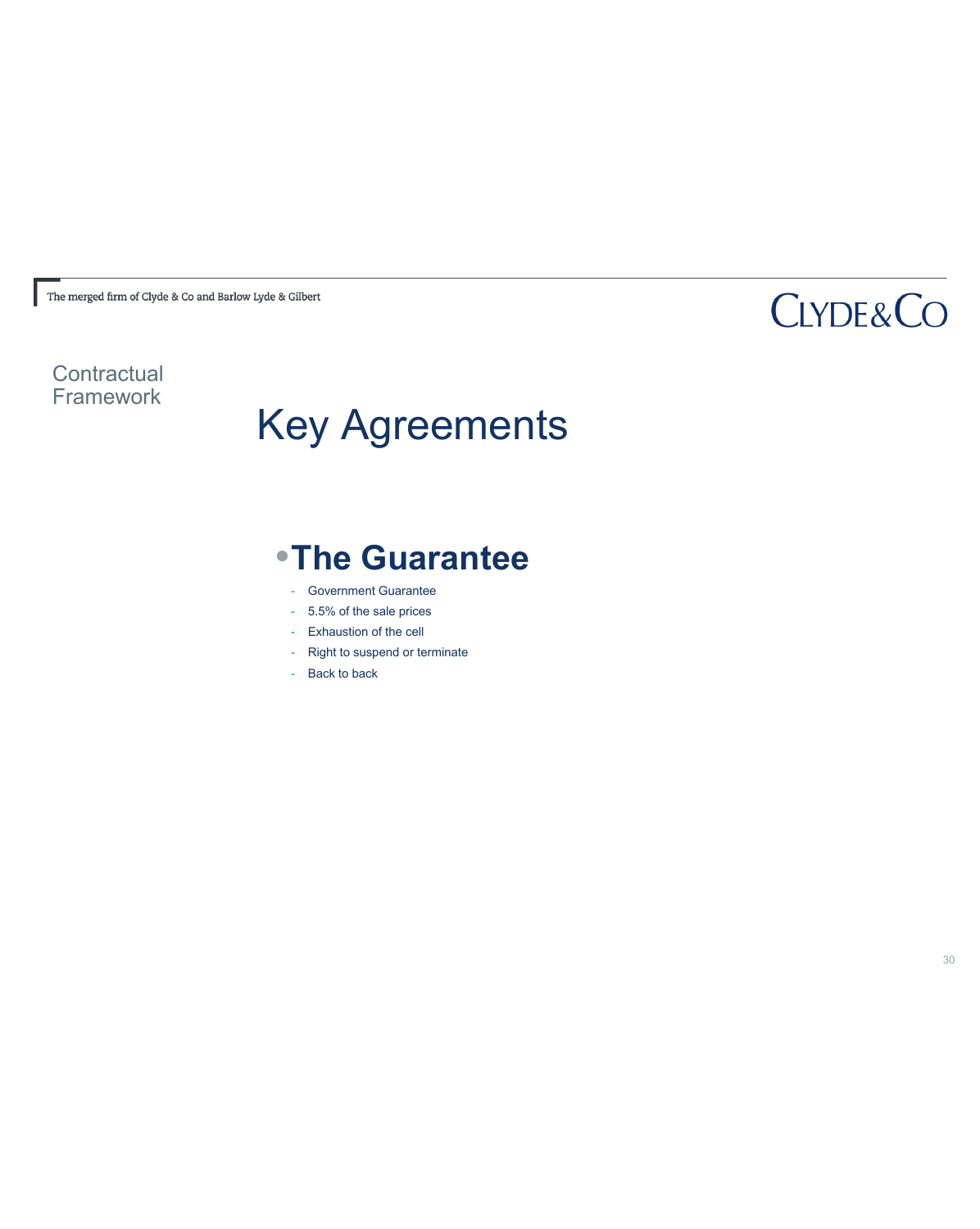Contractual Framework

# Key Agreements

## The Guarantee

- Government Guarantee
- 5.5% of the sale prices
- Exhaustion of the cell
- Right to suspend or terminate
- Back to back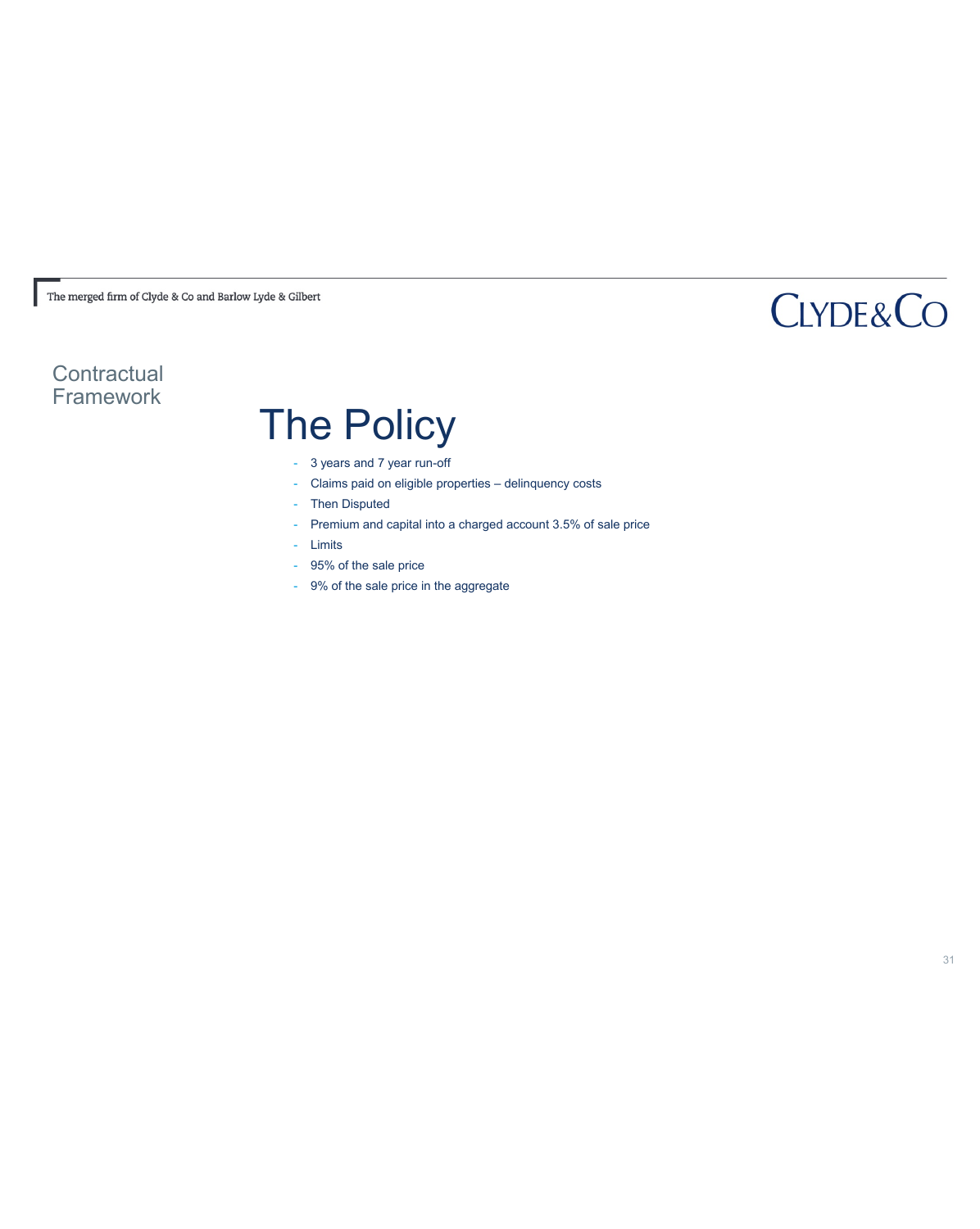Contractual Framework

# The Policy

- 3 years and 7 year run-off
- Claims paid on eligible properties – delinquency costs
- Then Disputed
- Premium and capital into a charged account 3.5% of sale price
- Limits
- 95% of the sale price
- 9% of the sale price in the aggregate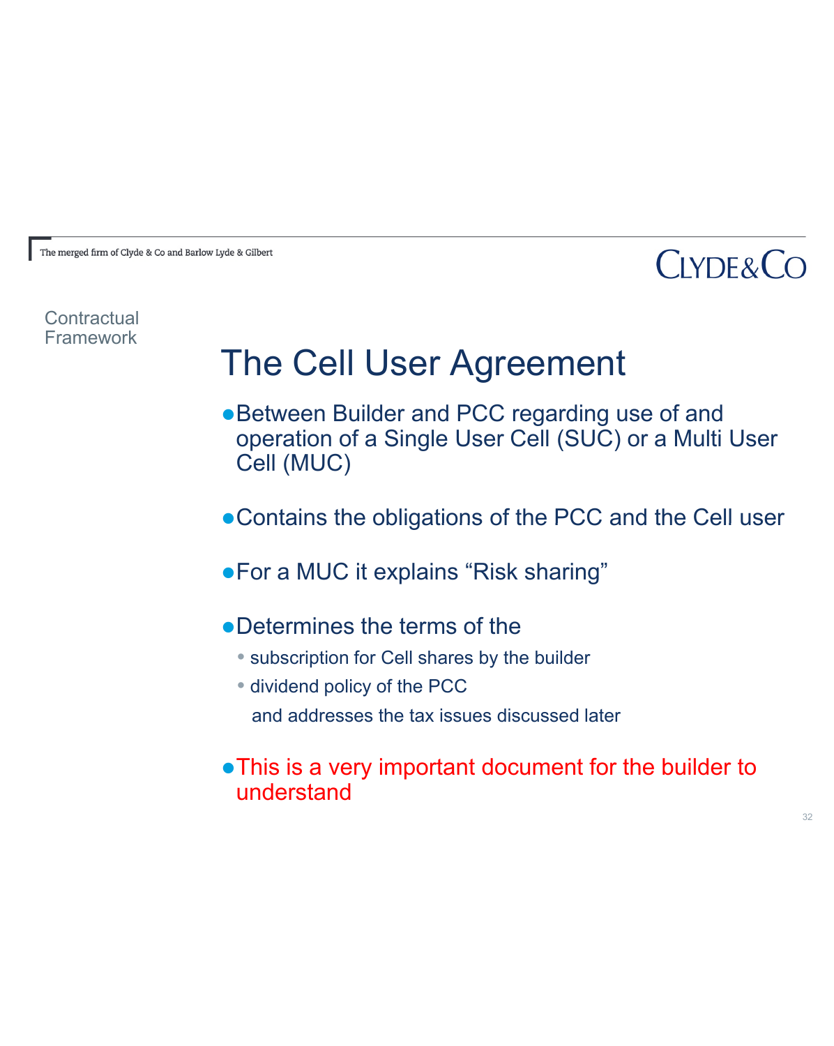Contractual Framework

# The Cell User Agreement

- Between Builder and PCC regarding use of and operation of a Single User Cell (SUC) or a Multi User Cell (MUC)

- Contains the obligations of the PCC and the Cell user

- For a MUC it explains “Risk sharing”

- Determines the terms of the
  - subscription for Cell shares by the builder
  - dividend policy of the PCC

  and addresses the tax issues discussed later

- This is a very important document for the builder to understand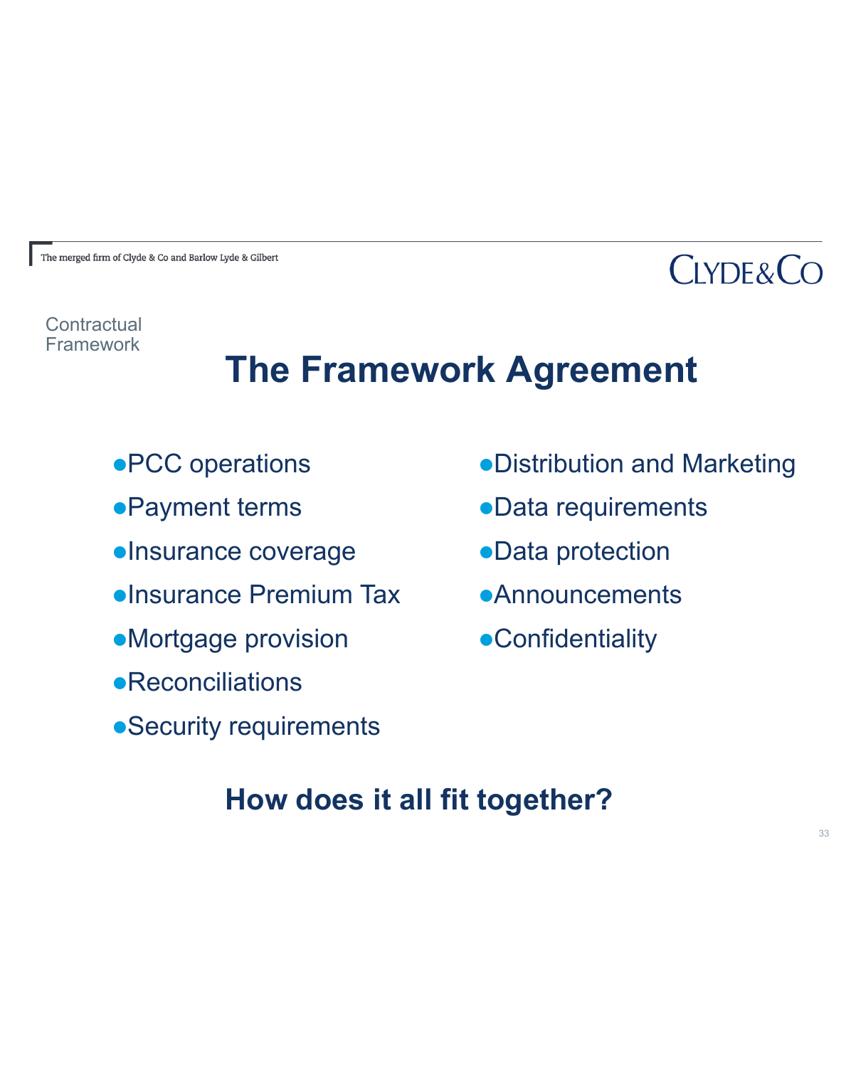Contractual Framework

# The Framework Agreement

- PCC operations
- Payment terms
- Insurance coverage
- Insurance Premium Tax
- Mortgage provision
- Reconciliations
- Security requirements
- Distribution and Marketing
- Data requirements
- Data protection
- Announcements
- Confidentiality

**How does it all fit together?**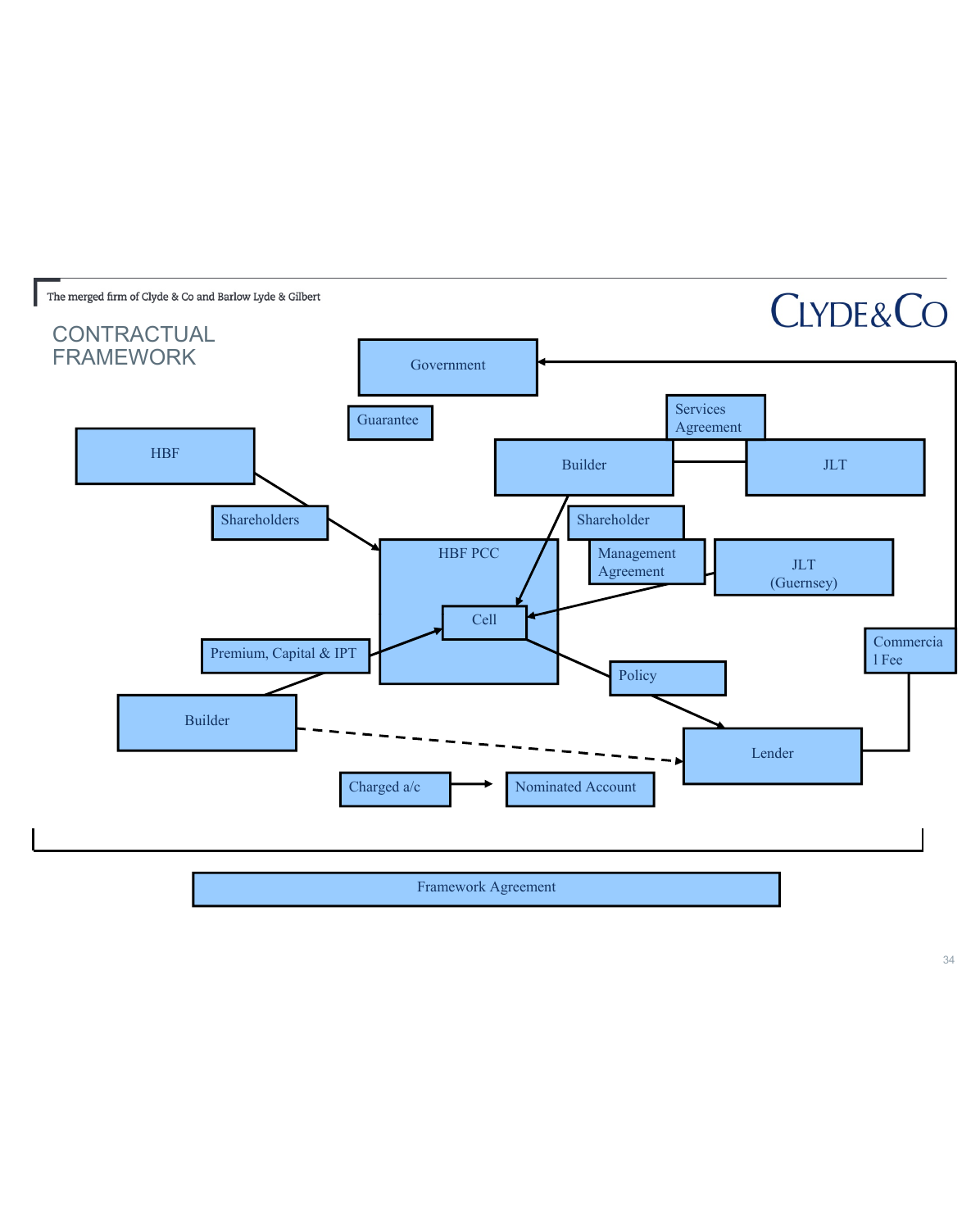# CONTRACTUAL FRAMEWORK

Government

Guarantee

Services Agreement

HBF

Builder

JLT

Shareholders

Shareholder

HBF PCC

Management Agreement

JLT (Guernsey)

Cell

Commercial Fee

Premium, Capital & IPT

Policy

Builder

Lender

Charged a/c

Nominated Account

Framework Agreement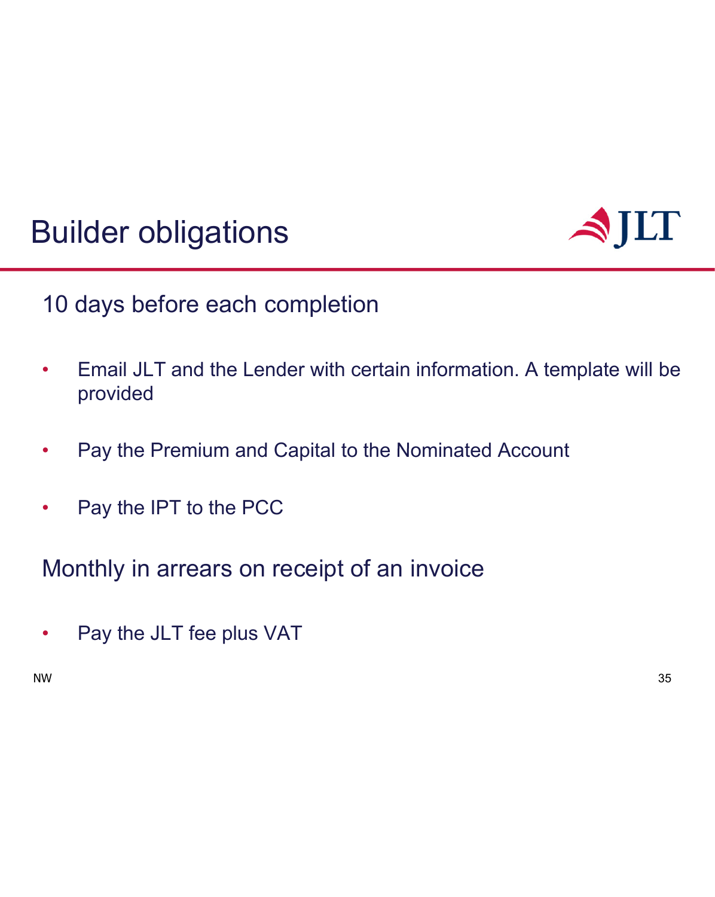# Builder obligations

## 10 days before each completion

- Email JLT and the Lender with certain information. A template will be provided
- Pay the Premium and Capital to the Nominated Account
- Pay the IPT to the PCC

## Monthly in arrears on receipt of an invoice

- Pay the JLT fee plus VAT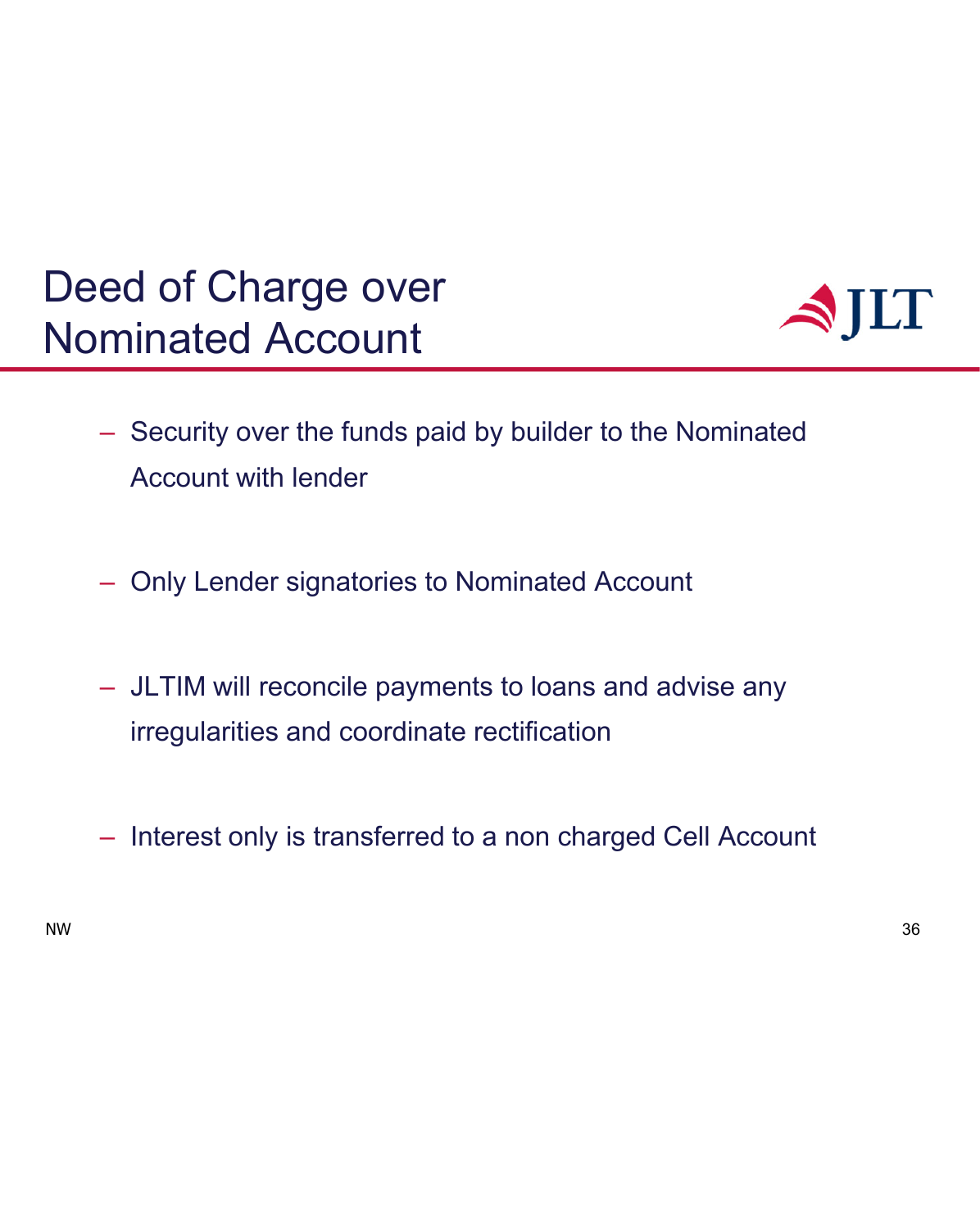# Deed of Charge over Nominated Account

- Security over the funds paid by builder to the Nominated Account with lender
- Only Lender signatories to Nominated Account
- JLTIM will reconcile payments to loans and advise any irregularities and coordinate rectification
- Interest only is transferred to a non charged Cell Account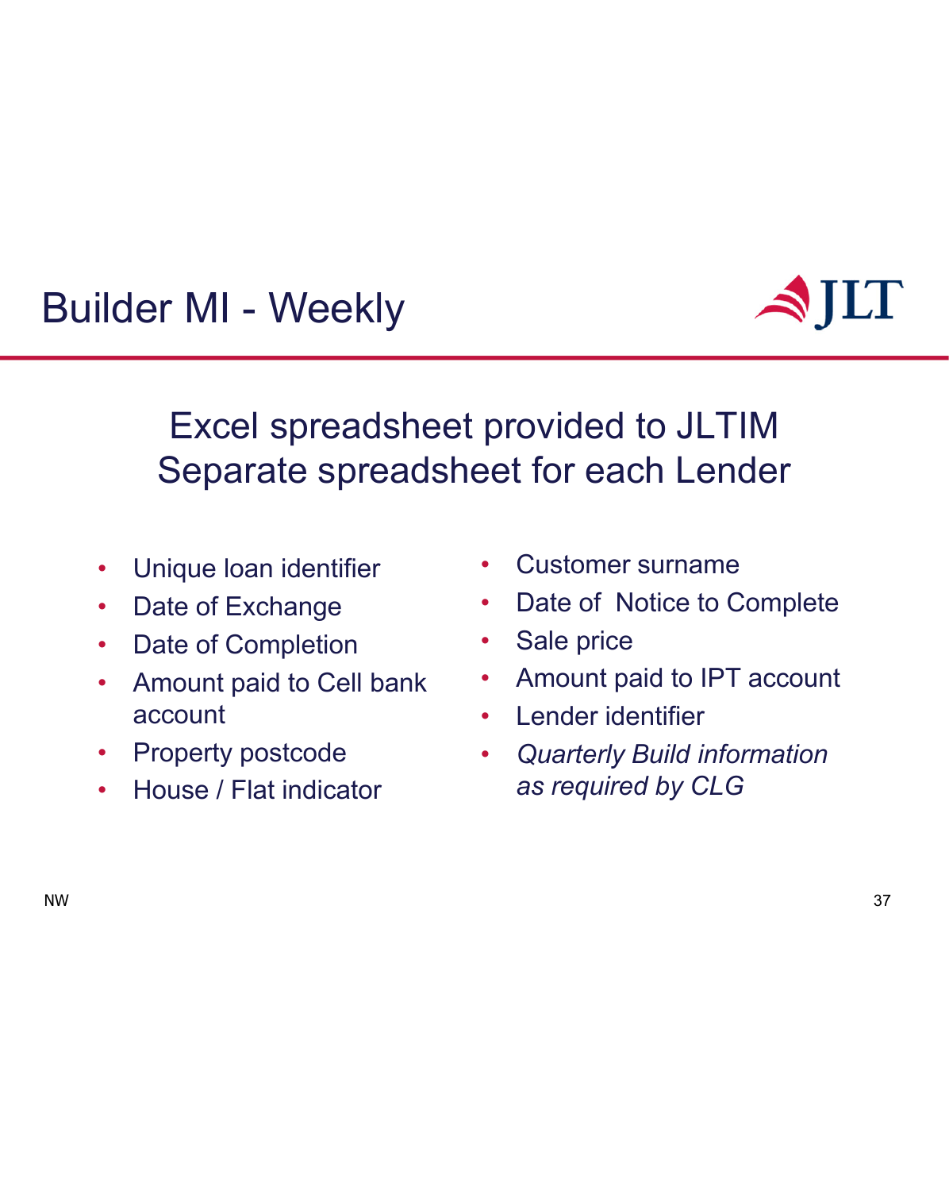# Builder MI - Weekly

Excel spreadsheet provided to JLTIM
Separate spreadsheet for each Lender

- Unique loan identifier
- Date of Exchange
- Date of Completion
- Amount paid to Cell bank account
- Property postcode
- House / Flat indicator
- Customer surname
- Date of Notice to Complete
- Sale price
- Amount paid to IPT account
- Lender identifier
- *Quarterly Build information as required by CLG*

NW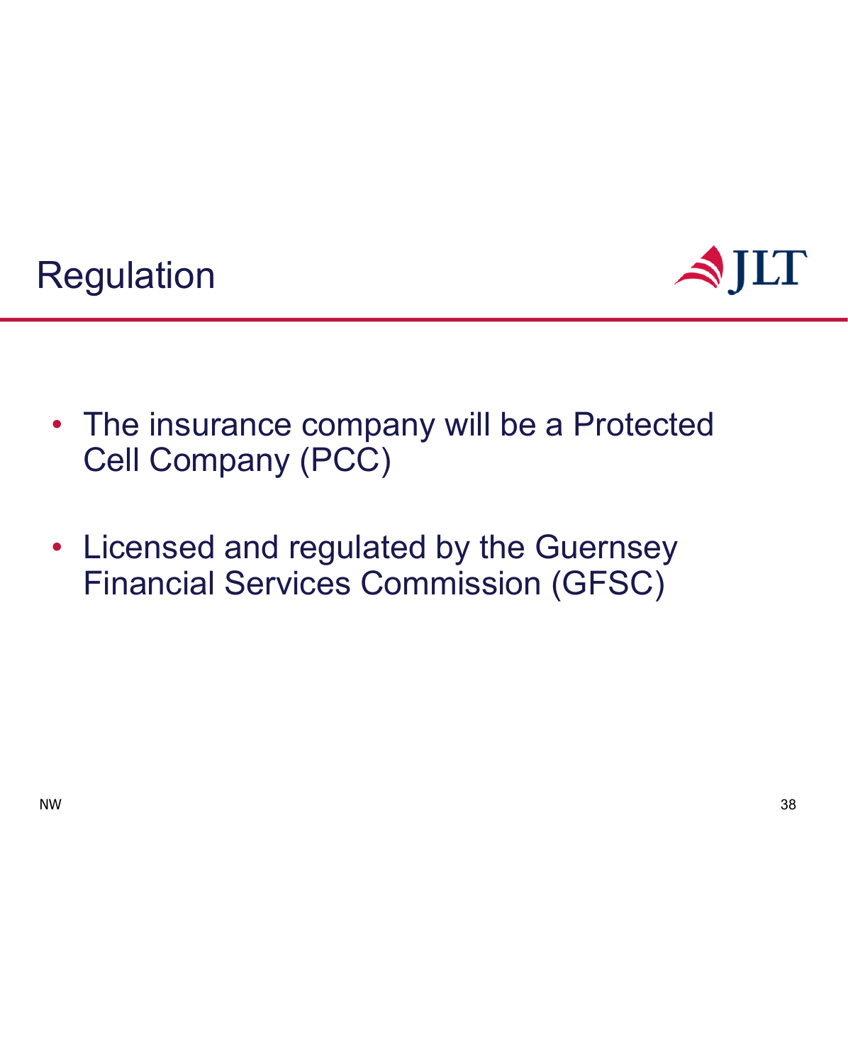# Regulation

- The insurance company will be a Protected Cell Company (PCC)
- Licensed and regulated by the Guernsey Financial Services Commission (GFSC)

NW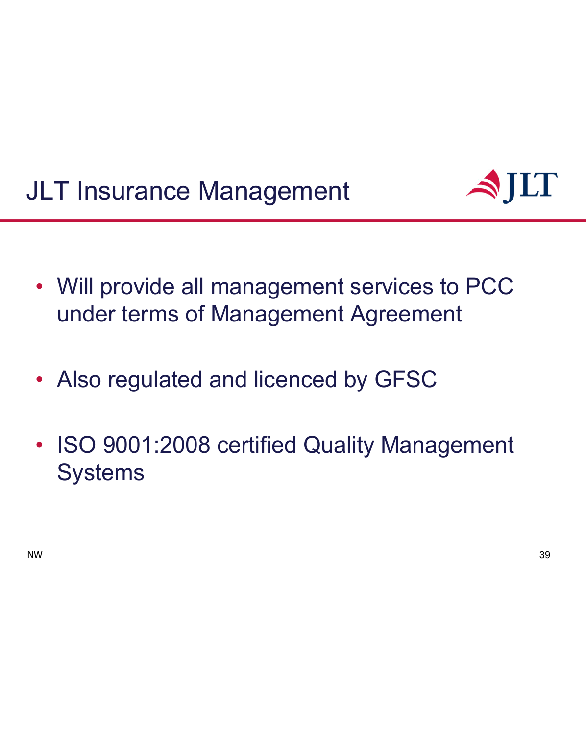# JLT Insurance Management

- Will provide all management services to PCC under terms of Management Agreement
- Also regulated and licenced by GFSC
- ISO 9001:2008 certified Quality Management Systems

NW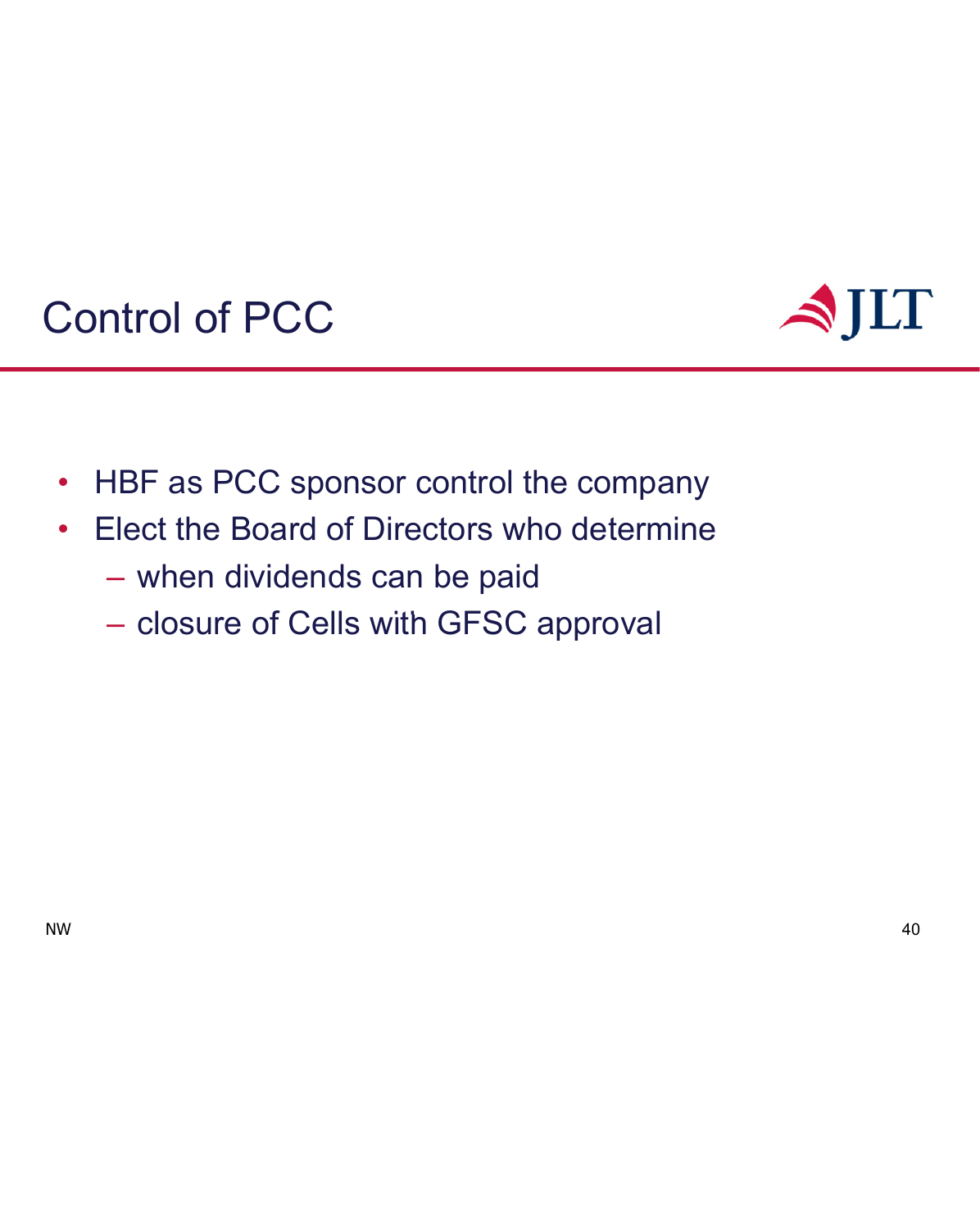# Control of PCC

- HBF as PCC sponsor control the company
- Elect the Board of Directors who determine
  - when dividends can be paid
  - closure of Cells with GFSC approval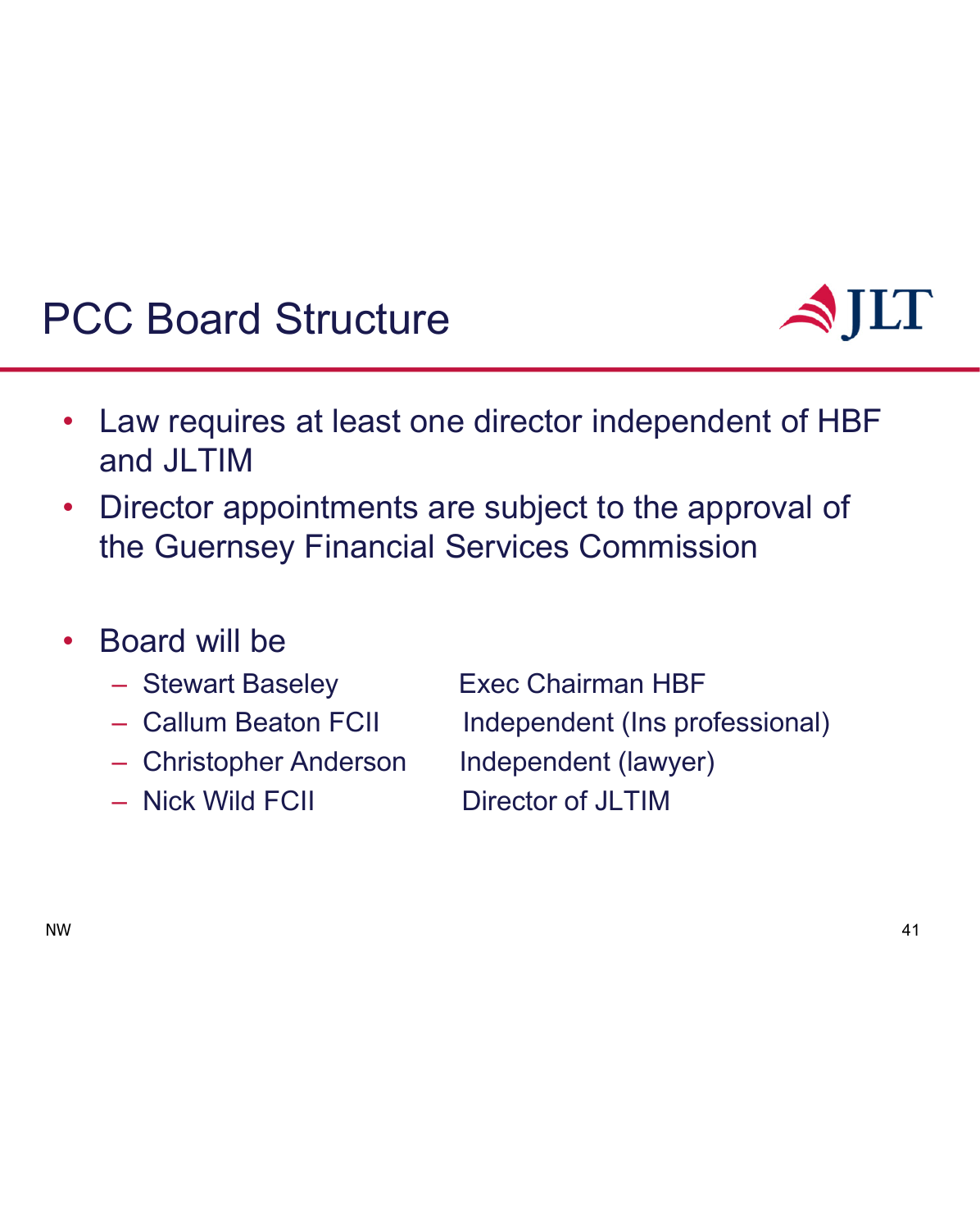# PCC Board Structure

- Law requires at least one director independent of HBF and JLTIM
- Director appointments are subject to the approval of the Guernsey Financial Services Commission

- Board will be
  - Stewart Baseley — Exec Chairman HBF
  - Callum Beaton FCII — Independent (Ins professional)
  - Christopher Anderson — Independent (lawyer)
  - Nick Wild FCII — Director of JLTIM

NW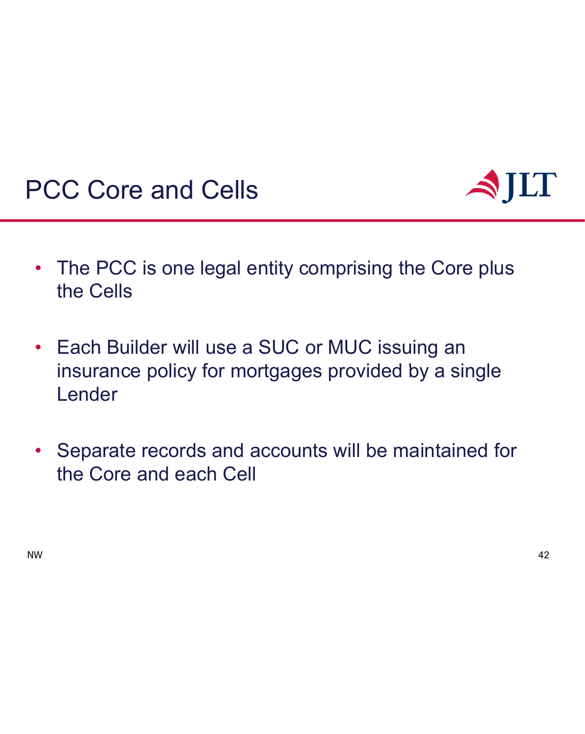# PCC Core and Cells

- The PCC is one legal entity comprising the Core plus the Cells
- Each Builder will use a SUC or MUC issuing an insurance policy for mortgages provided by a single Lender
- Separate records and accounts will be maintained for the Core and each Cell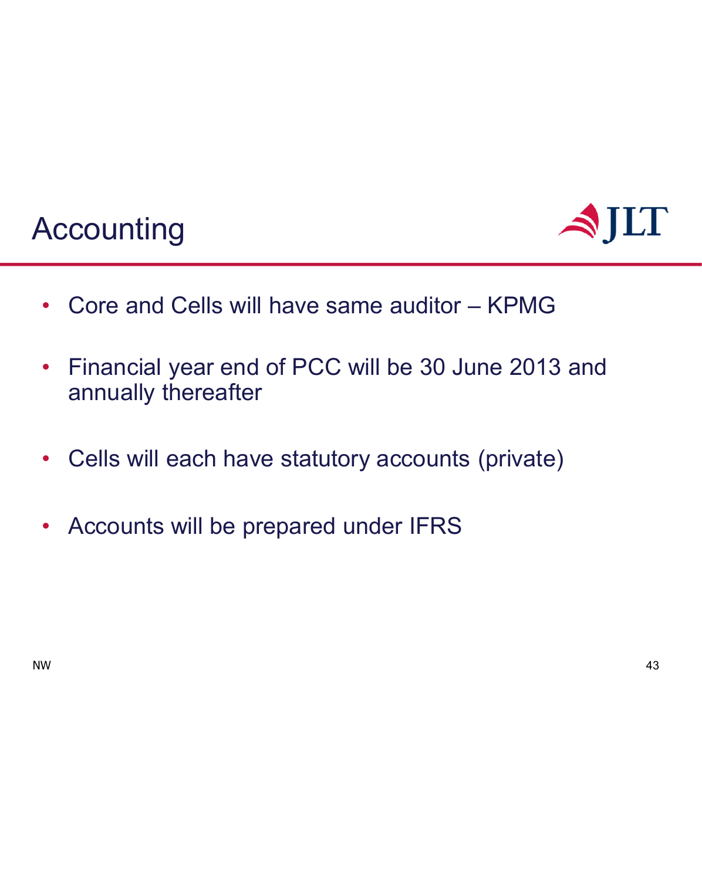# Accounting

- Core and Cells will have same auditor – KPMG
- Financial year end of PCC will be 30 June 2013 and annually thereafter
- Cells will each have statutory accounts (private)
- Accounts will be prepared under IFRS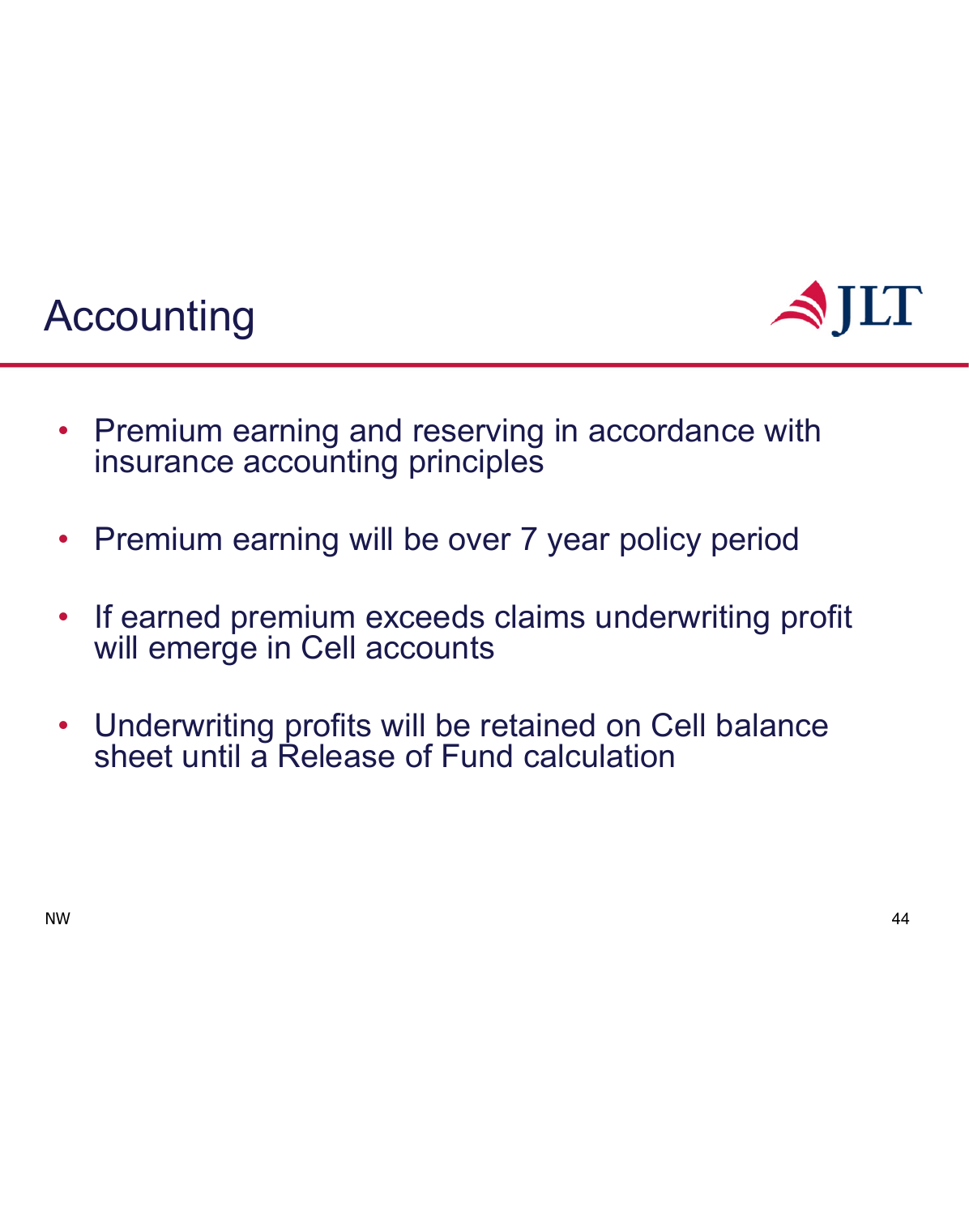# Accounting

- Premium earning and reserving in accordance with insurance accounting principles
- Premium earning will be over 7 year policy period
- If earned premium exceeds claims underwriting profit will emerge in Cell accounts
- Underwriting profits will be retained on Cell balance sheet until a Release of Fund calculation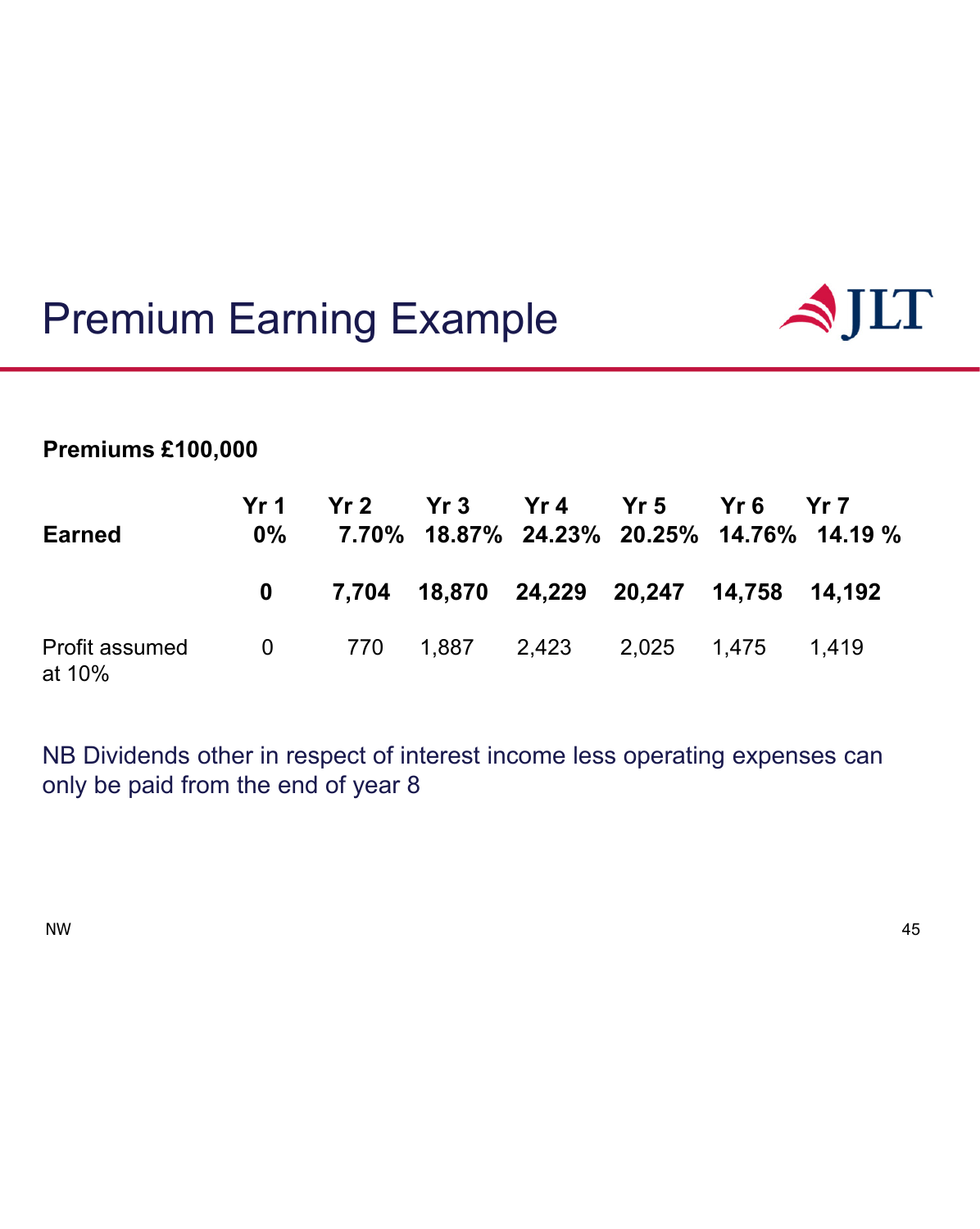# Premium Earning Example

**Premiums £100,000**

| | Yr 1 | Yr 2 | Yr 3 | Yr 4 | Yr 5 | Yr 6 | Yr 7 |
|---|---|---|---|---|---|---|---|
| **Earned** | **0%** | **7.70%** | **18.87%** | **24.23%** | **20.25%** | **14.76%** | **14.19 %** |
| | **0** | **7,704** | **18,870** | **24,229** | **20,247** | **14,758** | **14,192** |
| Profit assumed at 10% | 0 | 770 | 1,887 | 2,423 | 2,025 | 1,475 | 1,419 |

NB Dividends other in respect of interest income less operating expenses can only be paid from the end of year 8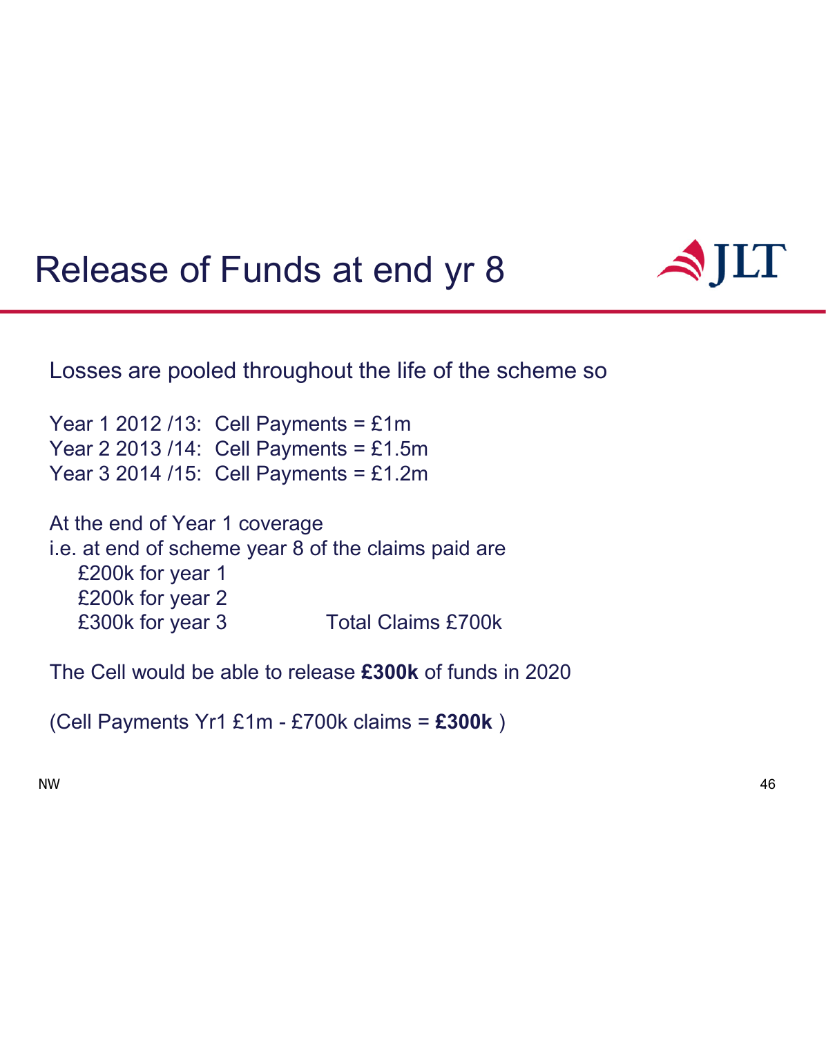# Release of Funds at end yr 8

Losses are pooled throughout the life of the scheme so

Year 1 2012 /13: Cell Payments = £1m
Year 2 2013 /14: Cell Payments = £1.5m
Year 3 2014 /15: Cell Payments = £1.2m

At the end of Year 1 coverage
i.e. at end of scheme year 8 of the claims paid are
  £200k for year 1
  £200k for year 2
  £300k for year 3    Total Claims £700k

The Cell would be able to release **£300k** of funds in 2020

(Cell Payments Yr1 £1m - £700k claims = **£300k** )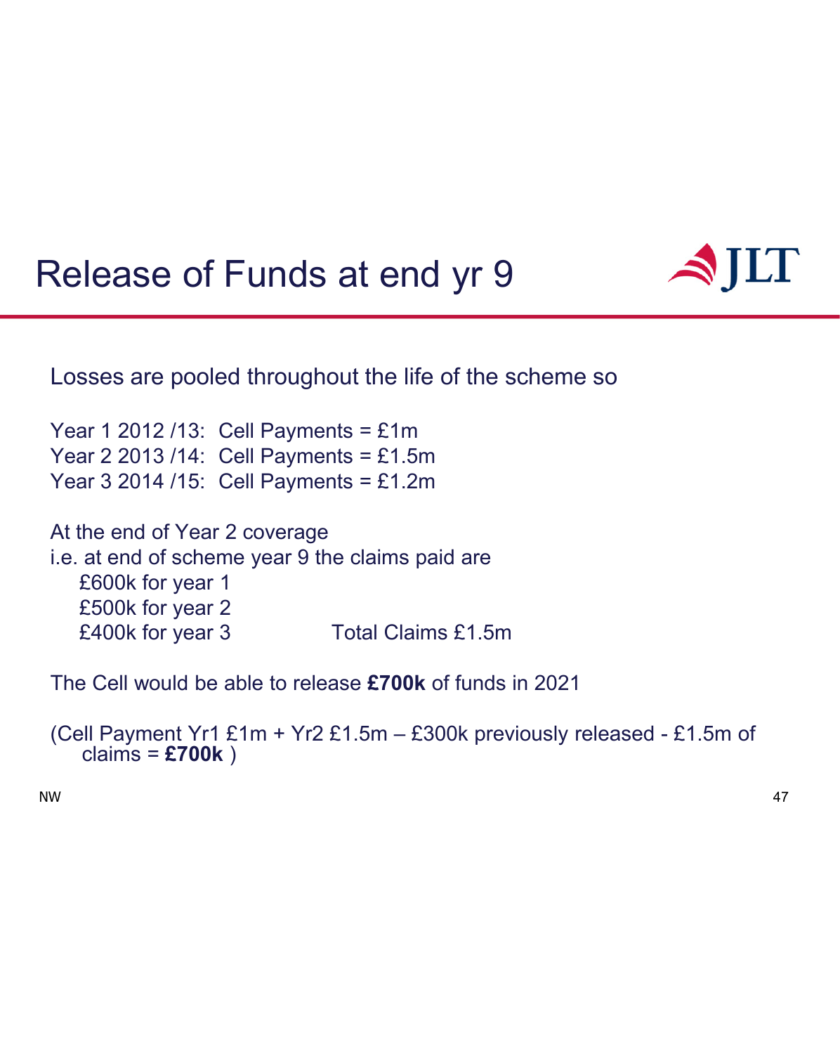# Release of Funds at end yr 9

Losses are pooled throughout the life of the scheme so

Year 1 2012 /13: Cell Payments = £1m
Year 2 2013 /14: Cell Payments = £1.5m
Year 3 2014 /15: Cell Payments = £1.2m

At the end of Year 2 coverage
i.e. at end of scheme year 9 the claims paid are
- £600k for year 1
- £500k for year 2
- £400k for year 3 Total Claims £1.5m

The Cell would be able to release **£700k** of funds in 2021

(Cell Payment Yr1 £1m + Yr2 £1.5m – £300k previously released - £1.5m of claims = **£700k** )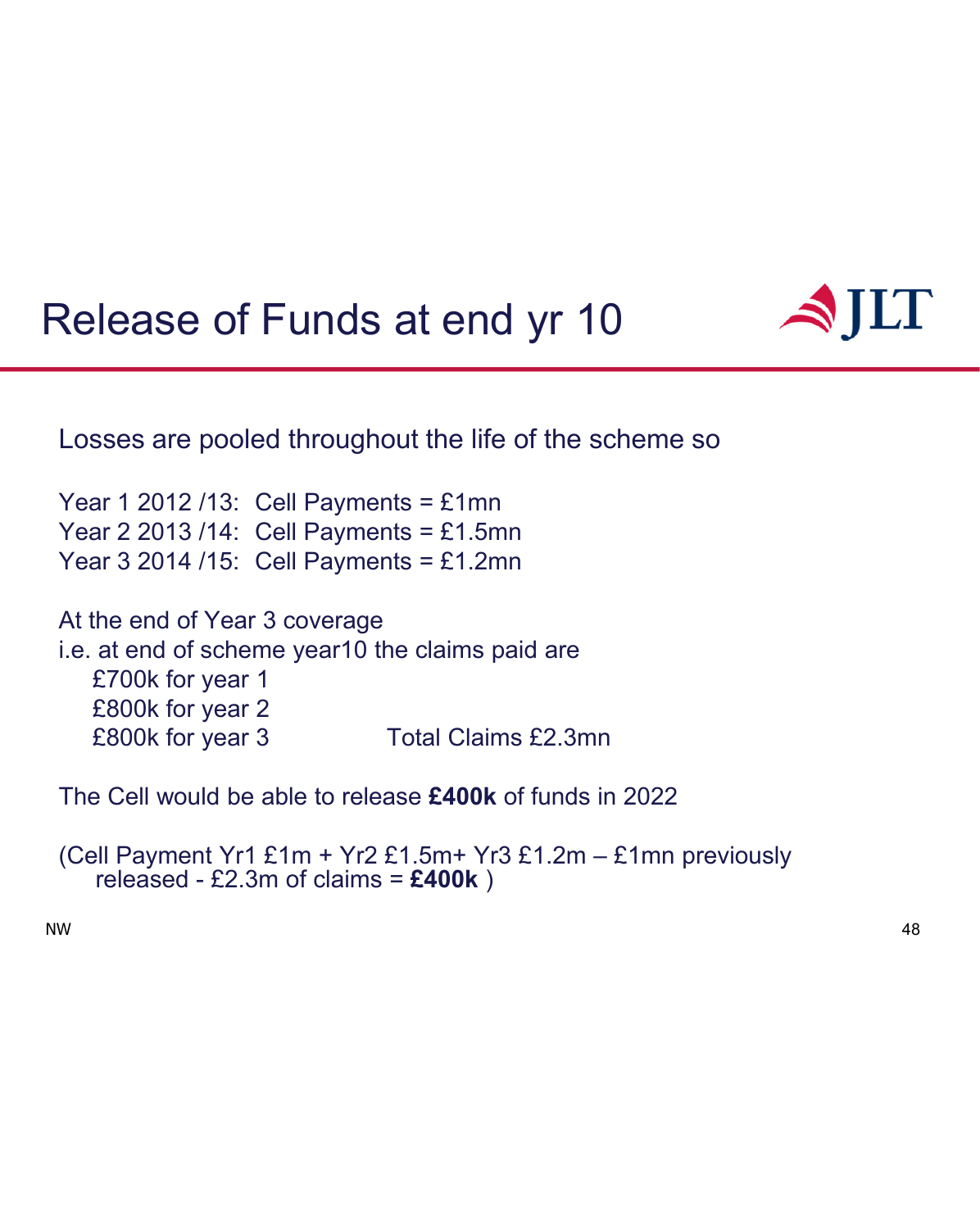# Release of Funds at end yr 10

Losses are pooled throughout the life of the scheme so

Year 1 2012 /13: Cell Payments = £1mn
Year 2 2013 /14: Cell Payments = £1.5mn
Year 3 2014 /15: Cell Payments = £1.2mn

At the end of Year 3 coverage
i.e. at end of scheme year10 the claims paid are
    £700k for year 1
    £800k for year 2
    £800k for year 3          Total Claims £2.3mn

The Cell would be able to release **£400k** of funds in 2022

(Cell Payment Yr1 £1m + Yr2 £1.5m+ Yr3 £1.2m – £1mn previously released - £2.3m of claims = **£400k** )

NW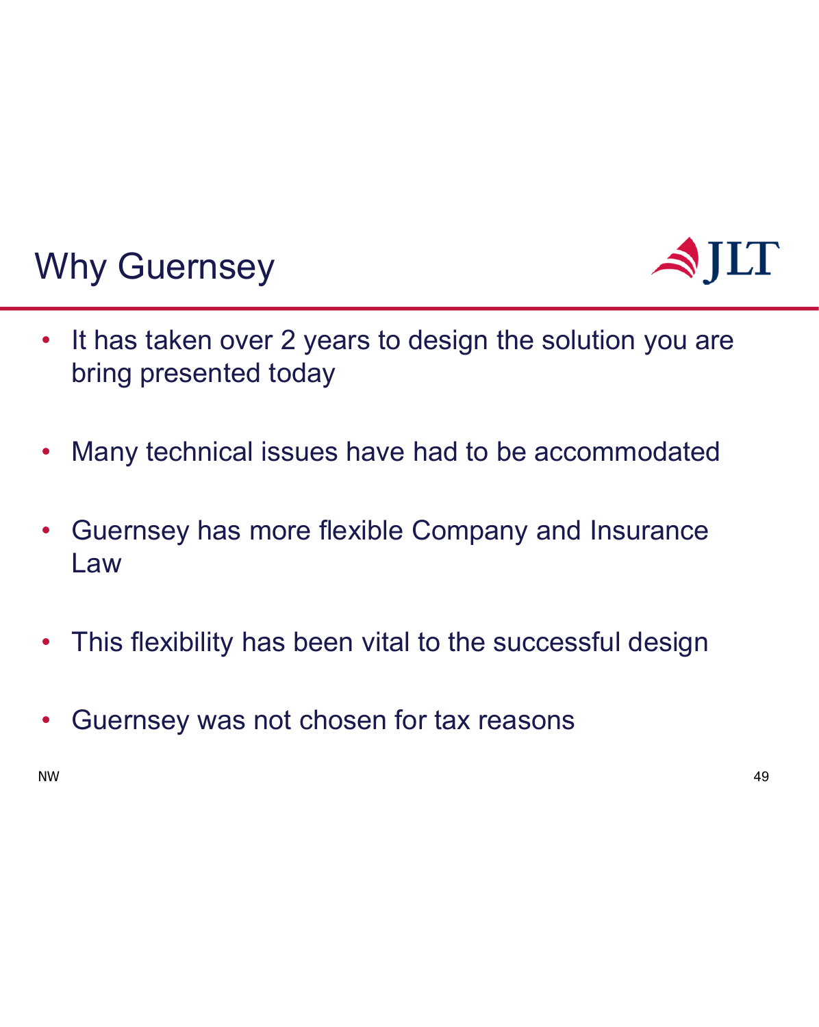# Why Guernsey

- It has taken over 2 years to design the solution you are bring presented today
- Many technical issues have had to be accommodated
- Guernsey has more flexible Company and Insurance Law
- This flexibility has been vital to the successful design
- Guernsey was not chosen for tax reasons

NW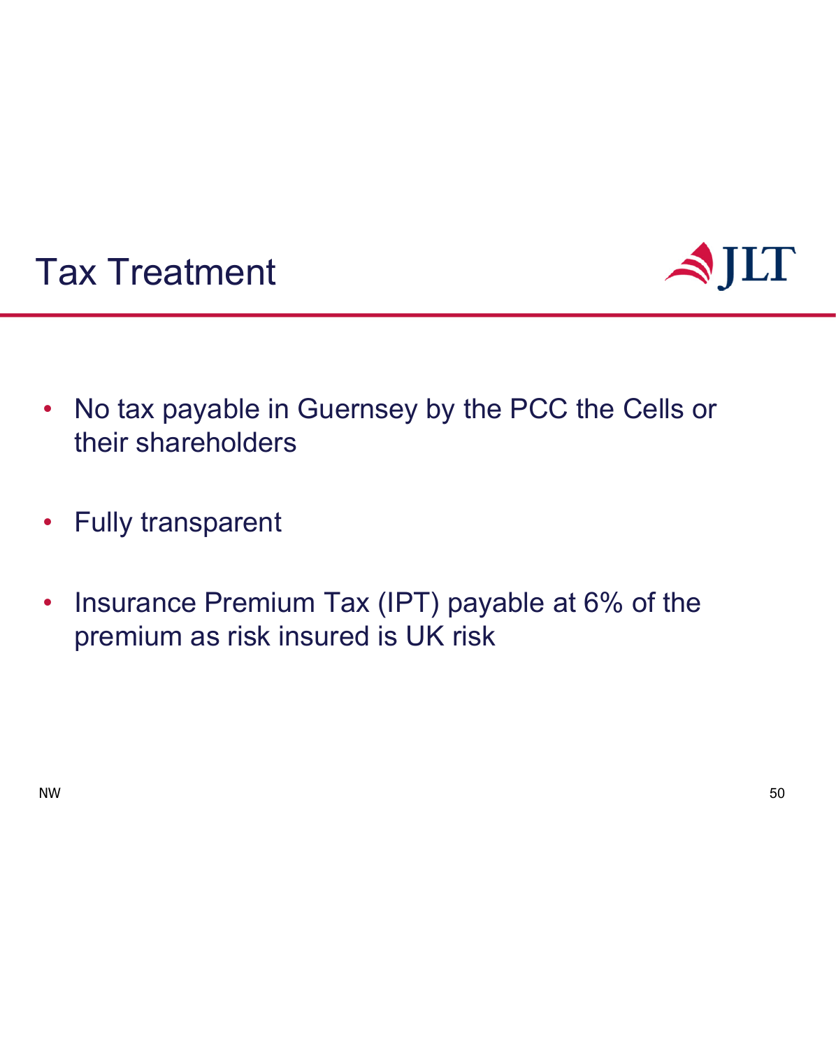# Tax Treatment

- No tax payable in Guernsey by the PCC the Cells or their shareholders
- Fully transparent
- Insurance Premium Tax (IPT) payable at 6% of the premium as risk insured is UK risk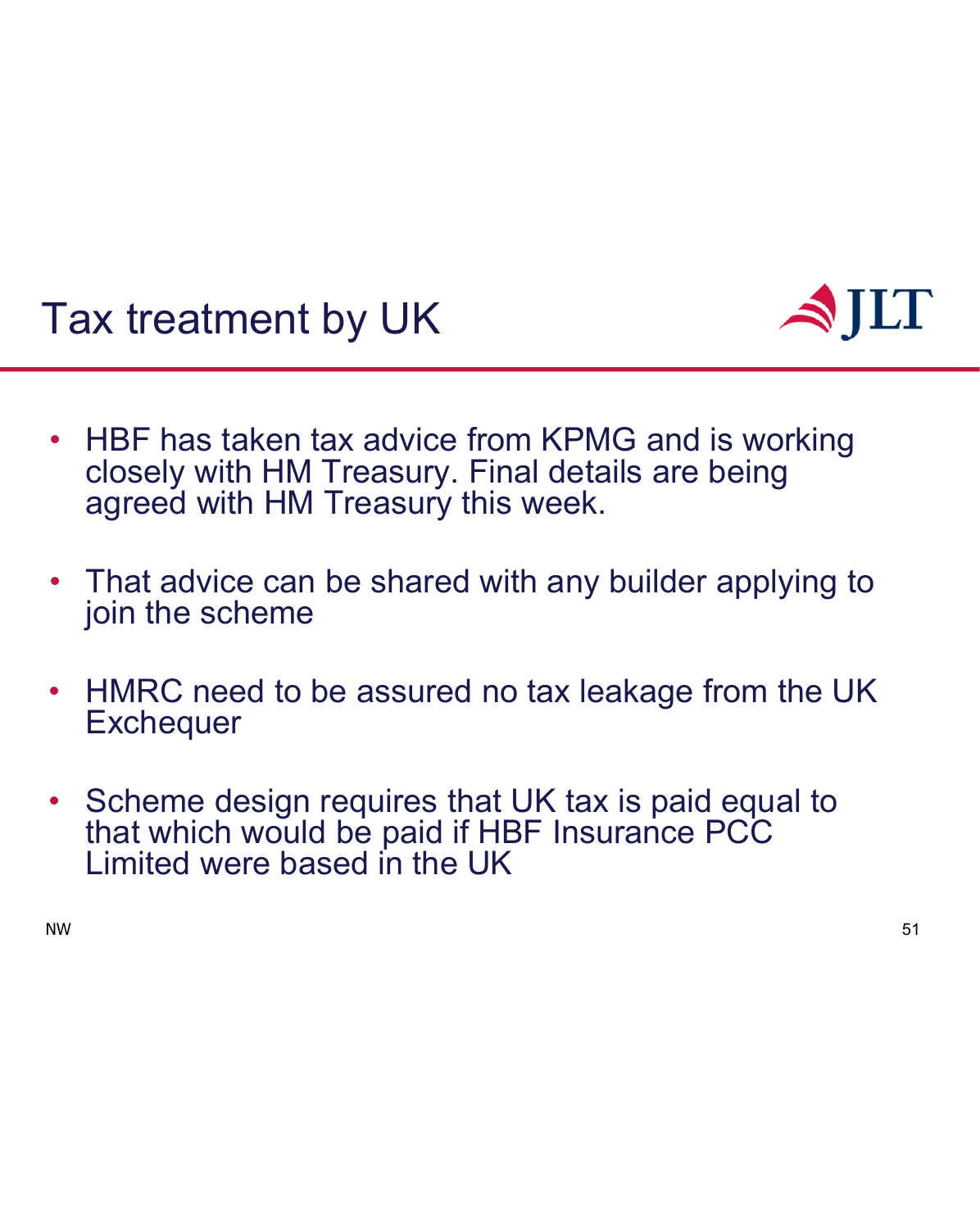# Tax treatment by UK

- HBF has taken tax advice from KPMG and is working closely with HM Treasury. Final details are being agreed with HM Treasury this week.
- That advice can be shared with any builder applying to join the scheme
- HMRC need to be assured no tax leakage from the UK Exchequer
- Scheme design requires that UK tax is paid equal to that which would be paid if HBF Insurance PCC Limited were based in the UK

NW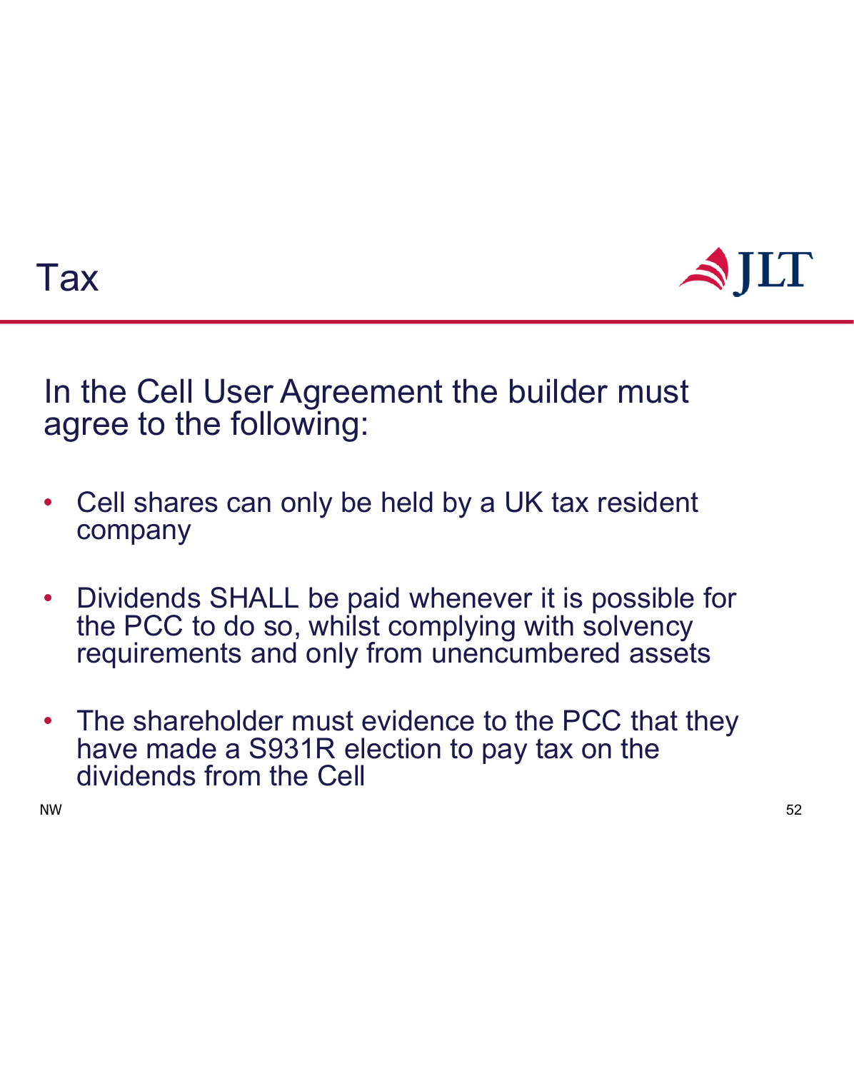# Tax

In the Cell User Agreement the builder must agree to the following:

- Cell shares can only be held by a UK tax resident company
- Dividends SHALL be paid whenever it is possible for the PCC to do so, whilst complying with solvency requirements and only from unencumbered assets
- The shareholder must evidence to the PCC that they have made a S931R election to pay tax on the dividends from the Cell

NW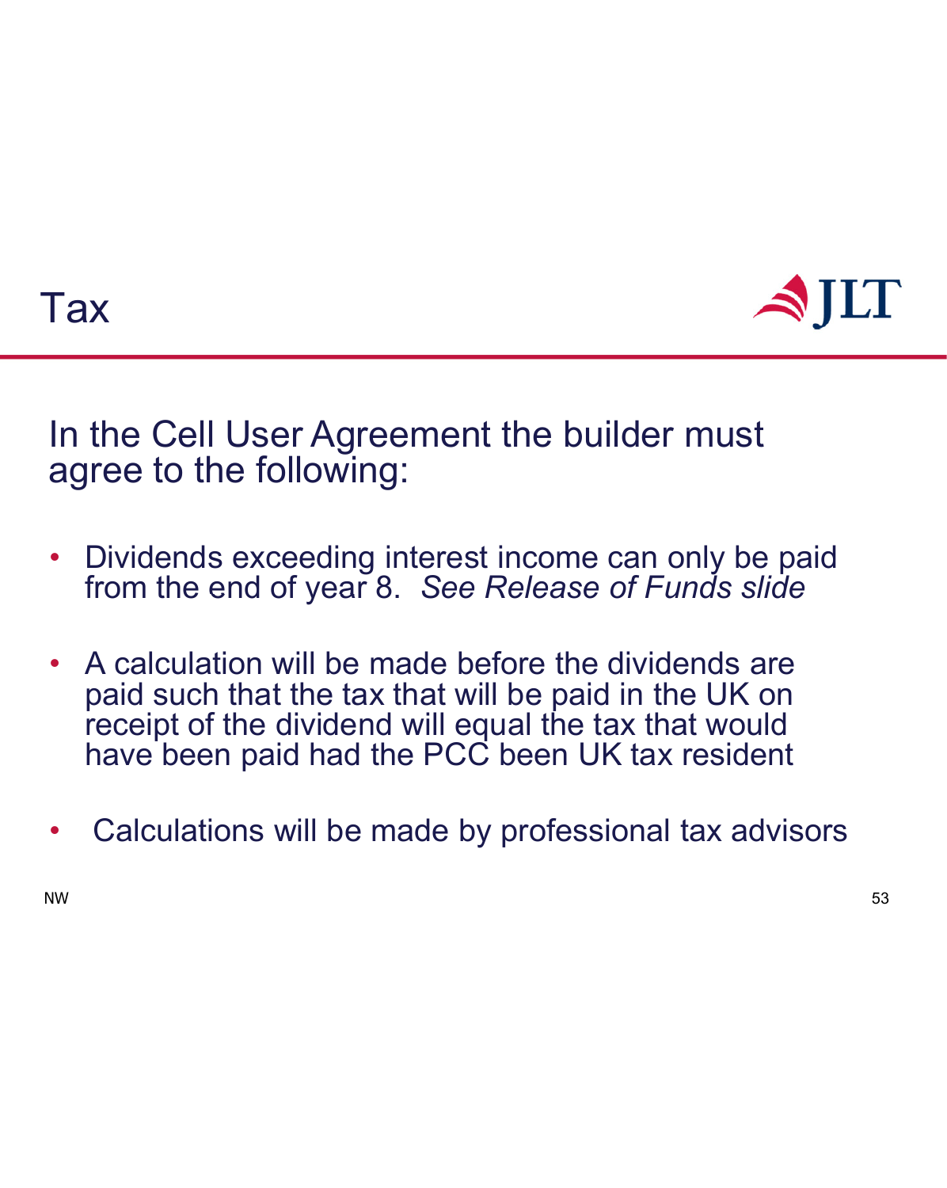# Tax

In the Cell User Agreement the builder must agree to the following:

- Dividends exceeding interest income can only be paid from the end of year 8. *See Release of Funds slide*
- A calculation will be made before the dividends are paid such that the tax that will be paid in the UK on receipt of the dividend will equal the tax that would have been paid had the PCC been UK tax resident
- Calculations will be made by professional tax advisors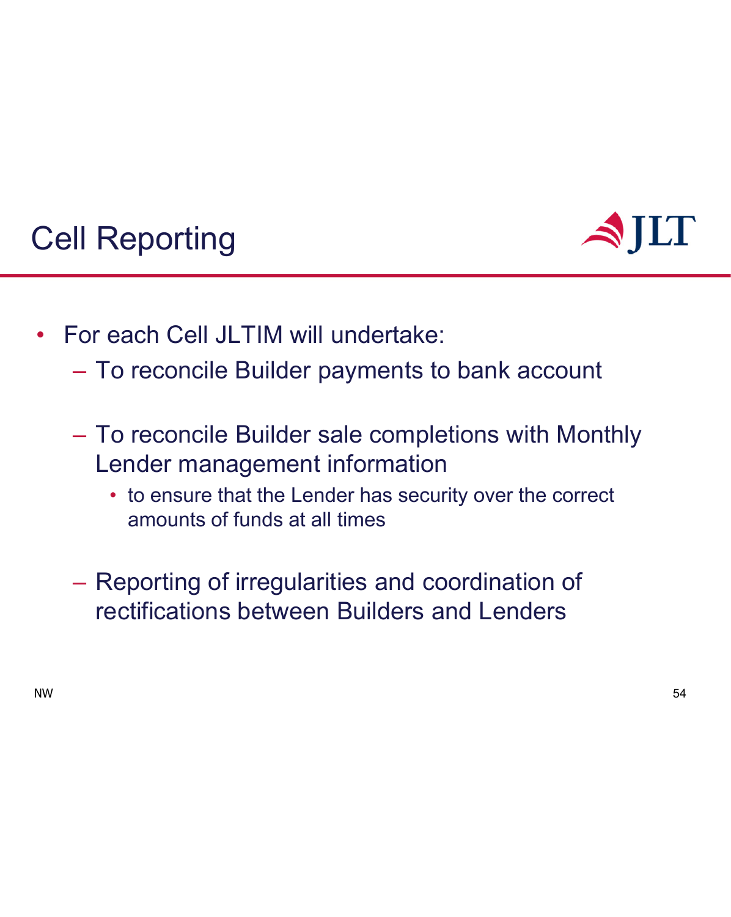# Cell Reporting

- For each Cell JLTIM will undertake:
  - To reconcile Builder payments to bank account
  - To reconcile Builder sale completions with Monthly Lender management information
    - to ensure that the Lender has security over the correct amounts of funds at all times
  - Reporting of irregularities and coordination of rectifications between Builders and Lenders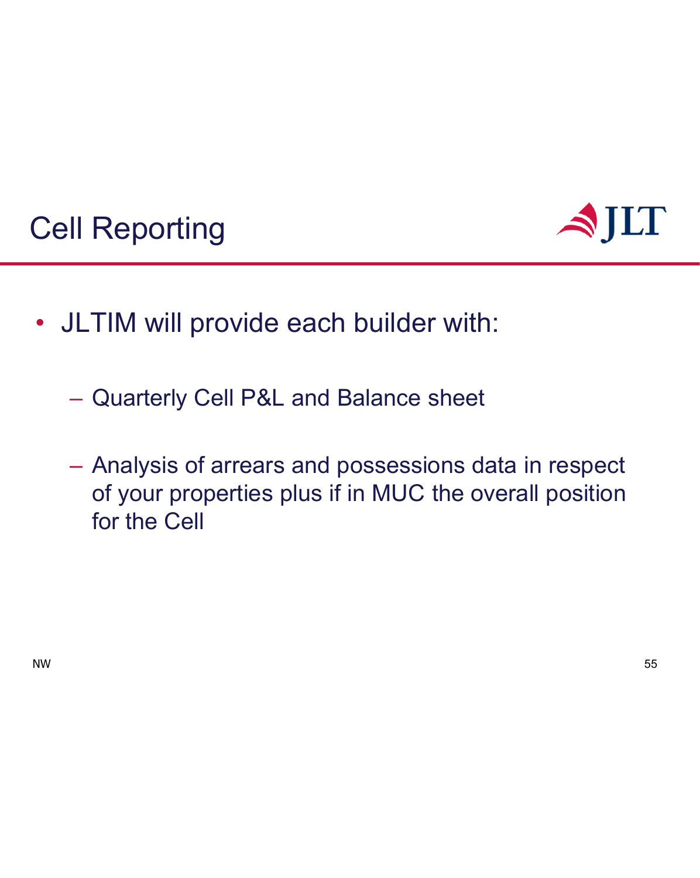# Cell Reporting

- JLTIM will provide each builder with:
  - Quarterly Cell P&L and Balance sheet
  - Analysis of arrears and possessions data in respect of your properties plus if in MUC the overall position for the Cell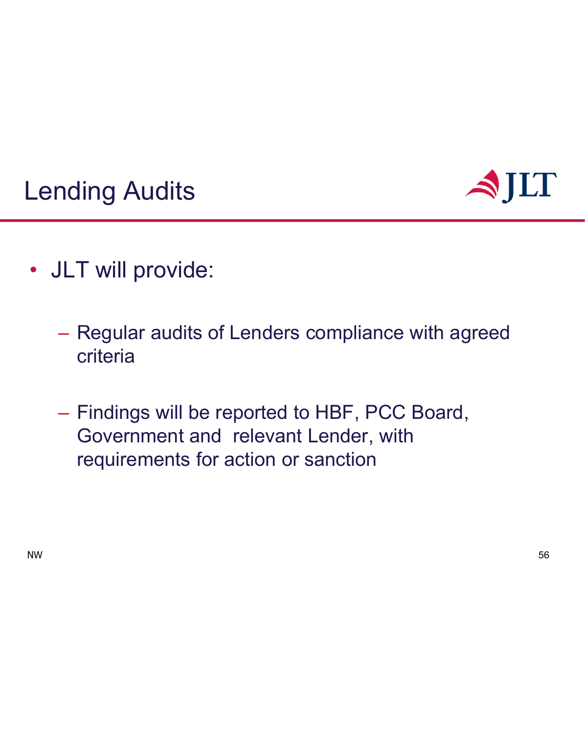# Lending Audits

- JLT will provide:
  - Regular audits of Lenders compliance with agreed criteria
  - Findings will be reported to HBF, PCC Board, Government and relevant Lender, with requirements for action or sanction

NW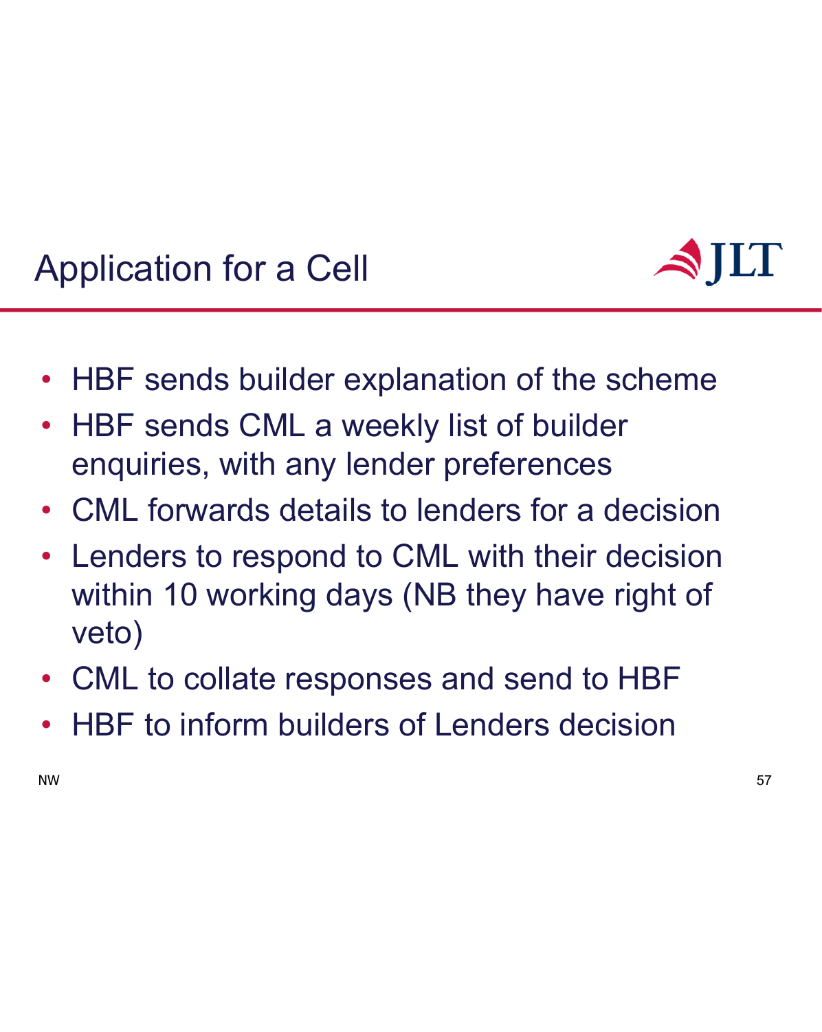# Application for a Cell

- HBF sends builder explanation of the scheme
- HBF sends CML a weekly list of builder enquiries, with any lender preferences
- CML forwards details to lenders for a decision
- Lenders to respond to CML with their decision within 10 working days (NB they have right of veto)
- CML to collate responses and send to HBF
- HBF to inform builders of Lenders decision

NW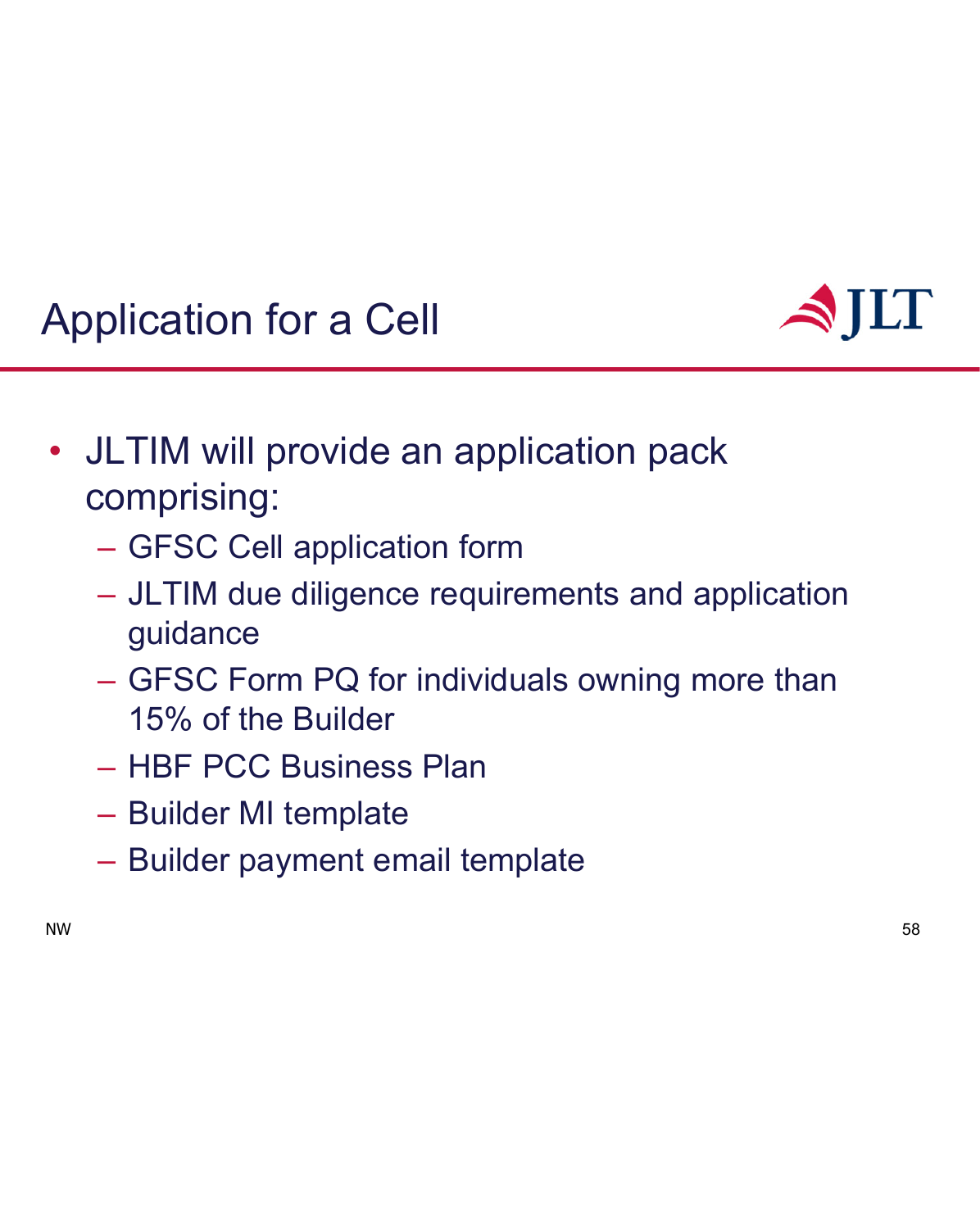# Application for a Cell

- JLTIM will provide an application pack comprising:
  - GFSC Cell application form
  - JLTIM due diligence requirements and application guidance
  - GFSC Form PQ for individuals owning more than 15% of the Builder
  - HBF PCC Business Plan
  - Builder MI template
  - Builder payment email template

NW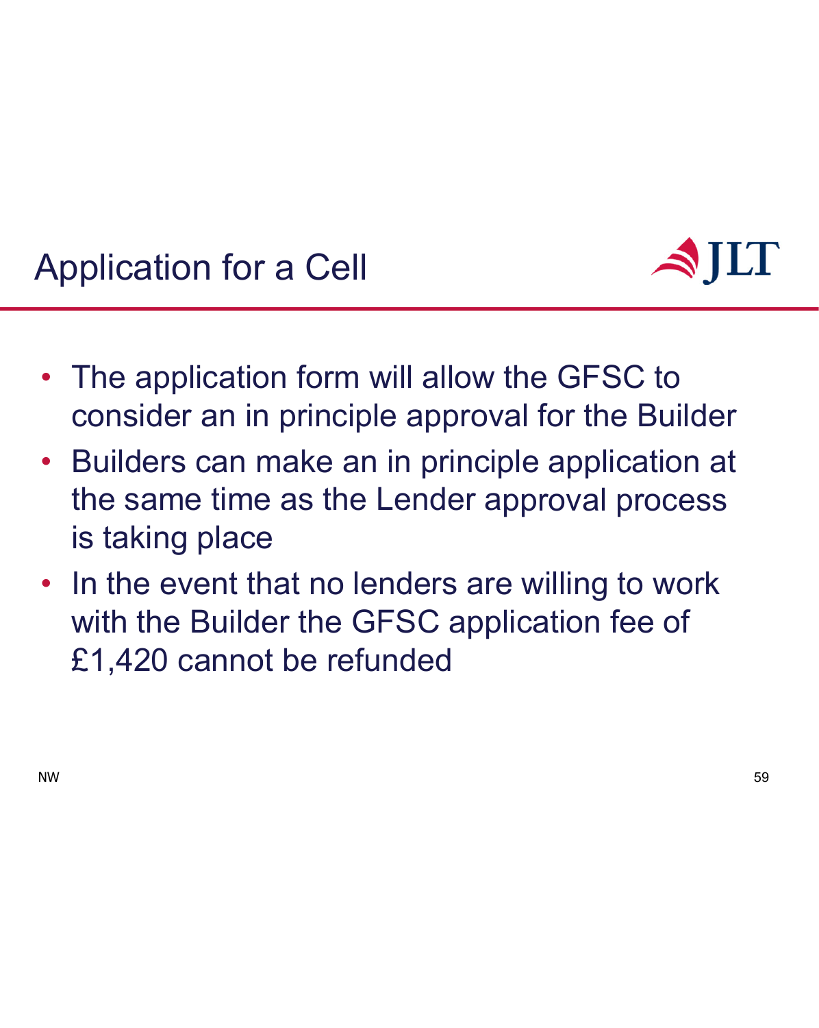# Application for a Cell

- The application form will allow the GFSC to consider an in principle approval for the Builder
- Builders can make an in principle application at the same time as the Lender approval process is taking place
- In the event that no lenders are willing to work with the Builder the GFSC application fee of £1,420 cannot be refunded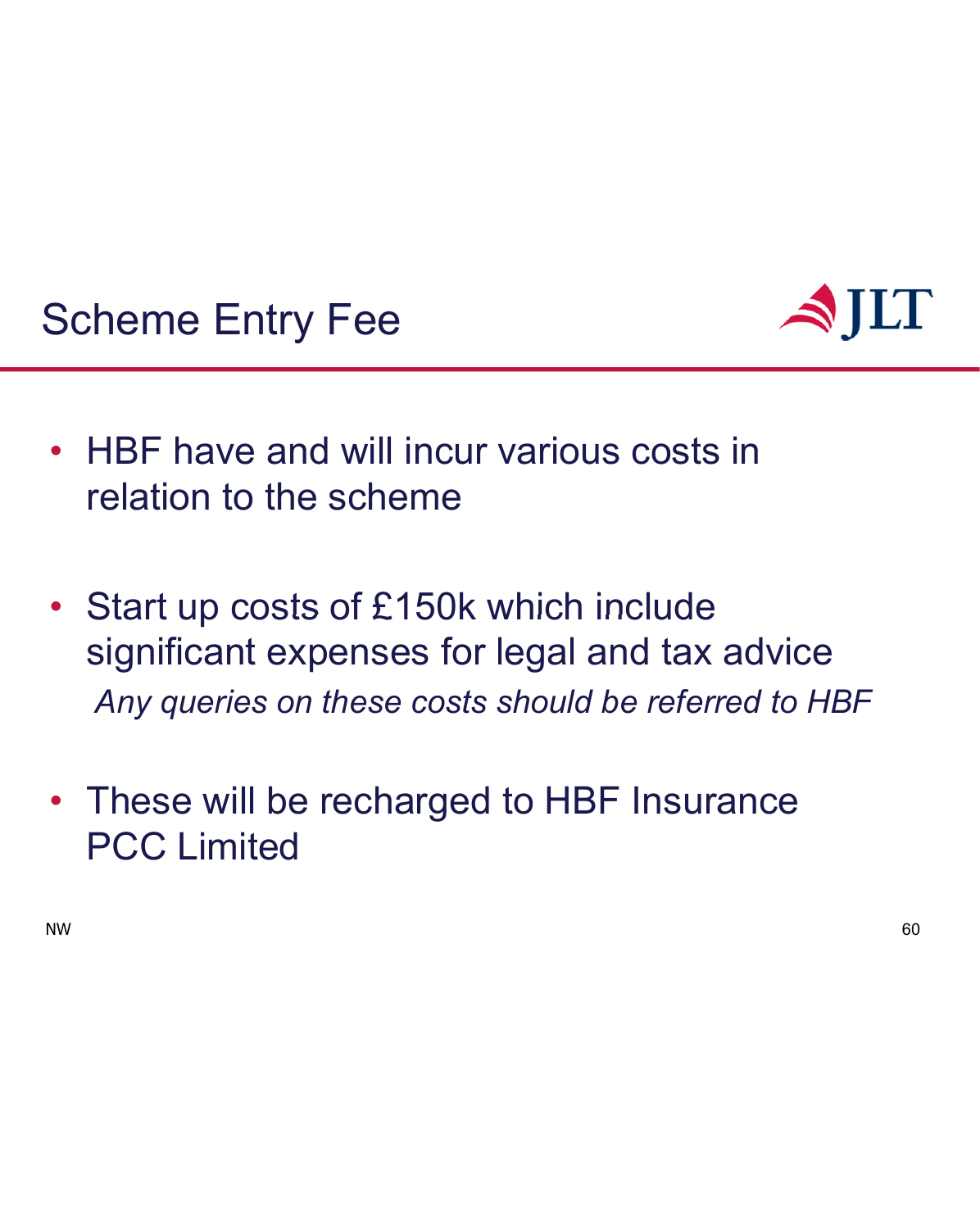# Scheme Entry Fee

- HBF have and will incur various costs in relation to the scheme

- Start up costs of £150k which include significant expenses for legal and tax advice

  *Any queries on these costs should be referred to HBF*

- These will be recharged to HBF Insurance PCC Limited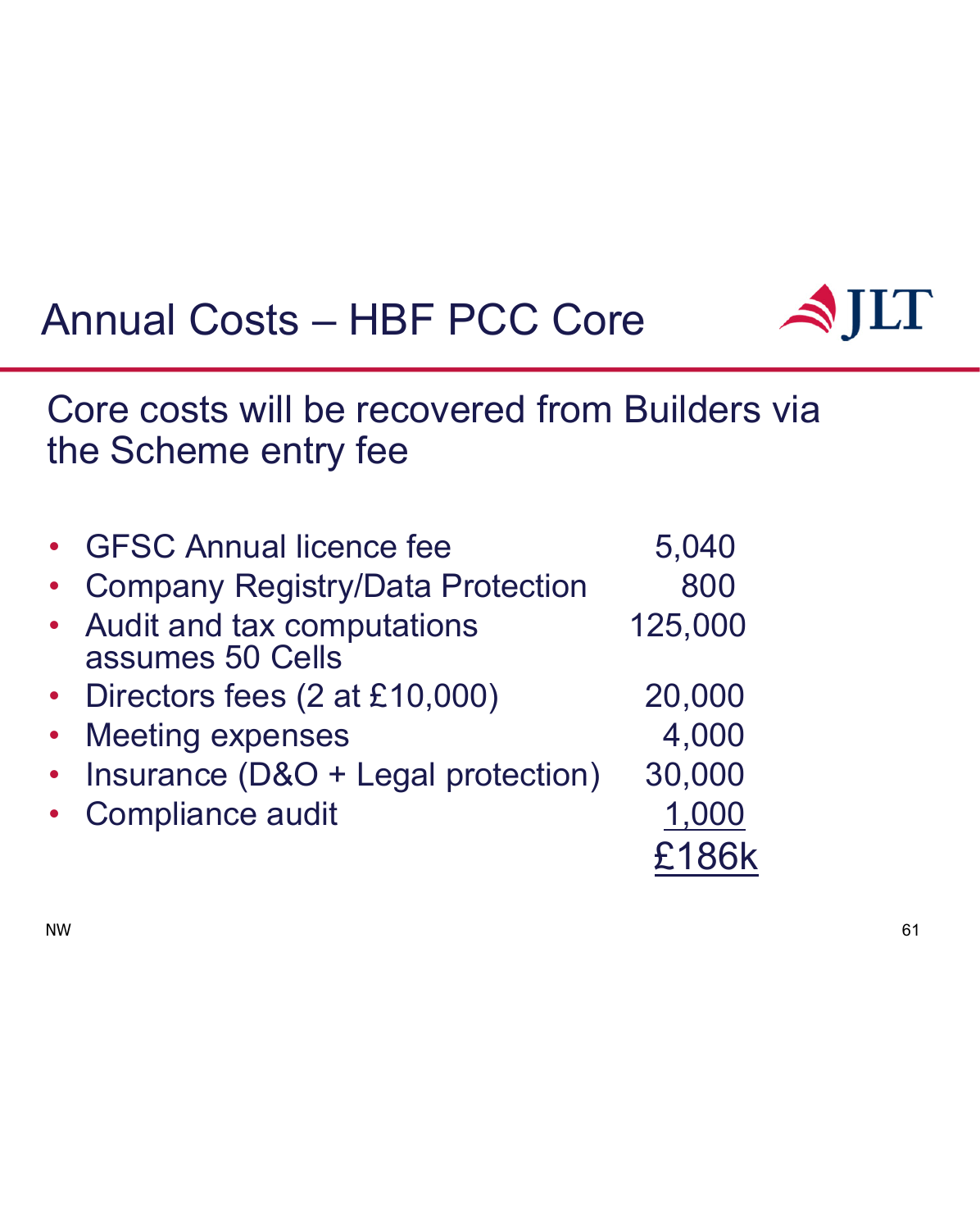# Annual Costs – HBF PCC Core

## Core costs will be recovered from Builders via the Scheme entry fee

| Item | Cost |
|---|---|
| GFSC Annual licence fee | 5,040 |
| Company Registry/Data Protection | 800 |
| Audit and tax computations assumes 50 Cells | 125,000 |
| Directors fees (2 at £10,000) | 20,000 |
| Meeting expenses | 4,000 |
| Insurance (D&O + Legal protection) | 30,000 |
| Compliance audit | 1,000 |
| | £186k |

NW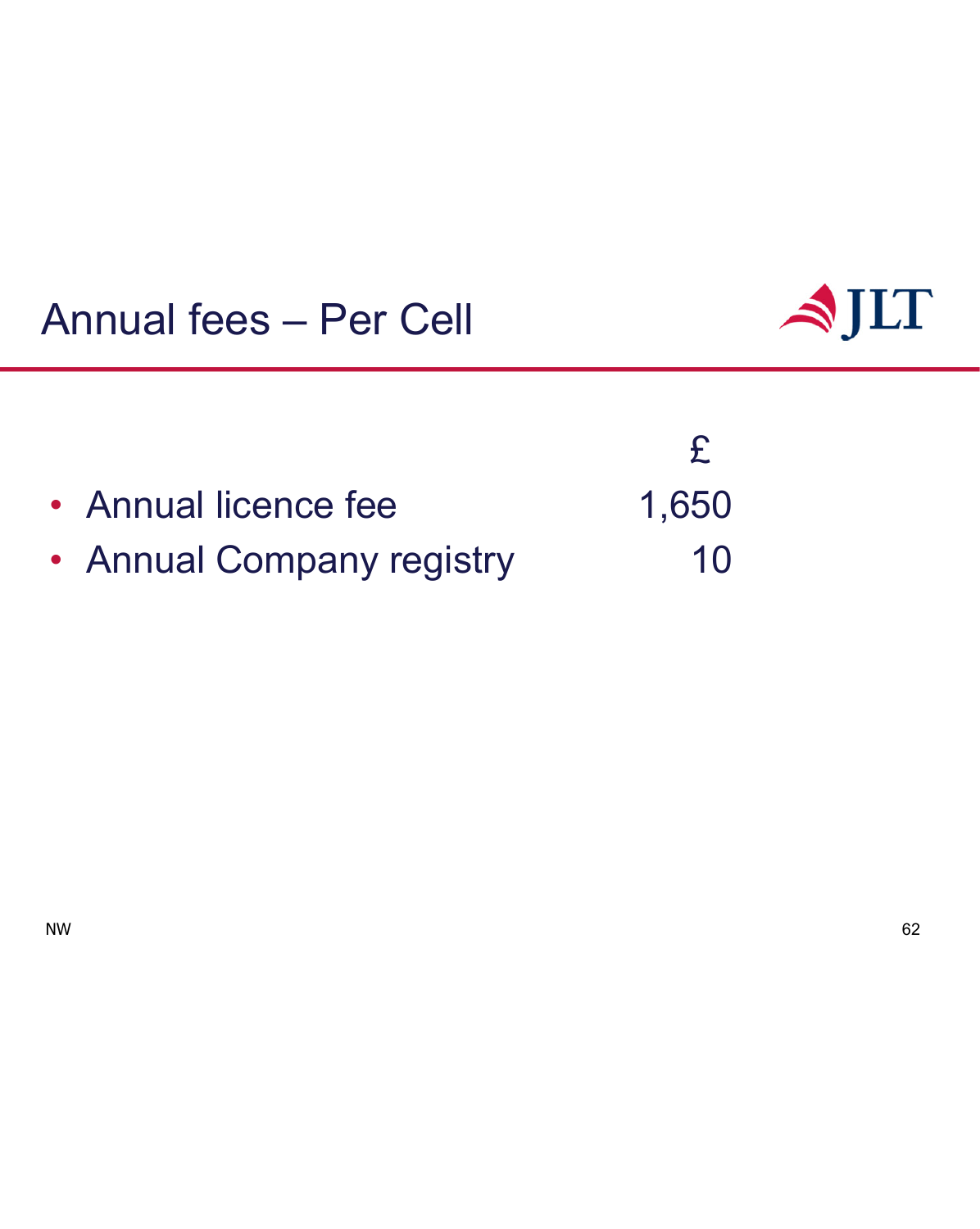# Annual fees – Per Cell

| | £ |
|---|---|
| • Annual licence fee | 1,650 |
| • Annual Company registry | 10 |

NW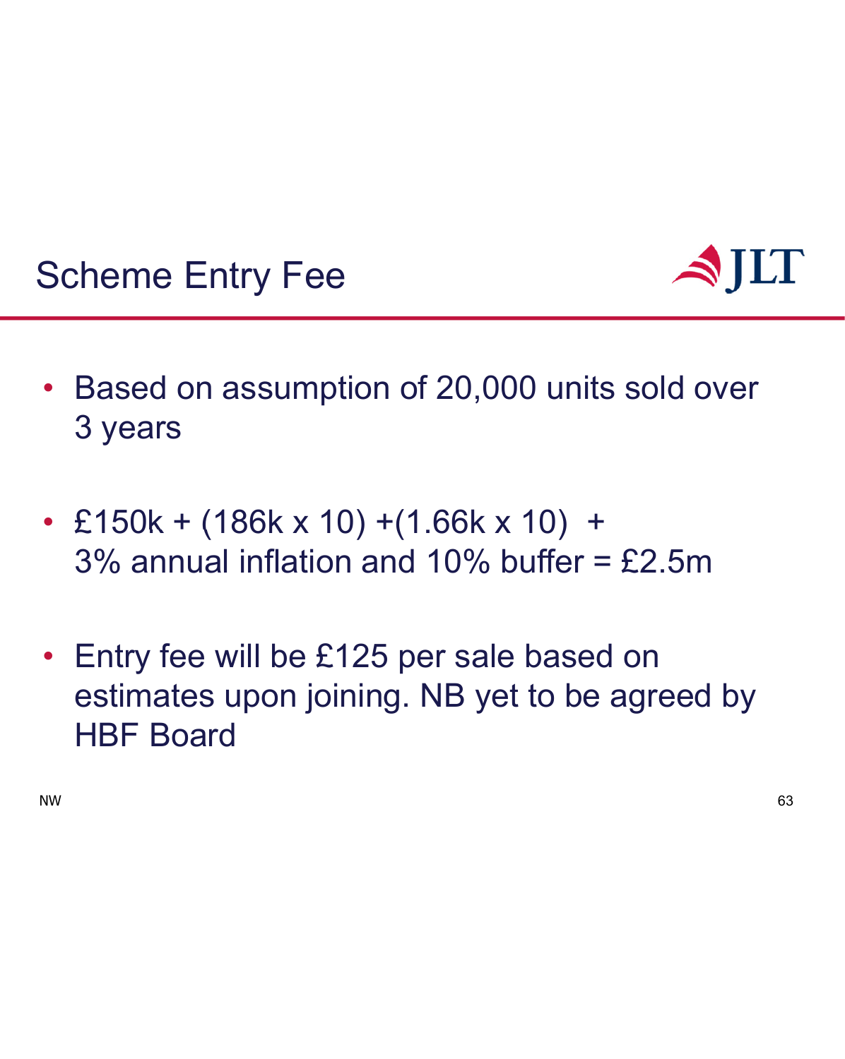# Scheme Entry Fee

- Based on assumption of 20,000 units sold over 3 years
- £150k + (186k x 10) +(1.66k x 10) + 3% annual inflation and 10% buffer = £2.5m
- Entry fee will be £125 per sale based on estimates upon joining. NB yet to be agreed by HBF Board

NW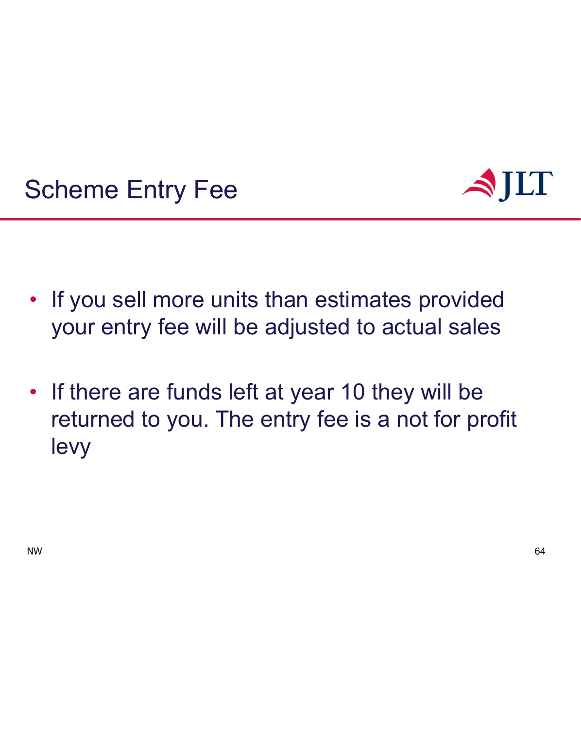# Scheme Entry Fee

- If you sell more units than estimates provided your entry fee will be adjusted to actual sales
- If there are funds left at year 10 they will be returned to you. The entry fee is a not for profit levy

NW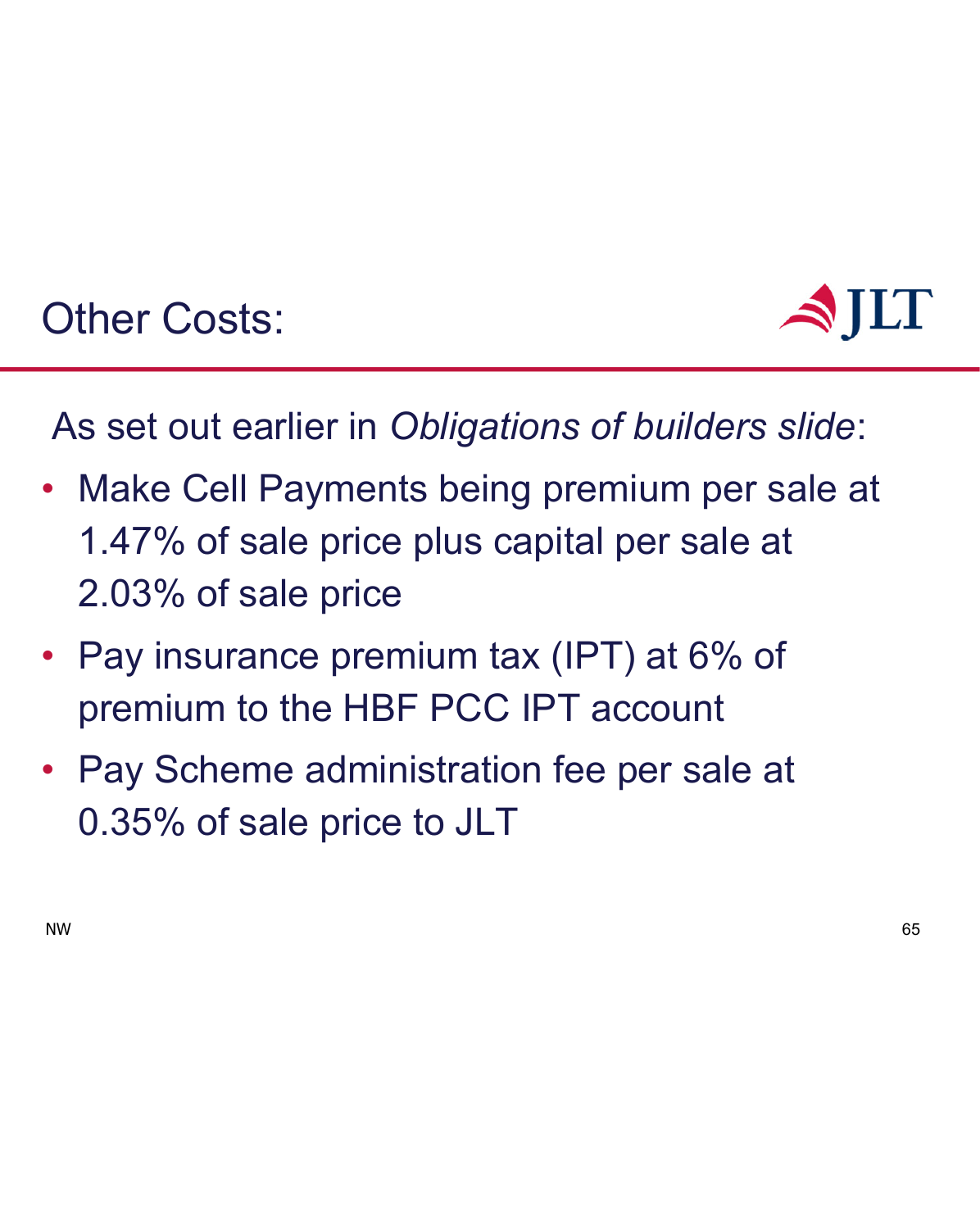# Other Costs:

As set out earlier in *Obligations of builders slide*:

- Make Cell Payments being premium per sale at 1.47% of sale price plus capital per sale at 2.03% of sale price
- Pay insurance premium tax (IPT) at 6% of premium to the HBF PCC IPT account
- Pay Scheme administration fee per sale at 0.35% of sale price to JLT

NW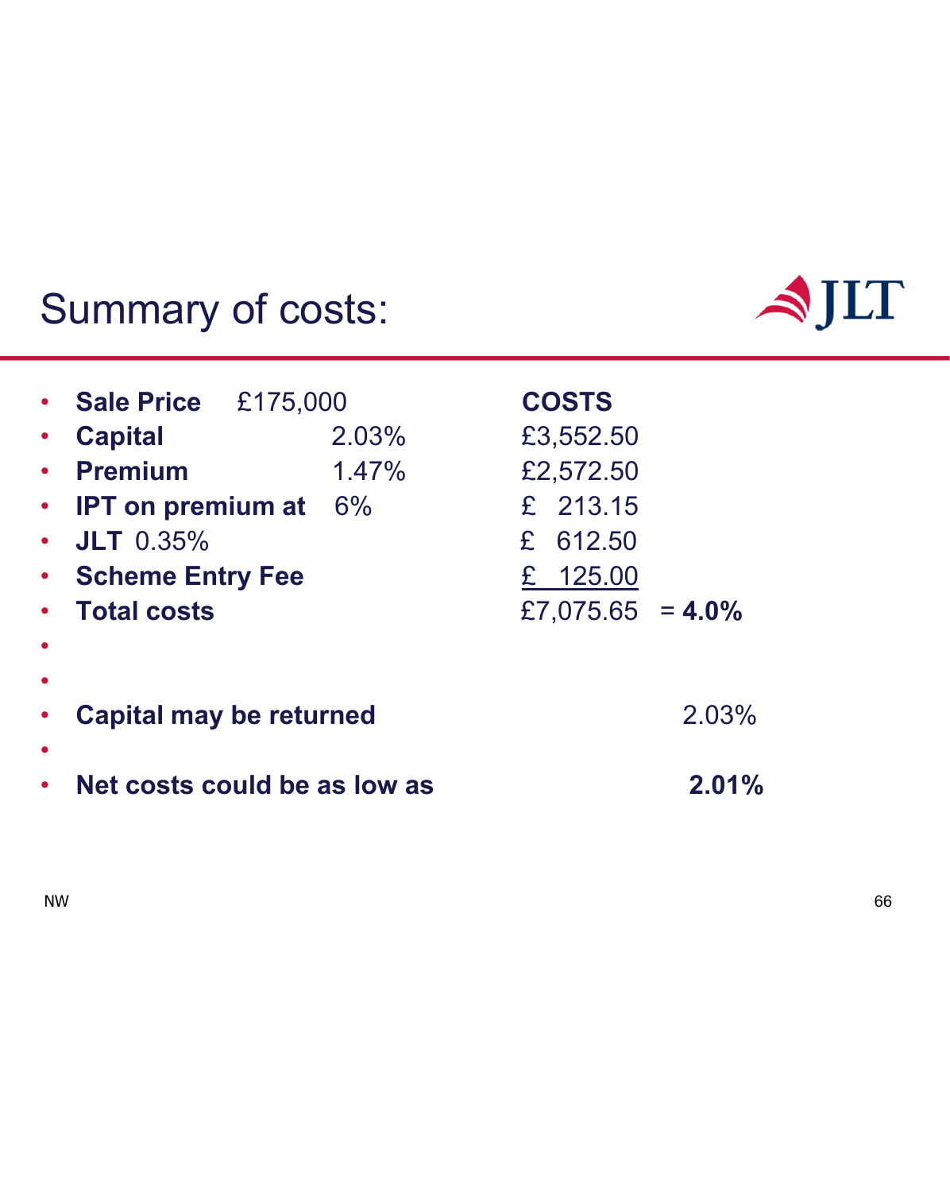# Summary of costs:

| | | COSTS | |
|---|---|---|---|
| **Sale Price** £175,000 | | | |
| **Capital** | 2.03% | £3,552.50 | |
| **Premium** | 1.47% | £2,572.50 | |
| **IPT on premium at** | 6% | £ 213.15 | |
| **JLT** 0.35% | | £ 612.50 | |
| **Scheme Entry Fee** | | £ 125.00 | |
| **Total costs** | | £7,075.65 | = **4.0%** |

- **Capital may be returned** 2.03%
- **Net costs could be as low as** **2.01%**

NW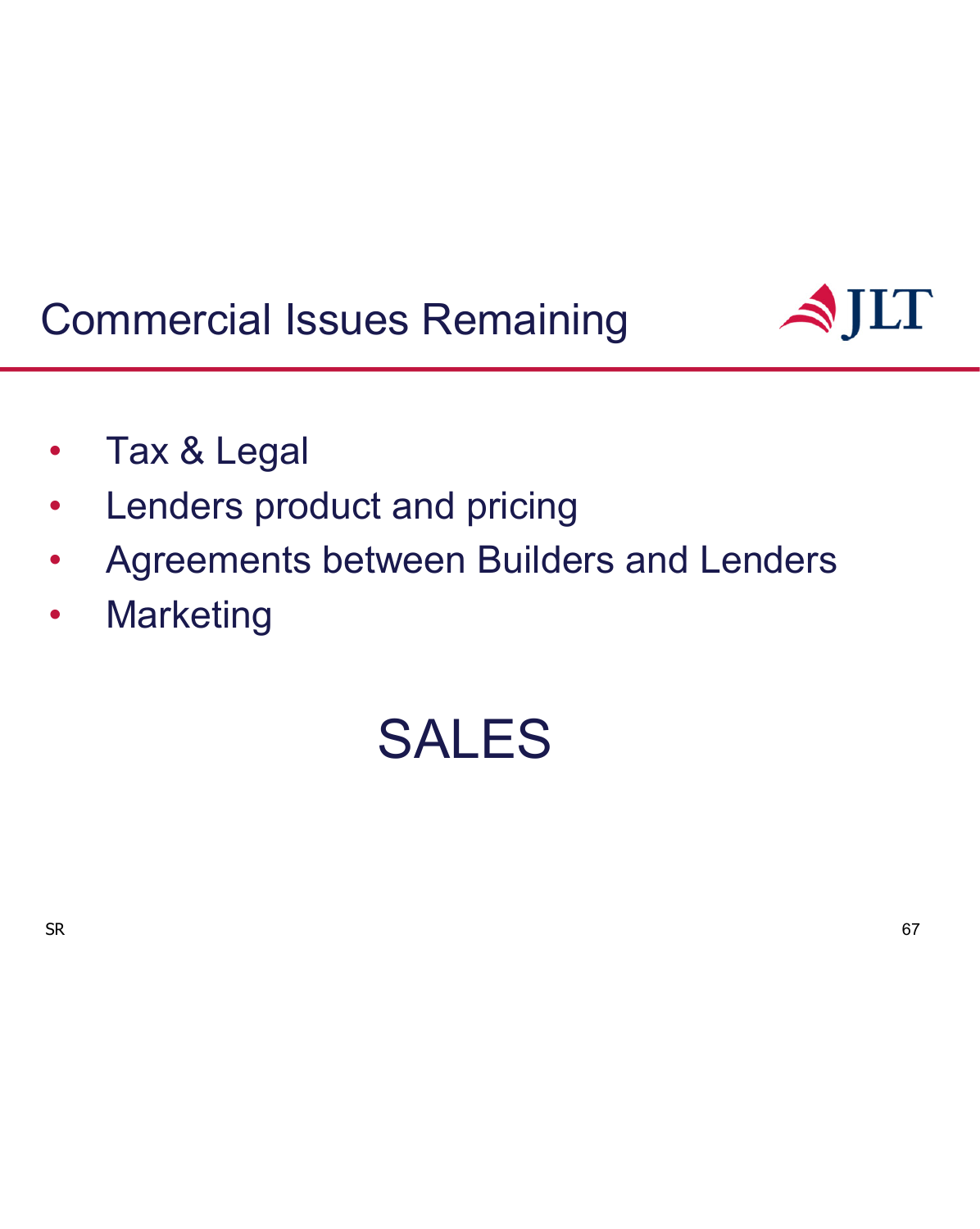# Commercial Issues Remaining

- Tax & Legal
- Lenders product and pricing
- Agreements between Builders and Lenders
- Marketing

SALES

SR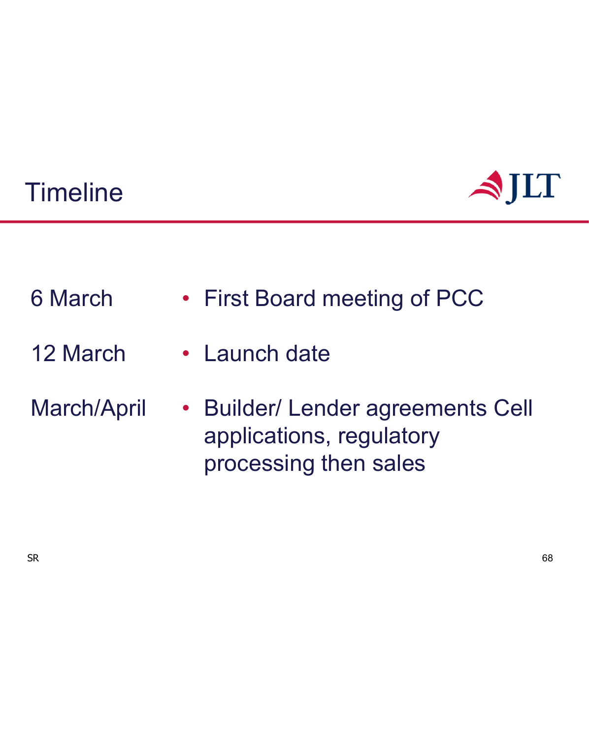# Timeline

| | |
|---|---|
| 6 March | • First Board meeting of PCC |
| 12 March | • Launch date |
| March/April | • Builder/ Lender agreements Cell applications, regulatory processing then sales |

SR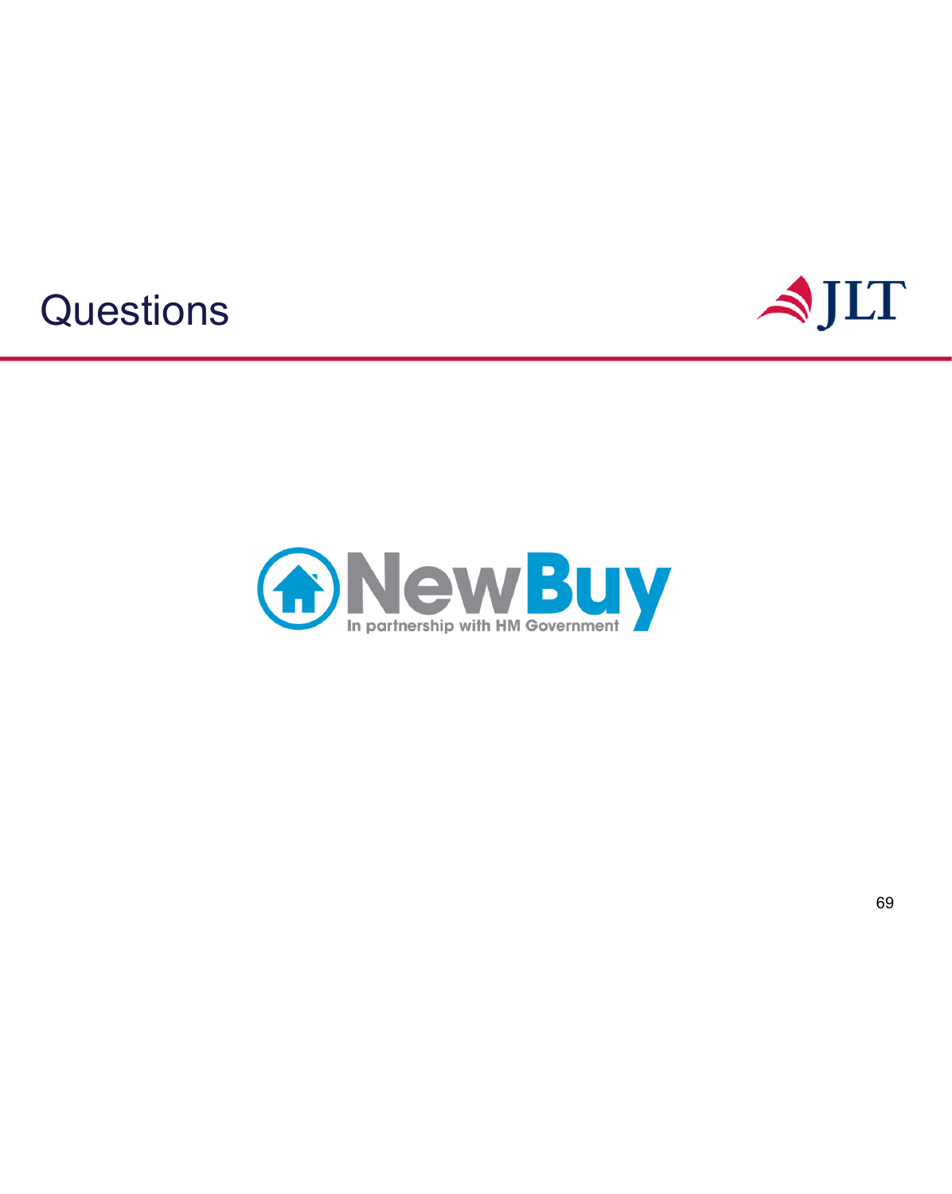# Questions

NewBuy

In partnership with HM Government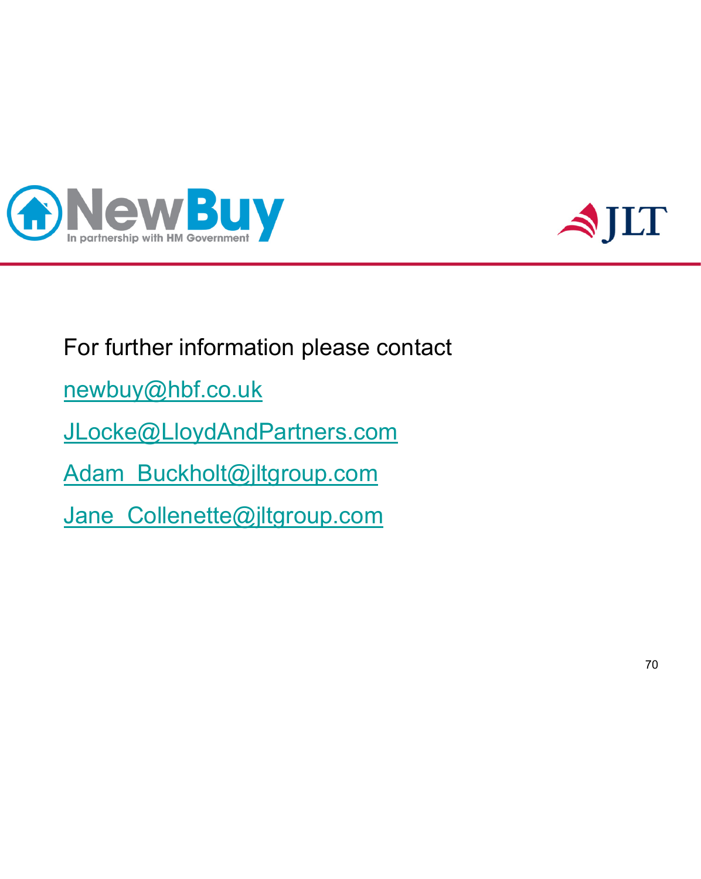NewBuy
In partnership with HM Government

JLT

For further information please contact

newbuy@hbf.co.uk

JLocke@LloydAndPartners.com

Adam_Buckholt@jltgroup.com

Jane_Collenette@jltgroup.com